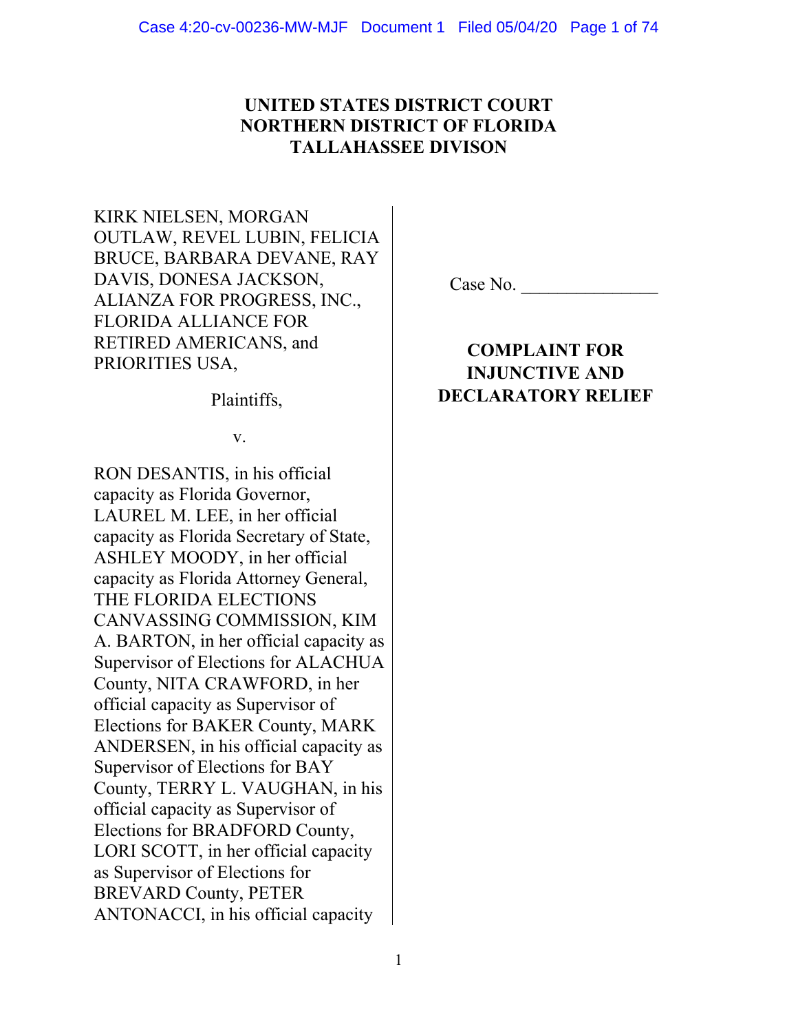**UNITED STATES DISTRICT COURT**
**NORTHERN DISTRICT OF FLORIDA**
**TALLAHASSEE DIVISON**

KIRK NIELSEN, MORGAN OUTLAW, REVEL LUBIN, FELICIA BRUCE, BARBARA DEVANE, RAY DAVIS, DONESA JACKSON, ALIANZA FOR PROGRESS, INC., FLORIDA ALLIANCE FOR RETIRED AMERICANS, and PRIORITIES USA,

Plaintiffs,

v.

RON DESANTIS, in his official capacity as Florida Governor, LAUREL M. LEE, in her official capacity as Florida Secretary of State, ASHLEY MOODY, in her official capacity as Florida Attorney General, THE FLORIDA ELECTIONS CANVASSING COMMISSION, KIM A. BARTON, in her official capacity as Supervisor of Elections for ALACHUA County, NITA CRAWFORD, in her official capacity as Supervisor of Elections for BAKER County, MARK ANDERSEN, in his official capacity as Supervisor of Elections for BAY County, TERRY L. VAUGHAN, in his official capacity as Supervisor of Elections for BRADFORD County, LORI SCOTT, in her official capacity as Supervisor of Elections for BREVARD County, PETER ANTONACCI, in his official capacity

Case No. _______________

**COMPLAINT FOR INJUNCTIVE AND DECLARATORY RELIEF**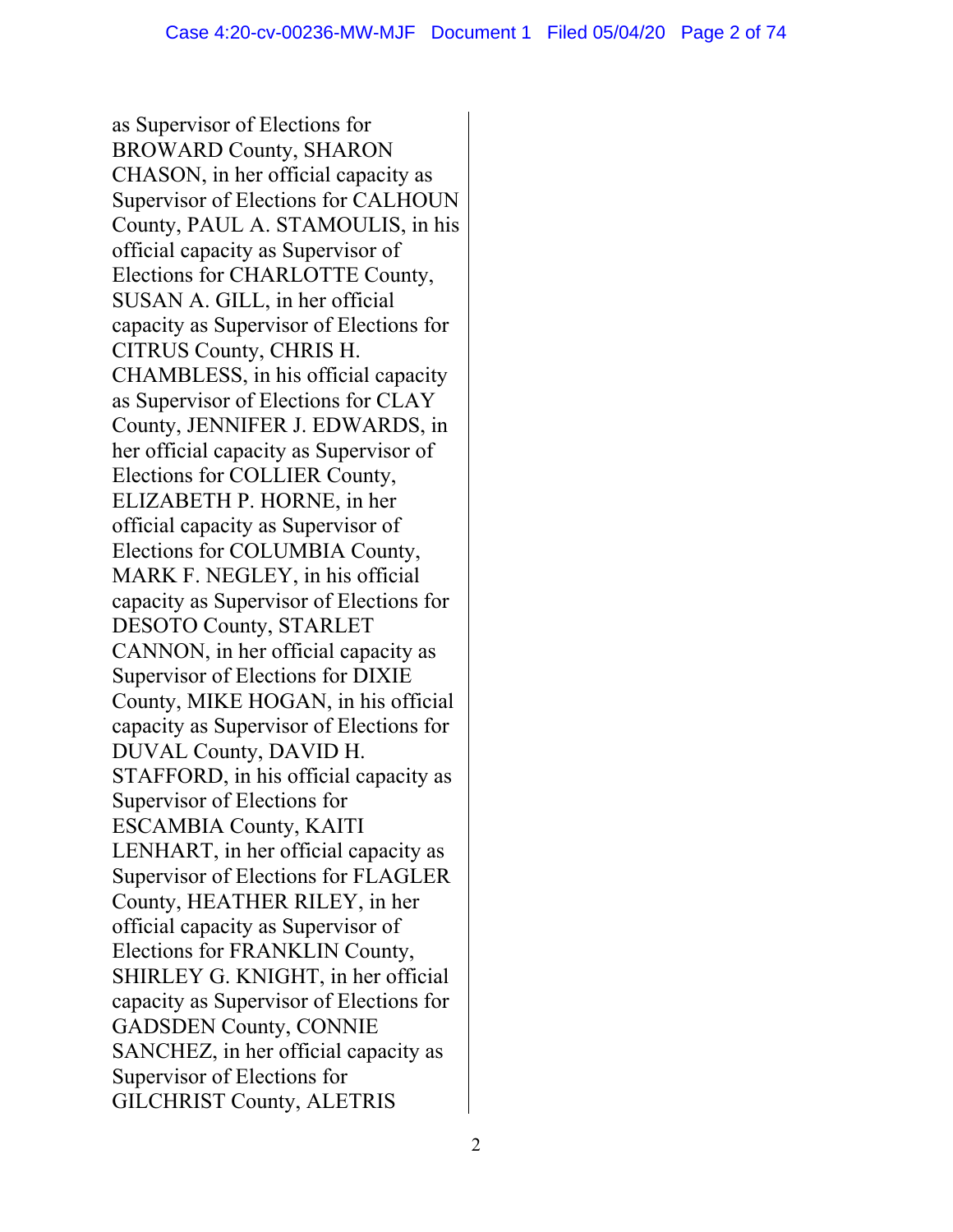as Supervisor of Elections for BROWARD County, SHARON CHASON, in her official capacity as Supervisor of Elections for CALHOUN County, PAUL A. STAMOULIS, in his official capacity as Supervisor of Elections for CHARLOTTE County, SUSAN A. GILL, in her official capacity as Supervisor of Elections for CITRUS County, CHRIS H. CHAMBLESS, in his official capacity as Supervisor of Elections for CLAY County, JENNIFER J. EDWARDS, in her official capacity as Supervisor of Elections for COLLIER County, ELIZABETH P. HORNE, in her official capacity as Supervisor of Elections for COLUMBIA County, MARK F. NEGLEY, in his official capacity as Supervisor of Elections for DESOTO County, STARLET CANNON, in her official capacity as Supervisor of Elections for DIXIE County, MIKE HOGAN, in his official capacity as Supervisor of Elections for DUVAL County, DAVID H. STAFFORD, in his official capacity as Supervisor of Elections for ESCAMBIA County, KAITI LENHART, in her official capacity as Supervisor of Elections for FLAGLER County, HEATHER RILEY, in her official capacity as Supervisor of Elections for FRANKLIN County, SHIRLEY G. KNIGHT, in her official capacity as Supervisor of Elections for GADSDEN County, CONNIE SANCHEZ, in her official capacity as Supervisor of Elections for GILCHRIST County, ALETRIS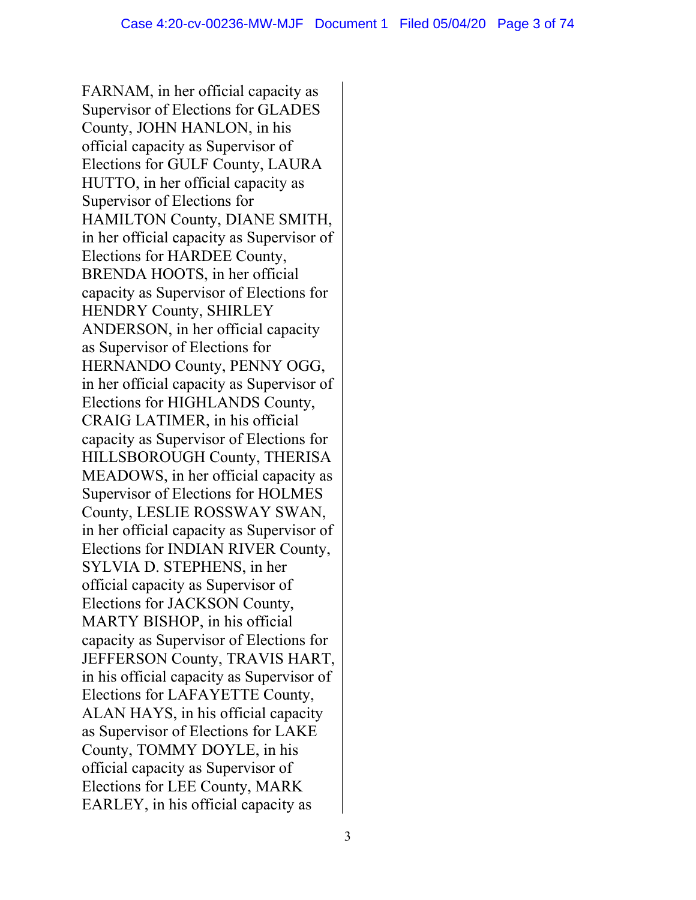FARNAM, in her official capacity as Supervisor of Elections for GLADES County, JOHN HANLON, in his official capacity as Supervisor of Elections for GULF County, LAURA HUTTO, in her official capacity as Supervisor of Elections for HAMILTON County, DIANE SMITH, in her official capacity as Supervisor of Elections for HARDEE County, BRENDA HOOTS, in her official capacity as Supervisor of Elections for HENDRY County, SHIRLEY ANDERSON, in her official capacity as Supervisor of Elections for HERNANDO County, PENNY OGG, in her official capacity as Supervisor of Elections for HIGHLANDS County, CRAIG LATIMER, in his official capacity as Supervisor of Elections for HILLSBOROUGH County, THERISA MEADOWS, in her official capacity as Supervisor of Elections for HOLMES County, LESLIE ROSSWAY SWAN, in her official capacity as Supervisor of Elections for INDIAN RIVER County, SYLVIA D. STEPHENS, in her official capacity as Supervisor of Elections for JACKSON County, MARTY BISHOP, in his official capacity as Supervisor of Elections for JEFFERSON County, TRAVIS HART, in his official capacity as Supervisor of Elections for LAFAYETTE County, ALAN HAYS, in his official capacity as Supervisor of Elections for LAKE County, TOMMY DOYLE, in his official capacity as Supervisor of Elections for LEE County, MARK EARLEY, in his official capacity as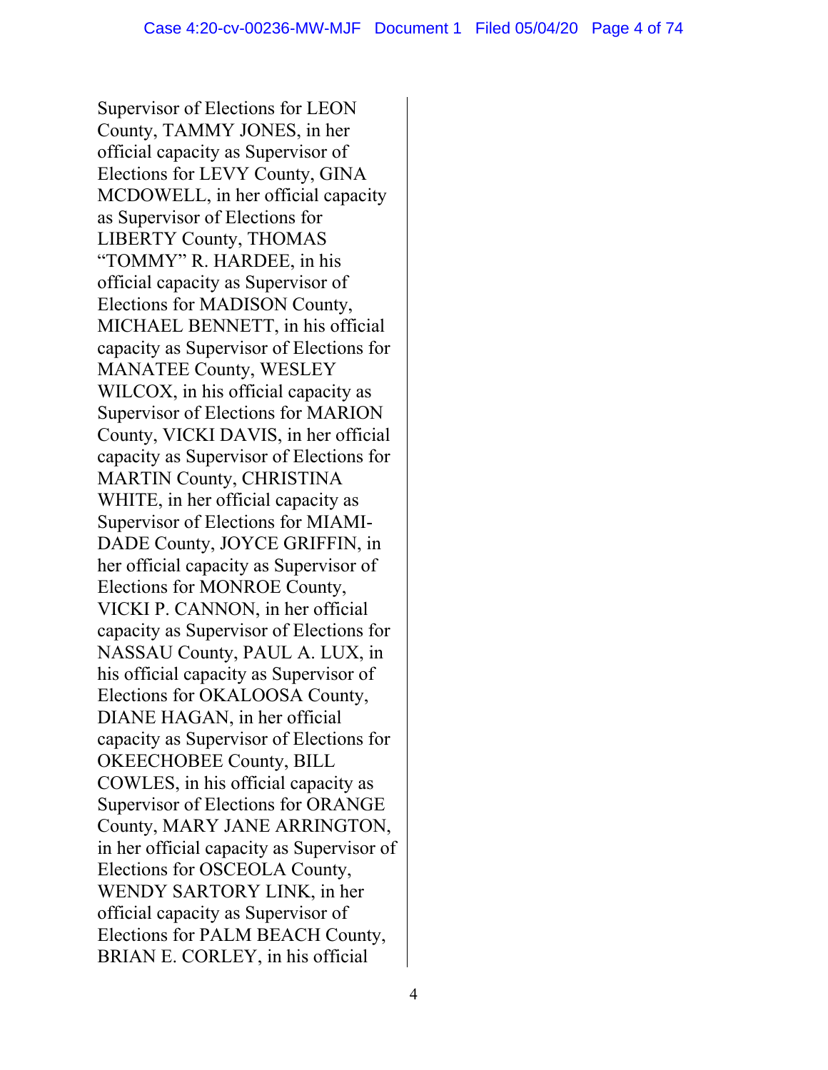Supervisor of Elections for LEON County, TAMMY JONES, in her official capacity as Supervisor of Elections for LEVY County, GINA MCDOWELL, in her official capacity as Supervisor of Elections for LIBERTY County, THOMAS "TOMMY" R. HARDEE, in his official capacity as Supervisor of Elections for MADISON County, MICHAEL BENNETT, in his official capacity as Supervisor of Elections for MANATEE County, WESLEY WILCOX, in his official capacity as Supervisor of Elections for MARION County, VICKI DAVIS, in her official capacity as Supervisor of Elections for MARTIN County, CHRISTINA WHITE, in her official capacity as Supervisor of Elections for MIAMI-DADE County, JOYCE GRIFFIN, in her official capacity as Supervisor of Elections for MONROE County, VICKI P. CANNON, in her official capacity as Supervisor of Elections for NASSAU County, PAUL A. LUX, in his official capacity as Supervisor of Elections for OKALOOSA County, DIANE HAGAN, in her official capacity as Supervisor of Elections for OKEECHOBEE County, BILL COWLES, in his official capacity as Supervisor of Elections for ORANGE County, MARY JANE ARRINGTON, in her official capacity as Supervisor of Elections for OSCEOLA County, WENDY SARTORY LINK, in her official capacity as Supervisor of Elections for PALM BEACH County, BRIAN E. CORLEY, in his official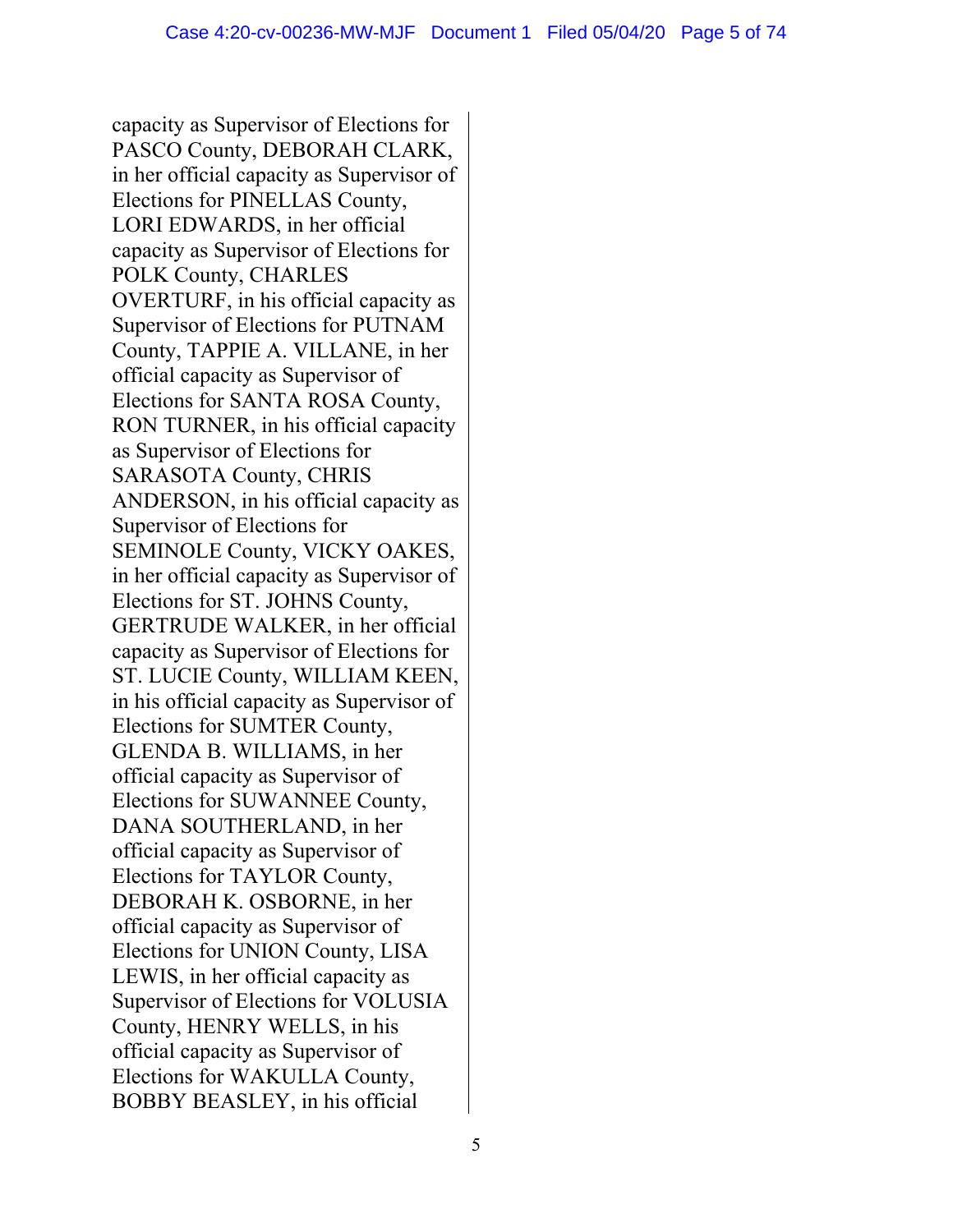capacity as Supervisor of Elections for PASCO County, DEBORAH CLARK, in her official capacity as Supervisor of Elections for PINELLAS County, LORI EDWARDS, in her official capacity as Supervisor of Elections for POLK County, CHARLES OVERTURF, in his official capacity as Supervisor of Elections for PUTNAM County, TAPPIE A. VILLANE, in her official capacity as Supervisor of Elections for SANTA ROSA County, RON TURNER, in his official capacity as Supervisor of Elections for SARASOTA County, CHRIS ANDERSON, in his official capacity as Supervisor of Elections for SEMINOLE County, VICKY OAKES, in her official capacity as Supervisor of Elections for ST. JOHNS County, GERTRUDE WALKER, in her official capacity as Supervisor of Elections for ST. LUCIE County, WILLIAM KEEN, in his official capacity as Supervisor of Elections for SUMTER County, GLENDA B. WILLIAMS, in her official capacity as Supervisor of Elections for SUWANNEE County, DANA SOUTHERLAND, in her official capacity as Supervisor of Elections for TAYLOR County, DEBORAH K. OSBORNE, in her official capacity as Supervisor of Elections for UNION County, LISA LEWIS, in her official capacity as Supervisor of Elections for VOLUSIA County, HENRY WELLS, in his official capacity as Supervisor of Elections for WAKULLA County, BOBBY BEASLEY, in his official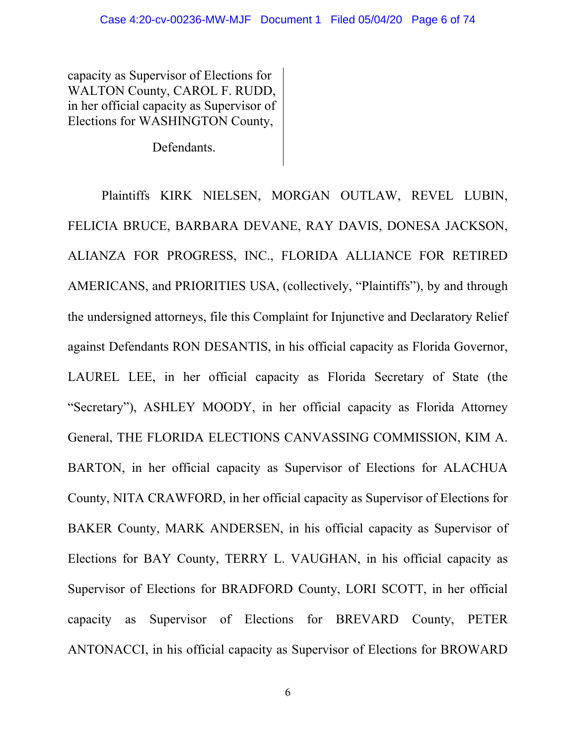capacity as Supervisor of Elections for WALTON County, CAROL F. RUDD, in her official capacity as Supervisor of Elections for WASHINGTON County,

Defendants.

Plaintiffs KIRK NIELSEN, MORGAN OUTLAW, REVEL LUBIN, FELICIA BRUCE, BARBARA DEVANE, RAY DAVIS, DONESA JACKSON, ALIANZA FOR PROGRESS, INC., FLORIDA ALLIANCE FOR RETIRED AMERICANS, and PRIORITIES USA, (collectively, "Plaintiffs"), by and through the undersigned attorneys, file this Complaint for Injunctive and Declaratory Relief against Defendants RON DESANTIS, in his official capacity as Florida Governor, LAUREL LEE, in her official capacity as Florida Secretary of State (the "Secretary"), ASHLEY MOODY, in her official capacity as Florida Attorney General, THE FLORIDA ELECTIONS CANVASSING COMMISSION, KIM A. BARTON, in her official capacity as Supervisor of Elections for ALACHUA County, NITA CRAWFORD, in her official capacity as Supervisor of Elections for BAKER County, MARK ANDERSEN, in his official capacity as Supervisor of Elections for BAY County, TERRY L. VAUGHAN, in his official capacity as Supervisor of Elections for BRADFORD County, LORI SCOTT, in her official capacity as Supervisor of Elections for BREVARD County, PETER ANTONACCI, in his official capacity as Supervisor of Elections for BROWARD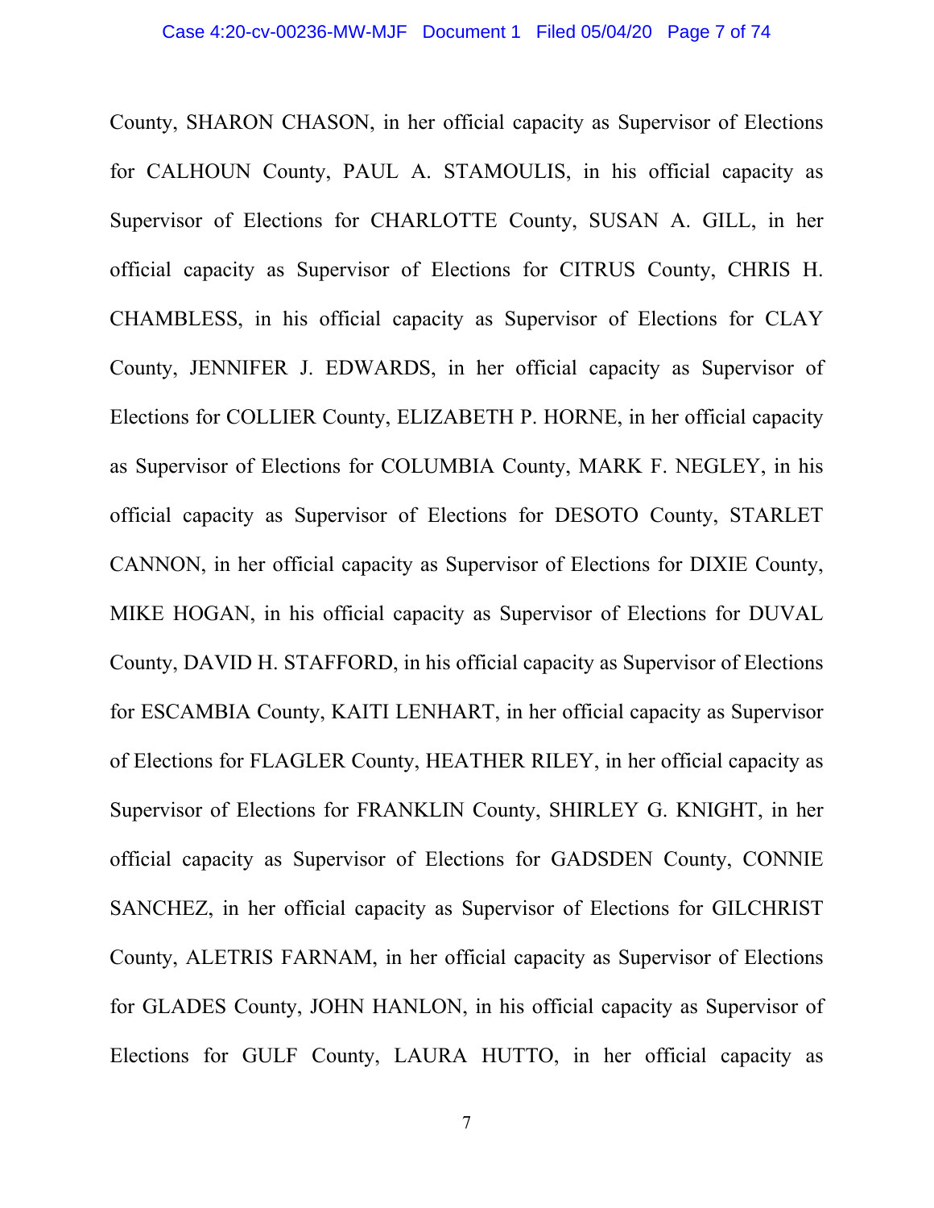County, SHARON CHASON, in her official capacity as Supervisor of Elections for CALHOUN County, PAUL A. STAMOULIS, in his official capacity as Supervisor of Elections for CHARLOTTE County, SUSAN A. GILL, in her official capacity as Supervisor of Elections for CITRUS County, CHRIS H. CHAMBLESS, in his official capacity as Supervisor of Elections for CLAY County, JENNIFER J. EDWARDS, in her official capacity as Supervisor of Elections for COLLIER County, ELIZABETH P. HORNE, in her official capacity as Supervisor of Elections for COLUMBIA County, MARK F. NEGLEY, in his official capacity as Supervisor of Elections for DESOTO County, STARLET CANNON, in her official capacity as Supervisor of Elections for DIXIE County, MIKE HOGAN, in his official capacity as Supervisor of Elections for DUVAL County, DAVID H. STAFFORD, in his official capacity as Supervisor of Elections for ESCAMBIA County, KAITI LENHART, in her official capacity as Supervisor of Elections for FLAGLER County, HEATHER RILEY, in her official capacity as Supervisor of Elections for FRANKLIN County, SHIRLEY G. KNIGHT, in her official capacity as Supervisor of Elections for GADSDEN County, CONNIE SANCHEZ, in her official capacity as Supervisor of Elections for GILCHRIST County, ALETRIS FARNAM, in her official capacity as Supervisor of Elections for GLADES County, JOHN HANLON, in his official capacity as Supervisor of Elections for GULF County, LAURA HUTTO, in her official capacity as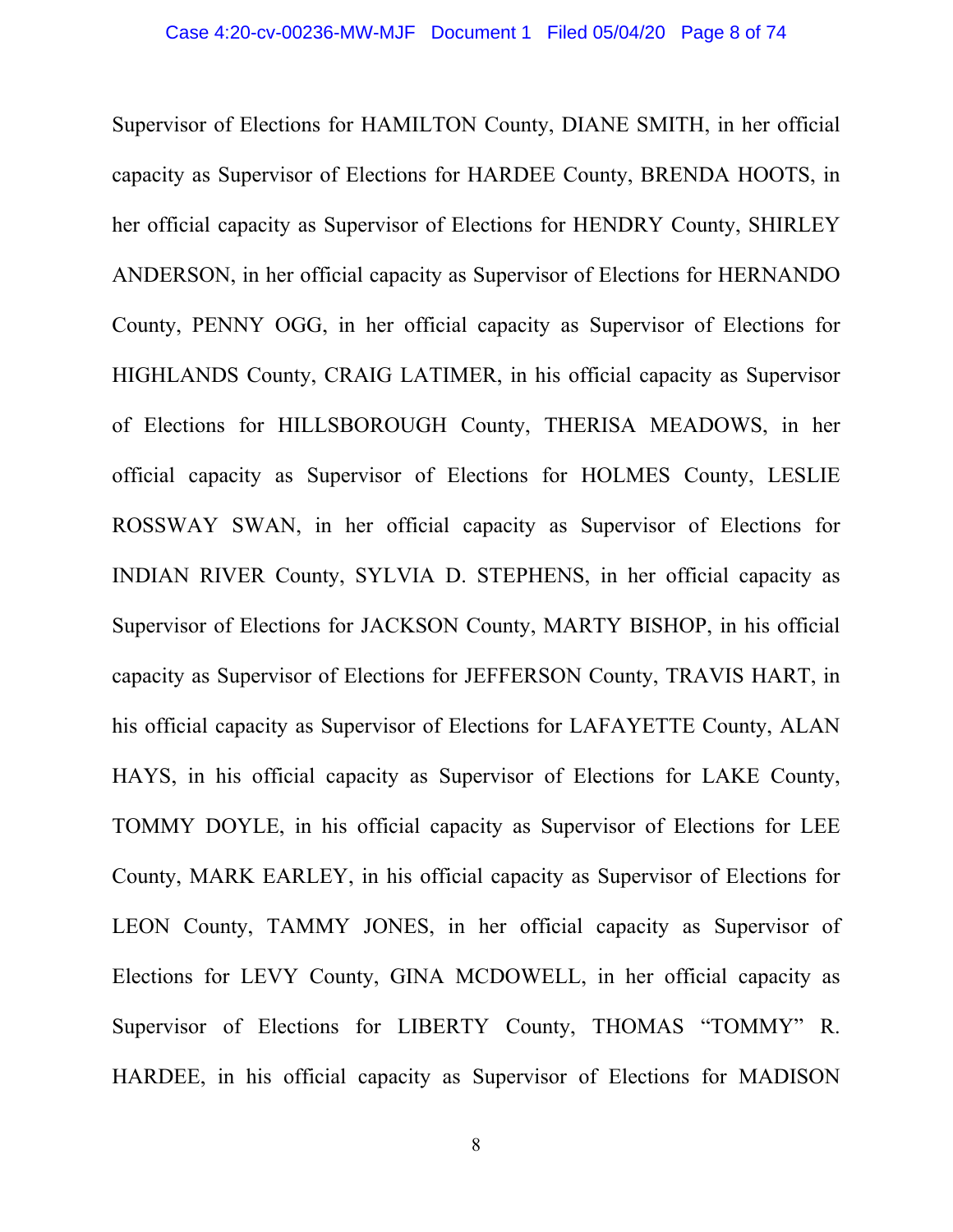Supervisor of Elections for HAMILTON County, DIANE SMITH, in her official capacity as Supervisor of Elections for HARDEE County, BRENDA HOOTS, in her official capacity as Supervisor of Elections for HENDRY County, SHIRLEY ANDERSON, in her official capacity as Supervisor of Elections for HERNANDO County, PENNY OGG, in her official capacity as Supervisor of Elections for HIGHLANDS County, CRAIG LATIMER, in his official capacity as Supervisor of Elections for HILLSBOROUGH County, THERISA MEADOWS, in her official capacity as Supervisor of Elections for HOLMES County, LESLIE ROSSWAY SWAN, in her official capacity as Supervisor of Elections for INDIAN RIVER County, SYLVIA D. STEPHENS, in her official capacity as Supervisor of Elections for JACKSON County, MARTY BISHOP, in his official capacity as Supervisor of Elections for JEFFERSON County, TRAVIS HART, in his official capacity as Supervisor of Elections for LAFAYETTE County, ALAN HAYS, in his official capacity as Supervisor of Elections for LAKE County, TOMMY DOYLE, in his official capacity as Supervisor of Elections for LEE County, MARK EARLEY, in his official capacity as Supervisor of Elections for LEON County, TAMMY JONES, in her official capacity as Supervisor of Elections for LEVY County, GINA MCDOWELL, in her official capacity as Supervisor of Elections for LIBERTY County, THOMAS "TOMMY" R. HARDEE, in his official capacity as Supervisor of Elections for MADISON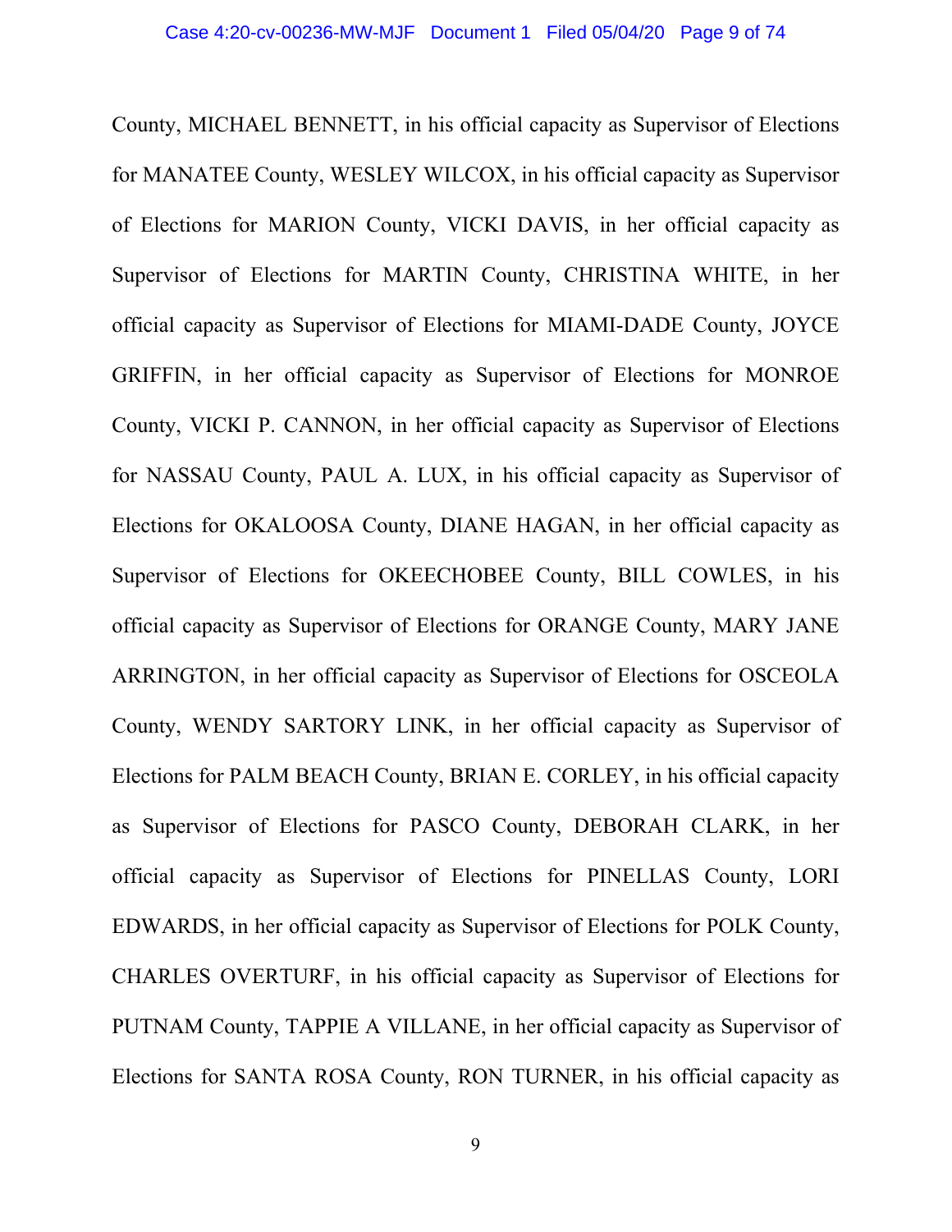County, MICHAEL BENNETT, in his official capacity as Supervisor of Elections for MANATEE County, WESLEY WILCOX, in his official capacity as Supervisor of Elections for MARION County, VICKI DAVIS, in her official capacity as Supervisor of Elections for MARTIN County, CHRISTINA WHITE, in her official capacity as Supervisor of Elections for MIAMI-DADE County, JOYCE GRIFFIN, in her official capacity as Supervisor of Elections for MONROE County, VICKI P. CANNON, in her official capacity as Supervisor of Elections for NASSAU County, PAUL A. LUX, in his official capacity as Supervisor of Elections for OKALOOSA County, DIANE HAGAN, in her official capacity as Supervisor of Elections for OKEECHOBEE County, BILL COWLES, in his official capacity as Supervisor of Elections for ORANGE County, MARY JANE ARRINGTON, in her official capacity as Supervisor of Elections for OSCEOLA County, WENDY SARTORY LINK, in her official capacity as Supervisor of Elections for PALM BEACH County, BRIAN E. CORLEY, in his official capacity as Supervisor of Elections for PASCO County, DEBORAH CLARK, in her official capacity as Supervisor of Elections for PINELLAS County, LORI EDWARDS, in her official capacity as Supervisor of Elections for POLK County, CHARLES OVERTURF, in his official capacity as Supervisor of Elections for PUTNAM County, TAPPIE A VILLANE, in her official capacity as Supervisor of Elections for SANTA ROSA County, RON TURNER, in his official capacity as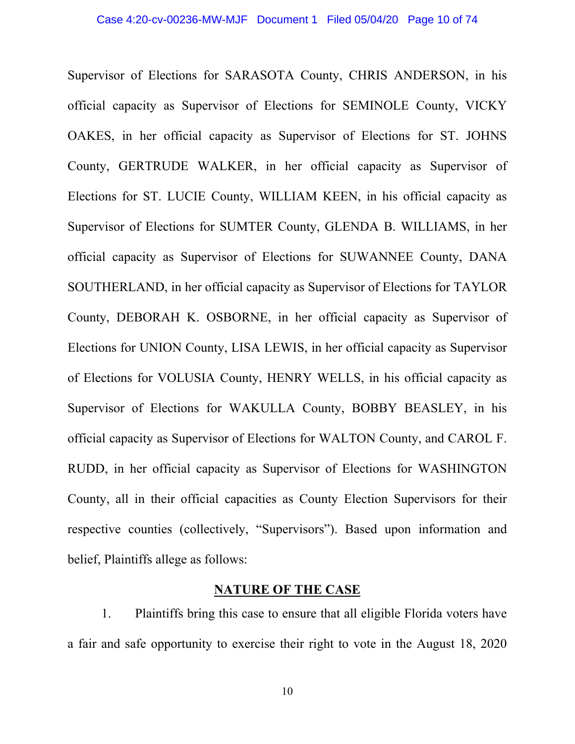Supervisor of Elections for SARASOTA County, CHRIS ANDERSON, in his official capacity as Supervisor of Elections for SEMINOLE County, VICKY OAKES, in her official capacity as Supervisor of Elections for ST. JOHNS County, GERTRUDE WALKER, in her official capacity as Supervisor of Elections for ST. LUCIE County, WILLIAM KEEN, in his official capacity as Supervisor of Elections for SUMTER County, GLENDA B. WILLIAMS, in her official capacity as Supervisor of Elections for SUWANNEE County, DANA SOUTHERLAND, in her official capacity as Supervisor of Elections for TAYLOR County, DEBORAH K. OSBORNE, in her official capacity as Supervisor of Elections for UNION County, LISA LEWIS, in her official capacity as Supervisor of Elections for VOLUSIA County, HENRY WELLS, in his official capacity as Supervisor of Elections for WAKULLA County, BOBBY BEASLEY, in his official capacity as Supervisor of Elections for WALTON County, and CAROL F. RUDD, in her official capacity as Supervisor of Elections for WASHINGTON County, all in their official capacities as County Election Supervisors for their respective counties (collectively, "Supervisors"). Based upon information and belief, Plaintiffs allege as follows:

## NATURE OF THE CASE

1. Plaintiffs bring this case to ensure that all eligible Florida voters have a fair and safe opportunity to exercise their right to vote in the August 18, 2020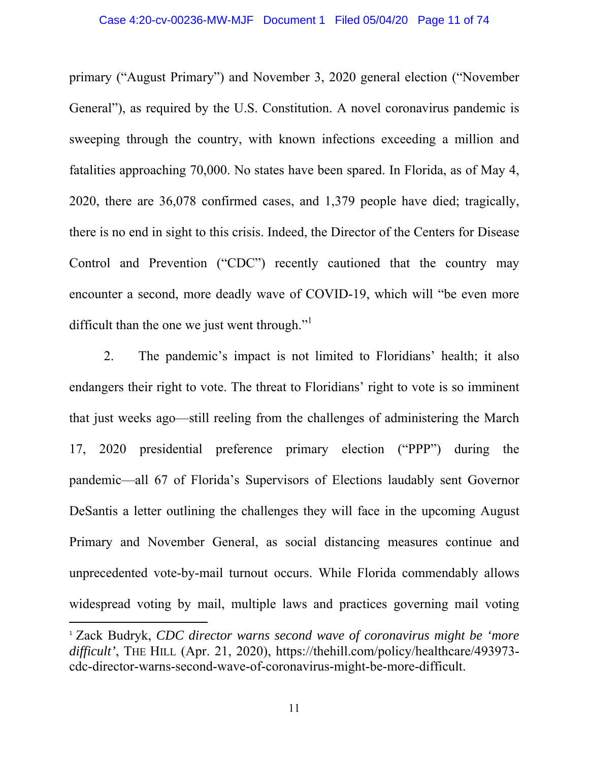primary ("August Primary") and November 3, 2020 general election ("November General"), as required by the U.S. Constitution. A novel coronavirus pandemic is sweeping through the country, with known infections exceeding a million and fatalities approaching 70,000. No states have been spared. In Florida, as of May 4, 2020, there are 36,078 confirmed cases, and 1,379 people have died; tragically, there is no end in sight to this crisis. Indeed, the Director of the Centers for Disease Control and Prevention ("CDC") recently cautioned that the country may encounter a second, more deadly wave of COVID-19, which will "be even more difficult than the one we just went through."[1]

2. The pandemic's impact is not limited to Floridians' health; it also endangers their right to vote. The threat to Floridians' right to vote is so imminent that just weeks ago—still reeling from the challenges of administering the March 17, 2020 presidential preference primary election ("PPP") during the pandemic—all 67 of Florida's Supervisors of Elections laudably sent Governor DeSantis a letter outlining the challenges they will face in the upcoming August Primary and November General, as social distancing measures continue and unprecedented vote-by-mail turnout occurs. While Florida commendably allows widespread voting by mail, multiple laws and practices governing mail voting

---

[1] Zack Budryk, *CDC director warns second wave of coronavirus might be 'more difficult'*, THE HILL (Apr. 21, 2020), https://thehill.com/policy/healthcare/493973-cdc-director-warns-second-wave-of-coronavirus-might-be-more-difficult.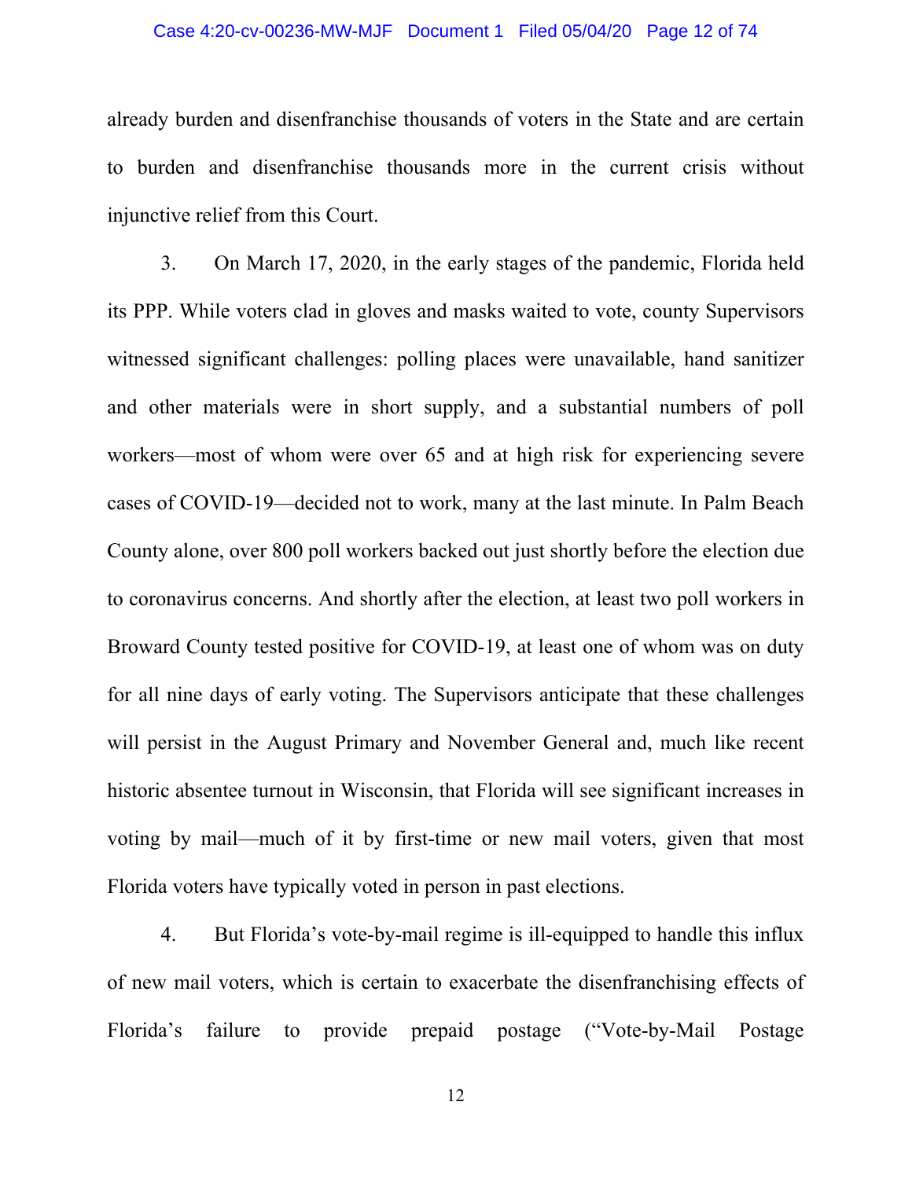already burden and disenfranchise thousands of voters in the State and are certain to burden and disenfranchise thousands more in the current crisis without injunctive relief from this Court.

3. On March 17, 2020, in the early stages of the pandemic, Florida held its PPP. While voters clad in gloves and masks waited to vote, county Supervisors witnessed significant challenges: polling places were unavailable, hand sanitizer and other materials were in short supply, and a substantial numbers of poll workers—most of whom were over 65 and at high risk for experiencing severe cases of COVID-19—decided not to work, many at the last minute. In Palm Beach County alone, over 800 poll workers backed out just shortly before the election due to coronavirus concerns. And shortly after the election, at least two poll workers in Broward County tested positive for COVID-19, at least one of whom was on duty for all nine days of early voting. The Supervisors anticipate that these challenges will persist in the August Primary and November General and, much like recent historic absentee turnout in Wisconsin, that Florida will see significant increases in voting by mail—much of it by first-time or new mail voters, given that most Florida voters have typically voted in person in past elections.

4. But Florida's vote-by-mail regime is ill-equipped to handle this influx of new mail voters, which is certain to exacerbate the disenfranchising effects of Florida's failure to provide prepaid postage ("Vote-by-Mail Postage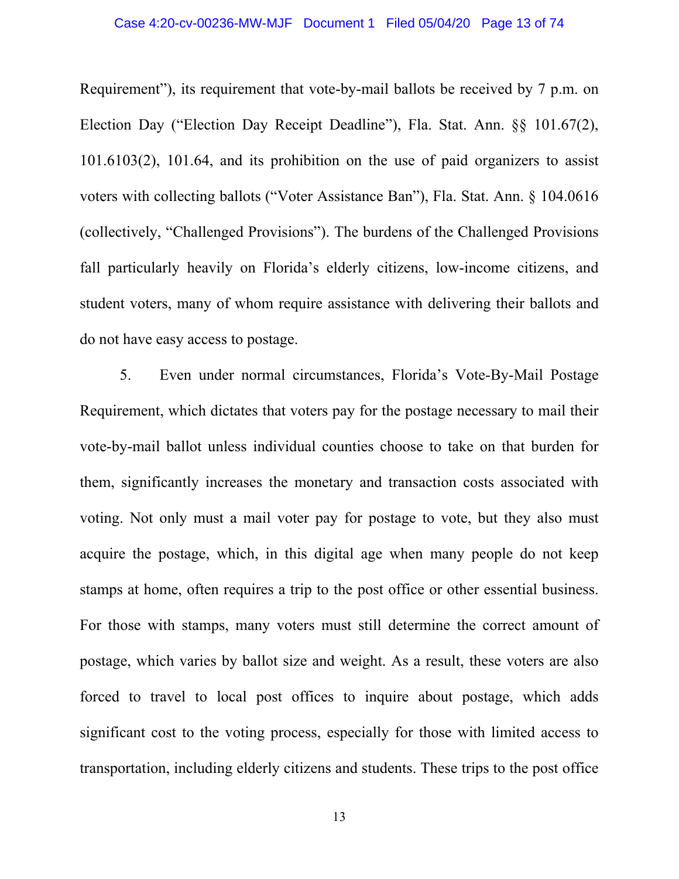Requirement"), its requirement that vote-by-mail ballots be received by 7 p.m. on Election Day ("Election Day Receipt Deadline"), Fla. Stat. Ann. §§ 101.67(2), 101.6103(2), 101.64, and its prohibition on the use of paid organizers to assist voters with collecting ballots ("Voter Assistance Ban"), Fla. Stat. Ann. § 104.0616 (collectively, "Challenged Provisions"). The burdens of the Challenged Provisions fall particularly heavily on Florida's elderly citizens, low-income citizens, and student voters, many of whom require assistance with delivering their ballots and do not have easy access to postage.

5. Even under normal circumstances, Florida's Vote-By-Mail Postage Requirement, which dictates that voters pay for the postage necessary to mail their vote-by-mail ballot unless individual counties choose to take on that burden for them, significantly increases the monetary and transaction costs associated with voting. Not only must a mail voter pay for postage to vote, but they also must acquire the postage, which, in this digital age when many people do not keep stamps at home, often requires a trip to the post office or other essential business. For those with stamps, many voters must still determine the correct amount of postage, which varies by ballot size and weight. As a result, these voters are also forced to travel to local post offices to inquire about postage, which adds significant cost to the voting process, especially for those with limited access to transportation, including elderly citizens and students. These trips to the post office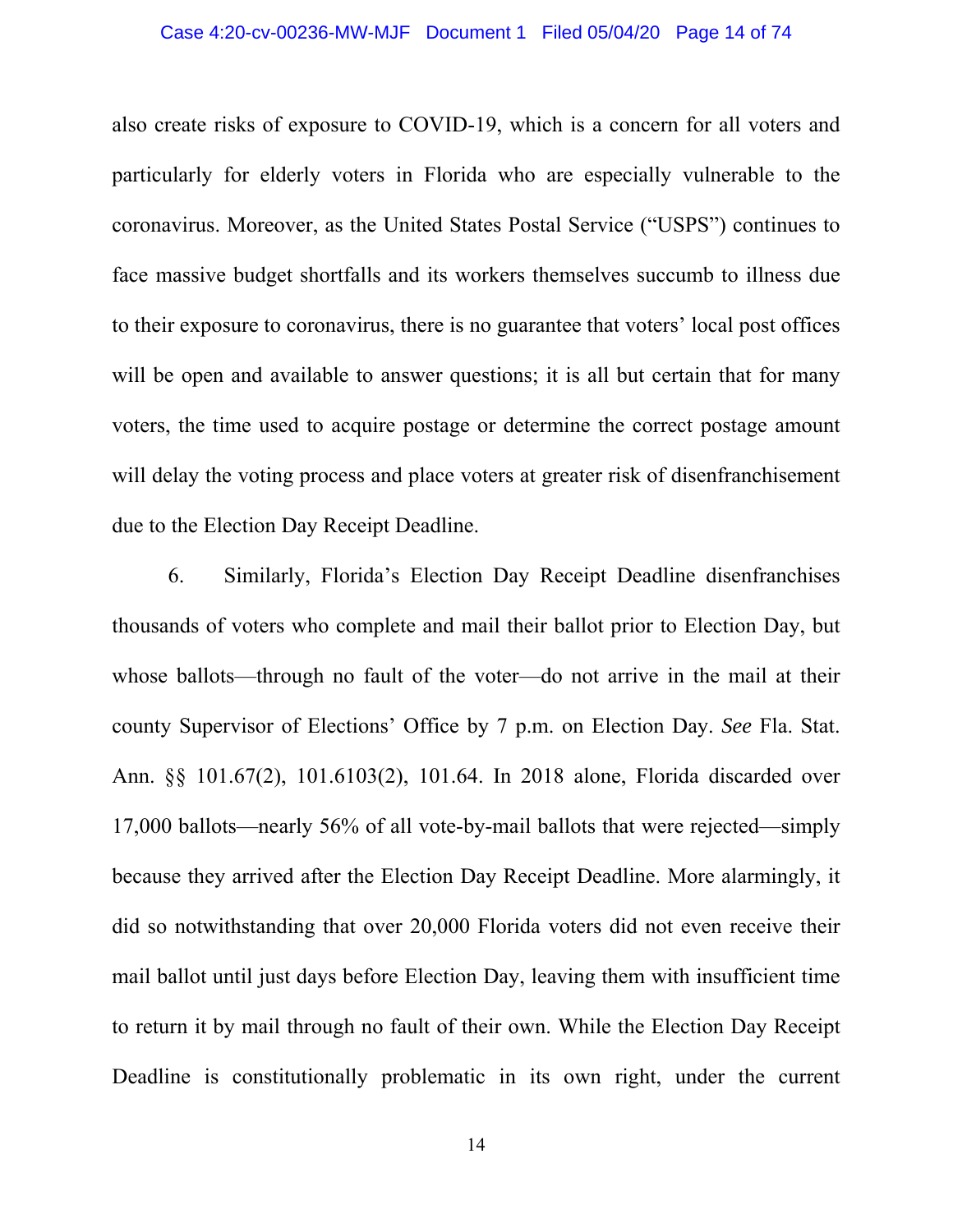also create risks of exposure to COVID-19, which is a concern for all voters and particularly for elderly voters in Florida who are especially vulnerable to the coronavirus. Moreover, as the United States Postal Service ("USPS") continues to face massive budget shortfalls and its workers themselves succumb to illness due to their exposure to coronavirus, there is no guarantee that voters' local post offices will be open and available to answer questions; it is all but certain that for many voters, the time used to acquire postage or determine the correct postage amount will delay the voting process and place voters at greater risk of disenfranchisement due to the Election Day Receipt Deadline.

6. Similarly, Florida's Election Day Receipt Deadline disenfranchises thousands of voters who complete and mail their ballot prior to Election Day, but whose ballots—through no fault of the voter—do not arrive in the mail at their county Supervisor of Elections' Office by 7 p.m. on Election Day. *See* Fla. Stat. Ann. §§ 101.67(2), 101.6103(2), 101.64. In 2018 alone, Florida discarded over 17,000 ballots—nearly 56% of all vote-by-mail ballots that were rejected—simply because they arrived after the Election Day Receipt Deadline. More alarmingly, it did so notwithstanding that over 20,000 Florida voters did not even receive their mail ballot until just days before Election Day, leaving them with insufficient time to return it by mail through no fault of their own. While the Election Day Receipt Deadline is constitutionally problematic in its own right, under the current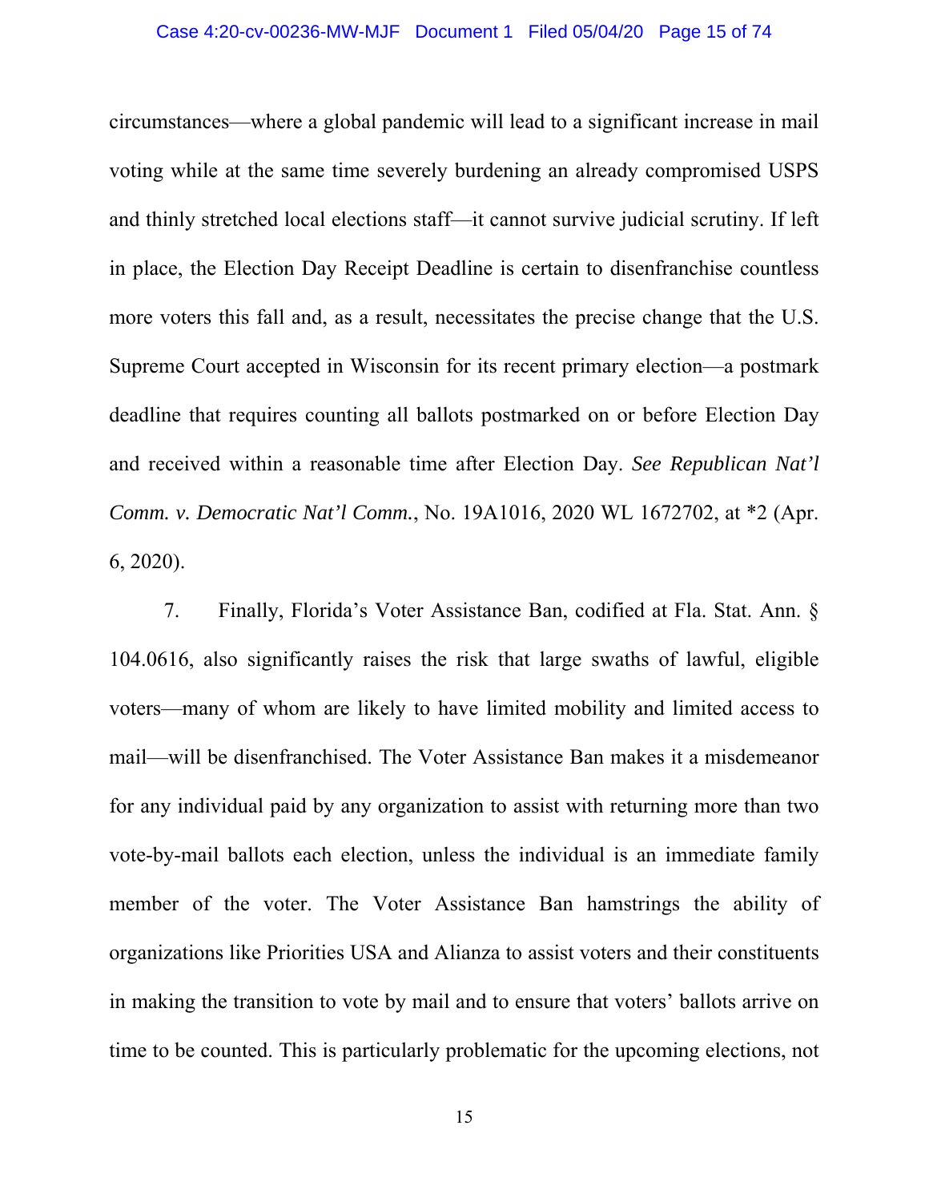circumstances—where a global pandemic will lead to a significant increase in mail voting while at the same time severely burdening an already compromised USPS and thinly stretched local elections staff—it cannot survive judicial scrutiny. If left in place, the Election Day Receipt Deadline is certain to disenfranchise countless more voters this fall and, as a result, necessitates the precise change that the U.S. Supreme Court accepted in Wisconsin for its recent primary election—a postmark deadline that requires counting all ballots postmarked on or before Election Day and received within a reasonable time after Election Day. *See Republican Nat'l Comm. v. Democratic Nat'l Comm.*, No. 19A1016, 2020 WL 1672702, at *2 (Apr. 6, 2020).

7. Finally, Florida's Voter Assistance Ban, codified at Fla. Stat. Ann. § 104.0616, also significantly raises the risk that large swaths of lawful, eligible voters—many of whom are likely to have limited mobility and limited access to mail—will be disenfranchised. The Voter Assistance Ban makes it a misdemeanor for any individual paid by any organization to assist with returning more than two vote-by-mail ballots each election, unless the individual is an immediate family member of the voter. The Voter Assistance Ban hamstrings the ability of organizations like Priorities USA and Alianza to assist voters and their constituents in making the transition to vote by mail and to ensure that voters' ballots arrive on time to be counted. This is particularly problematic for the upcoming elections, not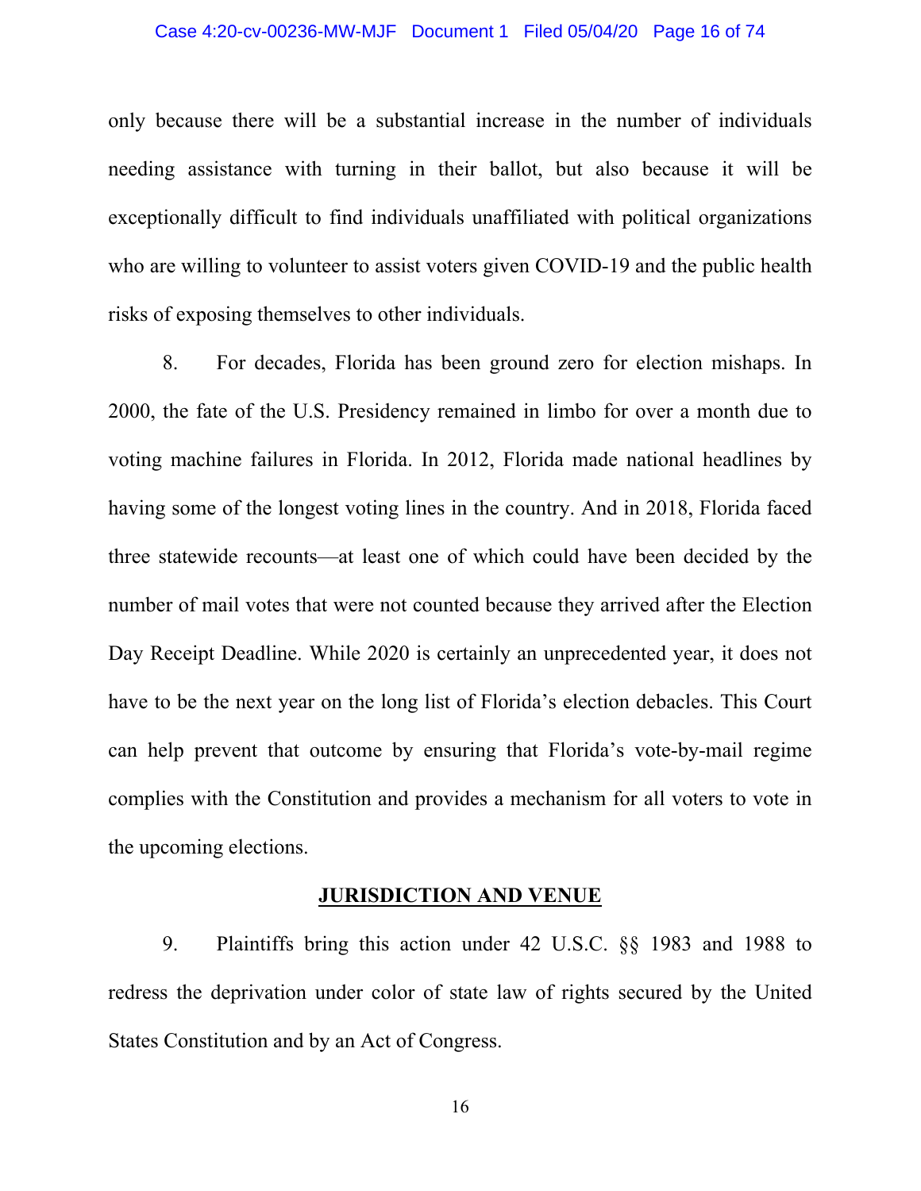only because there will be a substantial increase in the number of individuals needing assistance with turning in their ballot, but also because it will be exceptionally difficult to find individuals unaffiliated with political organizations who are willing to volunteer to assist voters given COVID-19 and the public health risks of exposing themselves to other individuals.

8. For decades, Florida has been ground zero for election mishaps. In 2000, the fate of the U.S. Presidency remained in limbo for over a month due to voting machine failures in Florida. In 2012, Florida made national headlines by having some of the longest voting lines in the country. And in 2018, Florida faced three statewide recounts—at least one of which could have been decided by the number of mail votes that were not counted because they arrived after the Election Day Receipt Deadline. While 2020 is certainly an unprecedented year, it does not have to be the next year on the long list of Florida's election debacles. This Court can help prevent that outcome by ensuring that Florida's vote-by-mail regime complies with the Constitution and provides a mechanism for all voters to vote in the upcoming elections.

## JURISDICTION AND VENUE

9. Plaintiffs bring this action under 42 U.S.C. §§ 1983 and 1988 to redress the deprivation under color of state law of rights secured by the United States Constitution and by an Act of Congress.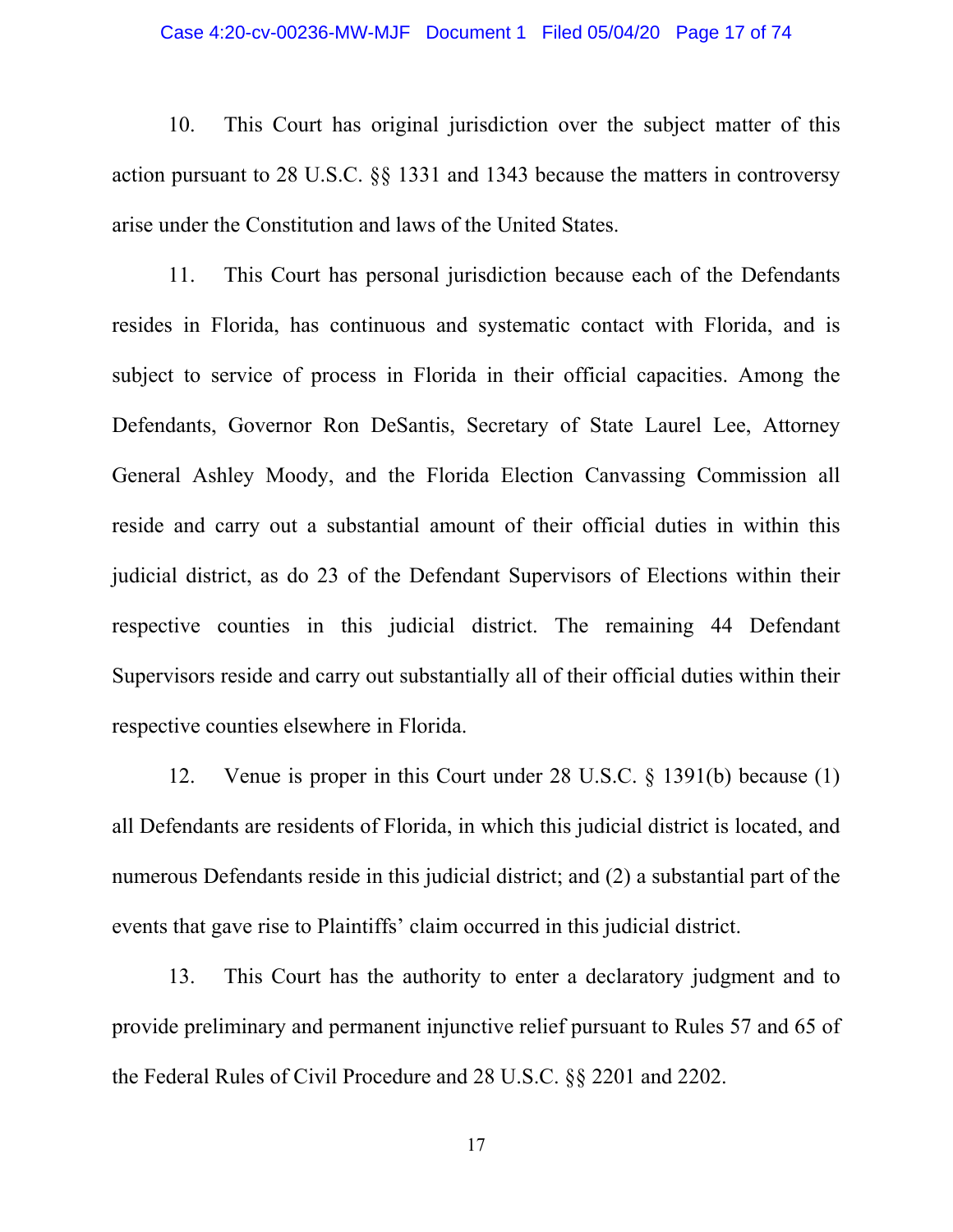10. This Court has original jurisdiction over the subject matter of this action pursuant to 28 U.S.C. §§ 1331 and 1343 because the matters in controversy arise under the Constitution and laws of the United States.

11. This Court has personal jurisdiction because each of the Defendants resides in Florida, has continuous and systematic contact with Florida, and is subject to service of process in Florida in their official capacities. Among the Defendants, Governor Ron DeSantis, Secretary of State Laurel Lee, Attorney General Ashley Moody, and the Florida Election Canvassing Commission all reside and carry out a substantial amount of their official duties in within this judicial district, as do 23 of the Defendant Supervisors of Elections within their respective counties in this judicial district. The remaining 44 Defendant Supervisors reside and carry out substantially all of their official duties within their respective counties elsewhere in Florida.

12. Venue is proper in this Court under 28 U.S.C. § 1391(b) because (1) all Defendants are residents of Florida, in which this judicial district is located, and numerous Defendants reside in this judicial district; and (2) a substantial part of the events that gave rise to Plaintiffs' claim occurred in this judicial district.

13. This Court has the authority to enter a declaratory judgment and to provide preliminary and permanent injunctive relief pursuant to Rules 57 and 65 of the Federal Rules of Civil Procedure and 28 U.S.C. §§ 2201 and 2202.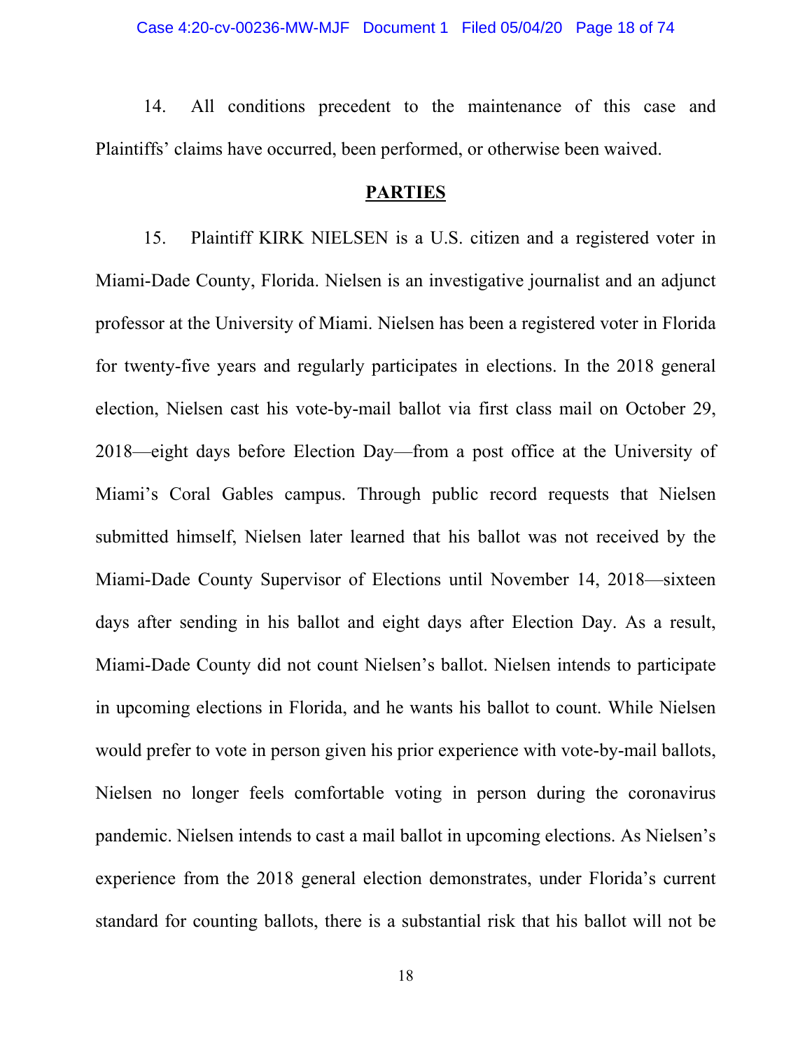14. All conditions precedent to the maintenance of this case and Plaintiffs' claims have occurred, been performed, or otherwise been waived.

## PARTIES

15. Plaintiff KIRK NIELSEN is a U.S. citizen and a registered voter in Miami-Dade County, Florida. Nielsen is an investigative journalist and an adjunct professor at the University of Miami. Nielsen has been a registered voter in Florida for twenty-five years and regularly participates in elections. In the 2018 general election, Nielsen cast his vote-by-mail ballot via first class mail on October 29, 2018—eight days before Election Day—from a post office at the University of Miami's Coral Gables campus. Through public record requests that Nielsen submitted himself, Nielsen later learned that his ballot was not received by the Miami-Dade County Supervisor of Elections until November 14, 2018—sixteen days after sending in his ballot and eight days after Election Day. As a result, Miami-Dade County did not count Nielsen's ballot. Nielsen intends to participate in upcoming elections in Florida, and he wants his ballot to count. While Nielsen would prefer to vote in person given his prior experience with vote-by-mail ballots, Nielsen no longer feels comfortable voting in person during the coronavirus pandemic. Nielsen intends to cast a mail ballot in upcoming elections. As Nielsen's experience from the 2018 general election demonstrates, under Florida's current standard for counting ballots, there is a substantial risk that his ballot will not be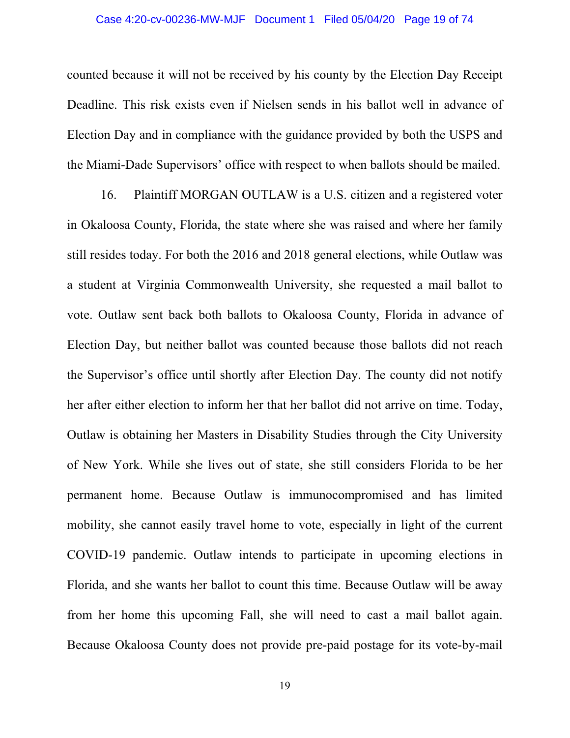counted because it will not be received by his county by the Election Day Receipt Deadline. This risk exists even if Nielsen sends in his ballot well in advance of Election Day and in compliance with the guidance provided by both the USPS and the Miami-Dade Supervisors' office with respect to when ballots should be mailed.

16. Plaintiff MORGAN OUTLAW is a U.S. citizen and a registered voter in Okaloosa County, Florida, the state where she was raised and where her family still resides today. For both the 2016 and 2018 general elections, while Outlaw was a student at Virginia Commonwealth University, she requested a mail ballot to vote. Outlaw sent back both ballots to Okaloosa County, Florida in advance of Election Day, but neither ballot was counted because those ballots did not reach the Supervisor's office until shortly after Election Day. The county did not notify her after either election to inform her that her ballot did not arrive on time. Today, Outlaw is obtaining her Masters in Disability Studies through the City University of New York. While she lives out of state, she still considers Florida to be her permanent home. Because Outlaw is immunocompromised and has limited mobility, she cannot easily travel home to vote, especially in light of the current COVID-19 pandemic. Outlaw intends to participate in upcoming elections in Florida, and she wants her ballot to count this time. Because Outlaw will be away from her home this upcoming Fall, she will need to cast a mail ballot again. Because Okaloosa County does not provide pre-paid postage for its vote-by-mail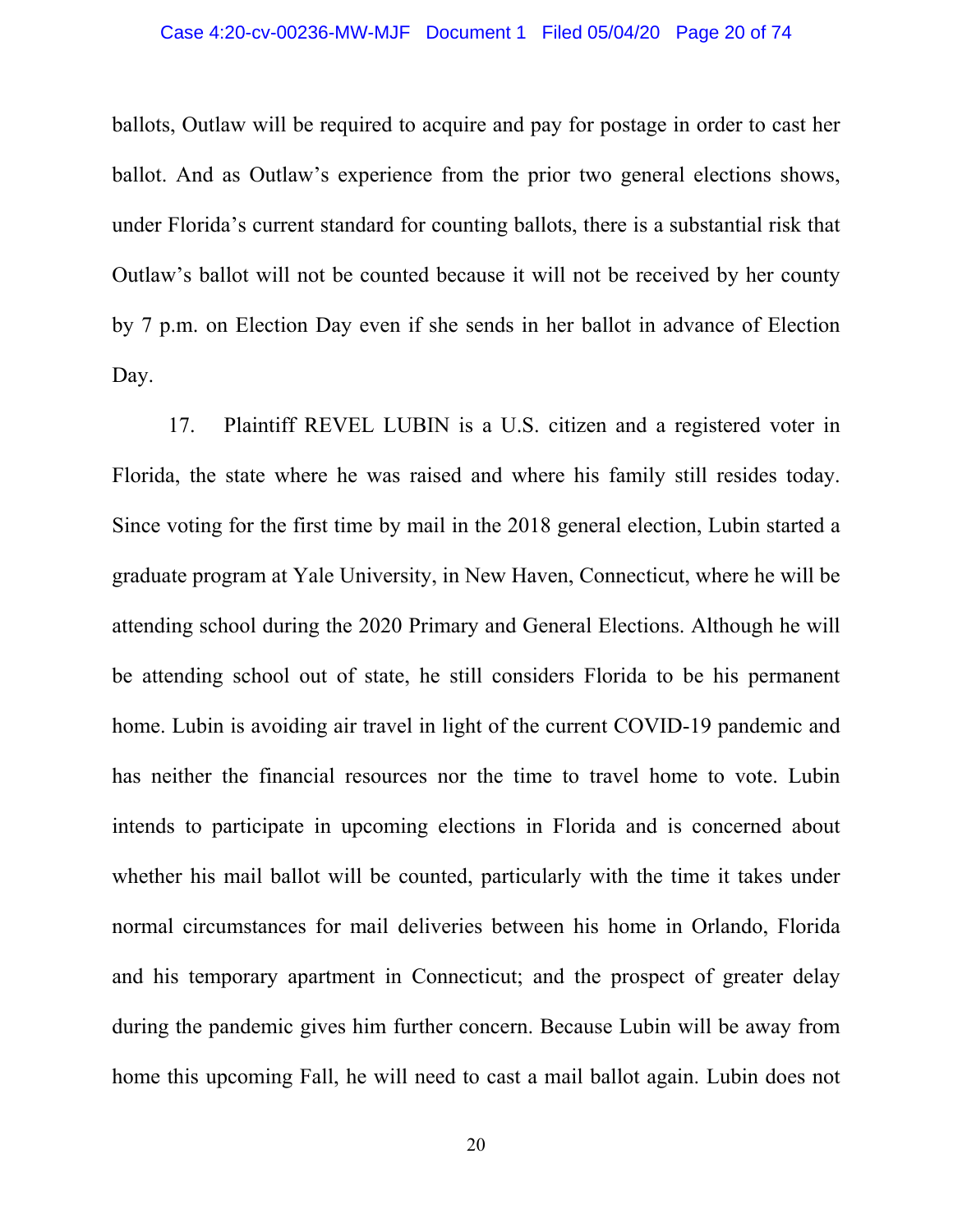ballots, Outlaw will be required to acquire and pay for postage in order to cast her ballot. And as Outlaw's experience from the prior two general elections shows, under Florida's current standard for counting ballots, there is a substantial risk that Outlaw's ballot will not be counted because it will not be received by her county by 7 p.m. on Election Day even if she sends in her ballot in advance of Election Day.

17. Plaintiff REVEL LUBIN is a U.S. citizen and a registered voter in Florida, the state where he was raised and where his family still resides today. Since voting for the first time by mail in the 2018 general election, Lubin started a graduate program at Yale University, in New Haven, Connecticut, where he will be attending school during the 2020 Primary and General Elections. Although he will be attending school out of state, he still considers Florida to be his permanent home. Lubin is avoiding air travel in light of the current COVID-19 pandemic and has neither the financial resources nor the time to travel home to vote. Lubin intends to participate in upcoming elections in Florida and is concerned about whether his mail ballot will be counted, particularly with the time it takes under normal circumstances for mail deliveries between his home in Orlando, Florida and his temporary apartment in Connecticut; and the prospect of greater delay during the pandemic gives him further concern. Because Lubin will be away from home this upcoming Fall, he will need to cast a mail ballot again. Lubin does not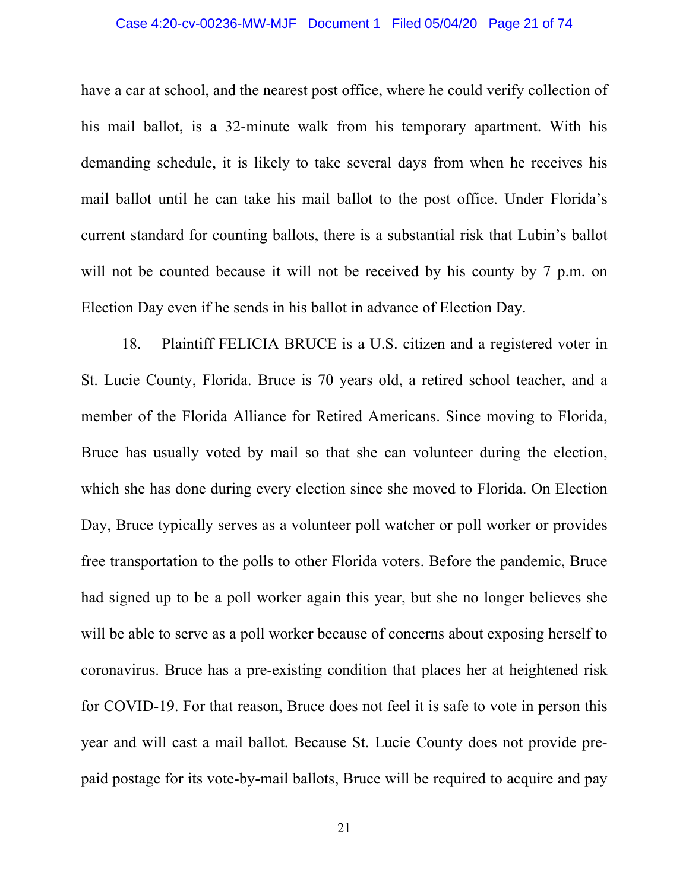have a car at school, and the nearest post office, where he could verify collection of his mail ballot, is a 32-minute walk from his temporary apartment. With his demanding schedule, it is likely to take several days from when he receives his mail ballot until he can take his mail ballot to the post office. Under Florida's current standard for counting ballots, there is a substantial risk that Lubin's ballot will not be counted because it will not be received by his county by 7 p.m. on Election Day even if he sends in his ballot in advance of Election Day.

18. Plaintiff FELICIA BRUCE is a U.S. citizen and a registered voter in St. Lucie County, Florida. Bruce is 70 years old, a retired school teacher, and a member of the Florida Alliance for Retired Americans. Since moving to Florida, Bruce has usually voted by mail so that she can volunteer during the election, which she has done during every election since she moved to Florida. On Election Day, Bruce typically serves as a volunteer poll watcher or poll worker or provides free transportation to the polls to other Florida voters. Before the pandemic, Bruce had signed up to be a poll worker again this year, but she no longer believes she will be able to serve as a poll worker because of concerns about exposing herself to coronavirus. Bruce has a pre-existing condition that places her at heightened risk for COVID-19. For that reason, Bruce does not feel it is safe to vote in person this year and will cast a mail ballot. Because St. Lucie County does not provide pre-paid postage for its vote-by-mail ballots, Bruce will be required to acquire and pay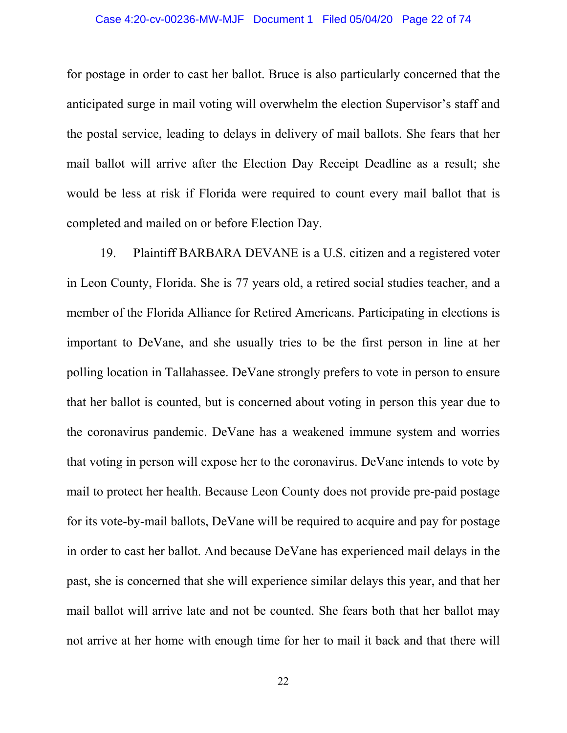for postage in order to cast her ballot. Bruce is also particularly concerned that the anticipated surge in mail voting will overwhelm the election Supervisor's staff and the postal service, leading to delays in delivery of mail ballots. She fears that her mail ballot will arrive after the Election Day Receipt Deadline as a result; she would be less at risk if Florida were required to count every mail ballot that is completed and mailed on or before Election Day.

19. Plaintiff BARBARA DEVANE is a U.S. citizen and a registered voter in Leon County, Florida. She is 77 years old, a retired social studies teacher, and a member of the Florida Alliance for Retired Americans. Participating in elections is important to DeVane, and she usually tries to be the first person in line at her polling location in Tallahassee. DeVane strongly prefers to vote in person to ensure that her ballot is counted, but is concerned about voting in person this year due to the coronavirus pandemic. DeVane has a weakened immune system and worries that voting in person will expose her to the coronavirus. DeVane intends to vote by mail to protect her health. Because Leon County does not provide pre-paid postage for its vote-by-mail ballots, DeVane will be required to acquire and pay for postage in order to cast her ballot. And because DeVane has experienced mail delays in the past, she is concerned that she will experience similar delays this year, and that her mail ballot will arrive late and not be counted. She fears both that her ballot may not arrive at her home with enough time for her to mail it back and that there will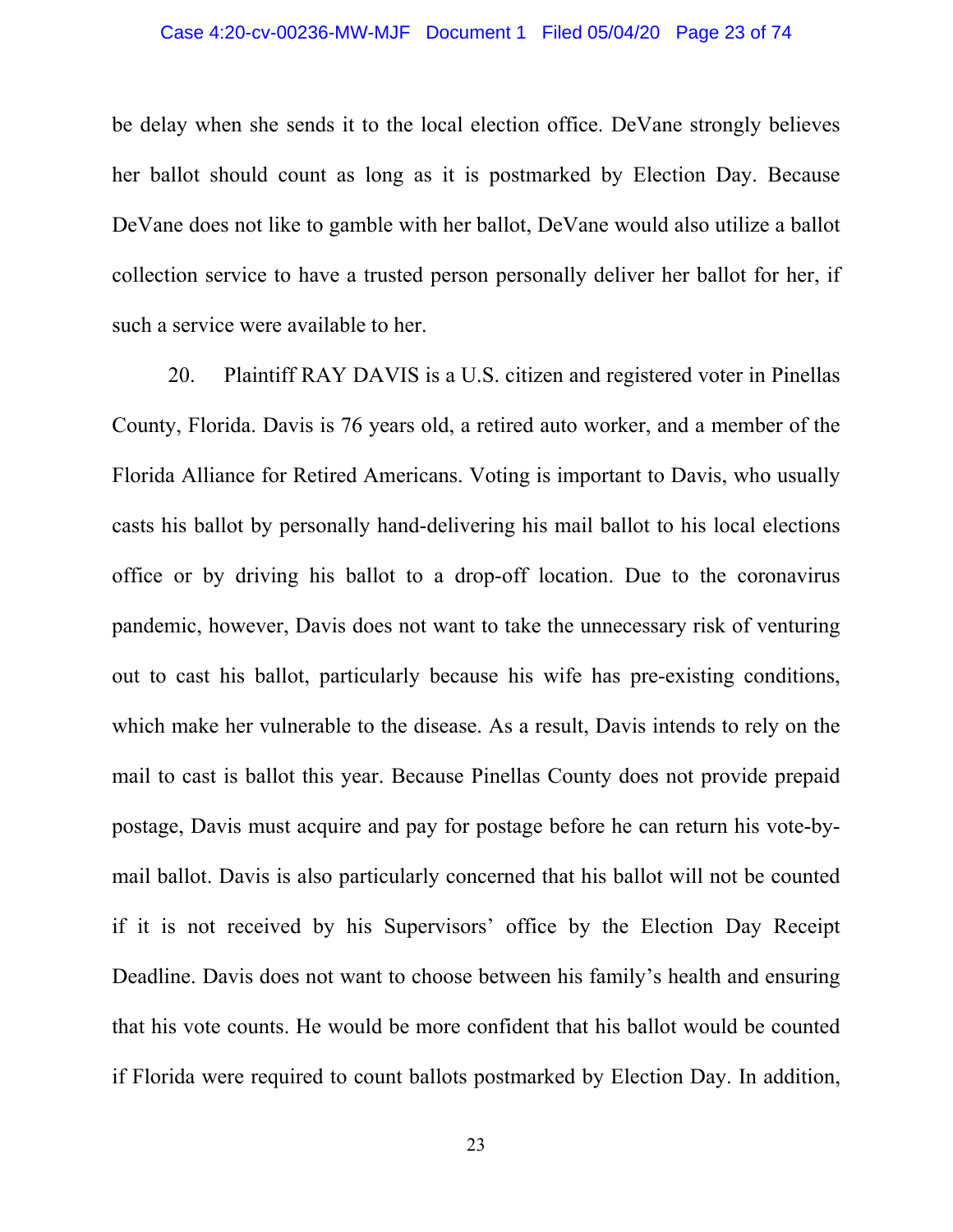be delay when she sends it to the local election office. DeVane strongly believes her ballot should count as long as it is postmarked by Election Day. Because DeVane does not like to gamble with her ballot, DeVane would also utilize a ballot collection service to have a trusted person personally deliver her ballot for her, if such a service were available to her.

20. Plaintiff RAY DAVIS is a U.S. citizen and registered voter in Pinellas County, Florida. Davis is 76 years old, a retired auto worker, and a member of the Florida Alliance for Retired Americans. Voting is important to Davis, who usually casts his ballot by personally hand-delivering his mail ballot to his local elections office or by driving his ballot to a drop-off location. Due to the coronavirus pandemic, however, Davis does not want to take the unnecessary risk of venturing out to cast his ballot, particularly because his wife has pre-existing conditions, which make her vulnerable to the disease. As a result, Davis intends to rely on the mail to cast is ballot this year. Because Pinellas County does not provide prepaid postage, Davis must acquire and pay for postage before he can return his vote-by-mail ballot. Davis is also particularly concerned that his ballot will not be counted if it is not received by his Supervisors' office by the Election Day Receipt Deadline. Davis does not want to choose between his family's health and ensuring that his vote counts. He would be more confident that his ballot would be counted if Florida were required to count ballots postmarked by Election Day. In addition,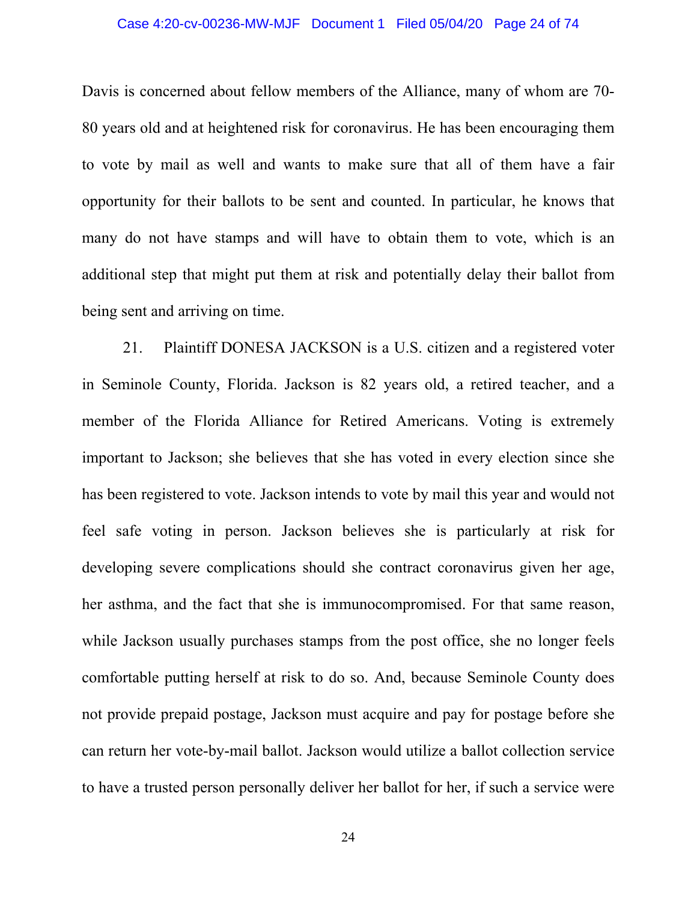Davis is concerned about fellow members of the Alliance, many of whom are 70-80 years old and at heightened risk for coronavirus. He has been encouraging them to vote by mail as well and wants to make sure that all of them have a fair opportunity for their ballots to be sent and counted. In particular, he knows that many do not have stamps and will have to obtain them to vote, which is an additional step that might put them at risk and potentially delay their ballot from being sent and arriving on time.

21. Plaintiff DONESA JACKSON is a U.S. citizen and a registered voter in Seminole County, Florida. Jackson is 82 years old, a retired teacher, and a member of the Florida Alliance for Retired Americans. Voting is extremely important to Jackson; she believes that she has voted in every election since she has been registered to vote. Jackson intends to vote by mail this year and would not feel safe voting in person. Jackson believes she is particularly at risk for developing severe complications should she contract coronavirus given her age, her asthma, and the fact that she is immunocompromised. For that same reason, while Jackson usually purchases stamps from the post office, she no longer feels comfortable putting herself at risk to do so. And, because Seminole County does not provide prepaid postage, Jackson must acquire and pay for postage before she can return her vote-by-mail ballot. Jackson would utilize a ballot collection service to have a trusted person personally deliver her ballot for her, if such a service were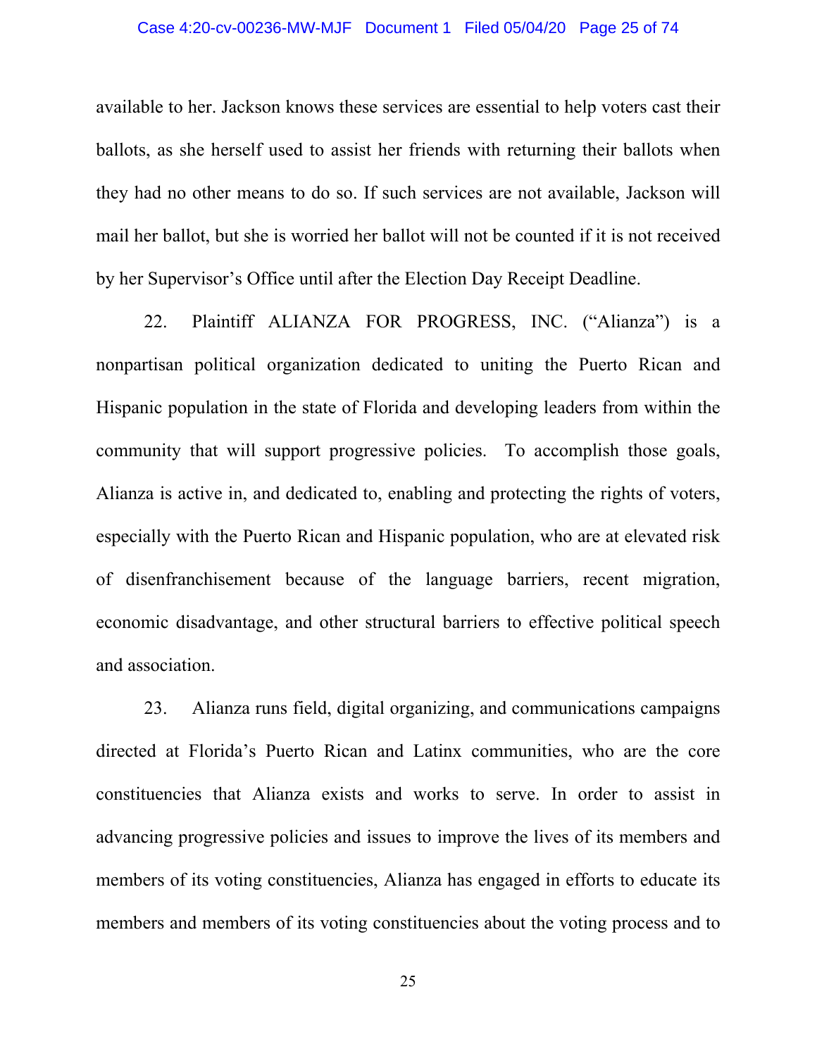available to her. Jackson knows these services are essential to help voters cast their ballots, as she herself used to assist her friends with returning their ballots when they had no other means to do so. If such services are not available, Jackson will mail her ballot, but she is worried her ballot will not be counted if it is not received by her Supervisor's Office until after the Election Day Receipt Deadline.

22. Plaintiff ALIANZA FOR PROGRESS, INC. ("Alianza") is a nonpartisan political organization dedicated to uniting the Puerto Rican and Hispanic population in the state of Florida and developing leaders from within the community that will support progressive policies. To accomplish those goals, Alianza is active in, and dedicated to, enabling and protecting the rights of voters, especially with the Puerto Rican and Hispanic population, who are at elevated risk of disenfranchisement because of the language barriers, recent migration, economic disadvantage, and other structural barriers to effective political speech and association.

23. Alianza runs field, digital organizing, and communications campaigns directed at Florida's Puerto Rican and Latinx communities, who are the core constituencies that Alianza exists and works to serve. In order to assist in advancing progressive policies and issues to improve the lives of its members and members of its voting constituencies, Alianza has engaged in efforts to educate its members and members of its voting constituencies about the voting process and to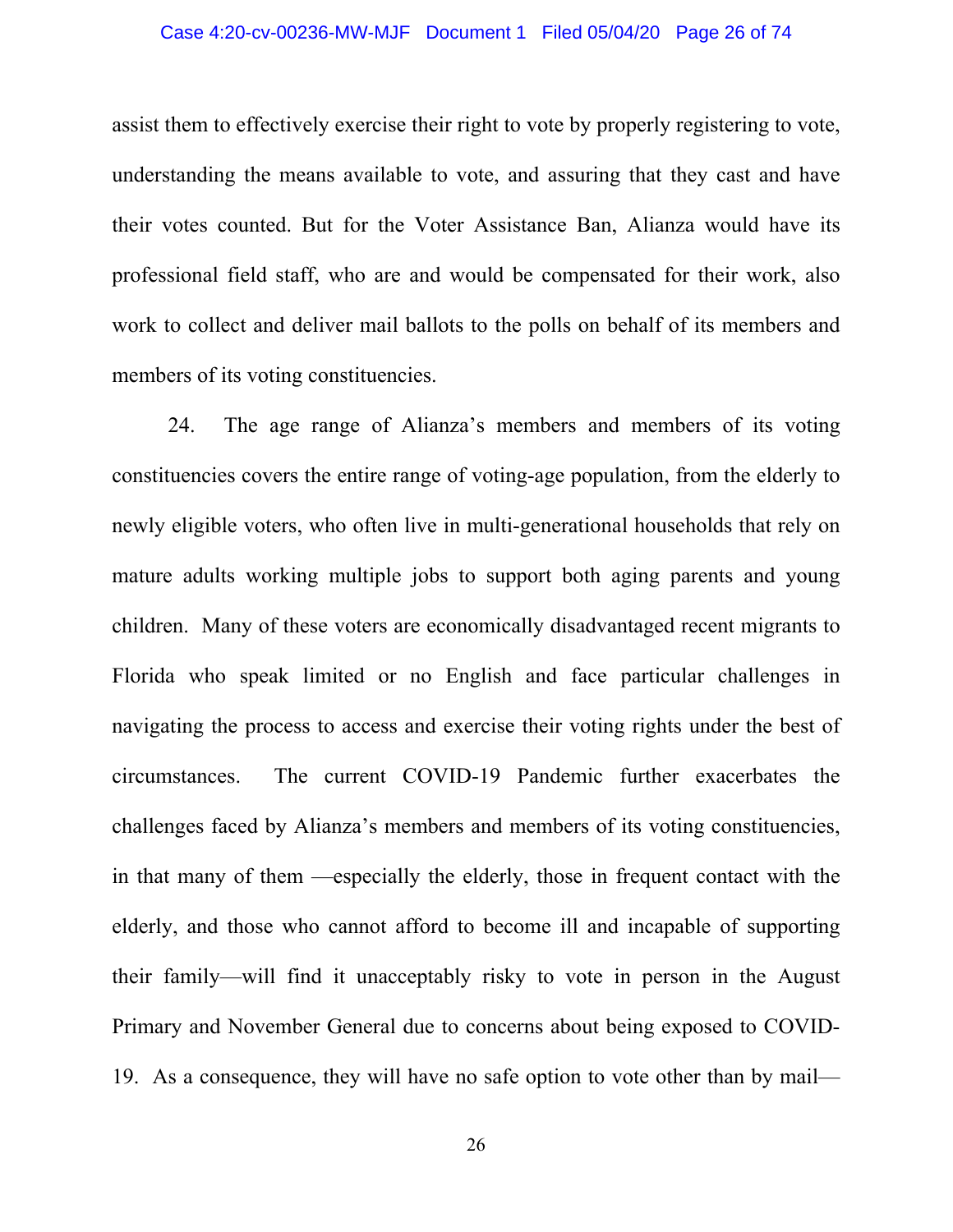assist them to effectively exercise their right to vote by properly registering to vote, understanding the means available to vote, and assuring that they cast and have their votes counted. But for the Voter Assistance Ban, Alianza would have its professional field staff, who are and would be compensated for their work, also work to collect and deliver mail ballots to the polls on behalf of its members and members of its voting constituencies.

24. The age range of Alianza's members and members of its voting constituencies covers the entire range of voting-age population, from the elderly to newly eligible voters, who often live in multi-generational households that rely on mature adults working multiple jobs to support both aging parents and young children. Many of these voters are economically disadvantaged recent migrants to Florida who speak limited or no English and face particular challenges in navigating the process to access and exercise their voting rights under the best of circumstances. The current COVID-19 Pandemic further exacerbates the challenges faced by Alianza's members and members of its voting constituencies, in that many of them —especially the elderly, those in frequent contact with the elderly, and those who cannot afford to become ill and incapable of supporting their family—will find it unacceptably risky to vote in person in the August Primary and November General due to concerns about being exposed to COVID-19. As a consequence, they will have no safe option to vote other than by mail—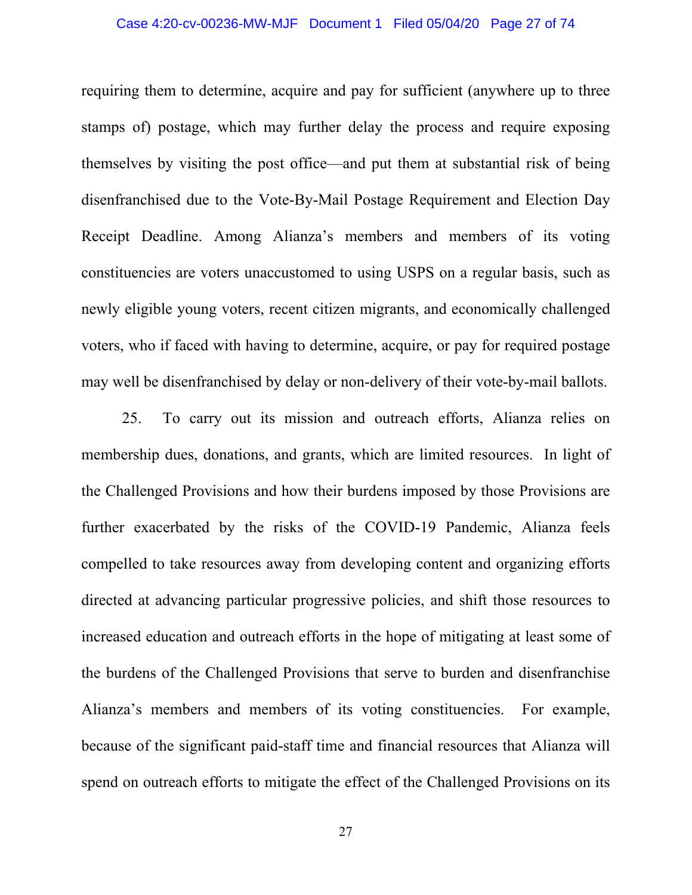requiring them to determine, acquire and pay for sufficient (anywhere up to three stamps of) postage, which may further delay the process and require exposing themselves by visiting the post office—and put them at substantial risk of being disenfranchised due to the Vote-By-Mail Postage Requirement and Election Day Receipt Deadline. Among Alianza's members and members of its voting constituencies are voters unaccustomed to using USPS on a regular basis, such as newly eligible young voters, recent citizen migrants, and economically challenged voters, who if faced with having to determine, acquire, or pay for required postage may well be disenfranchised by delay or non-delivery of their vote-by-mail ballots.

25. To carry out its mission and outreach efforts, Alianza relies on membership dues, donations, and grants, which are limited resources. In light of the Challenged Provisions and how their burdens imposed by those Provisions are further exacerbated by the risks of the COVID-19 Pandemic, Alianza feels compelled to take resources away from developing content and organizing efforts directed at advancing particular progressive policies, and shift those resources to increased education and outreach efforts in the hope of mitigating at least some of the burdens of the Challenged Provisions that serve to burden and disenfranchise Alianza's members and members of its voting constituencies. For example, because of the significant paid-staff time and financial resources that Alianza will spend on outreach efforts to mitigate the effect of the Challenged Provisions on its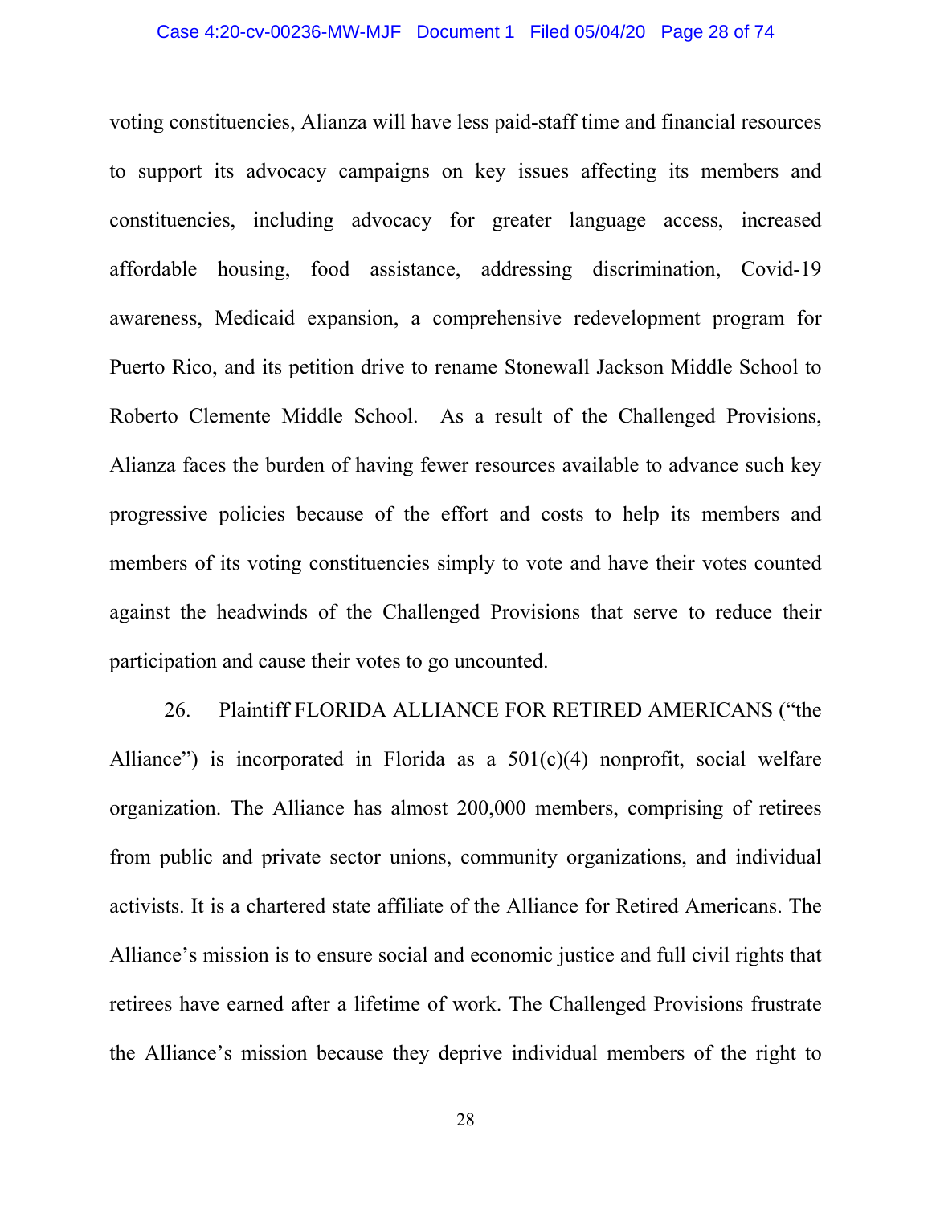voting constituencies, Alianza will have less paid-staff time and financial resources to support its advocacy campaigns on key issues affecting its members and constituencies, including advocacy for greater language access, increased affordable housing, food assistance, addressing discrimination, Covid-19 awareness, Medicaid expansion, a comprehensive redevelopment program for Puerto Rico, and its petition drive to rename Stonewall Jackson Middle School to Roberto Clemente Middle School. As a result of the Challenged Provisions, Alianza faces the burden of having fewer resources available to advance such key progressive policies because of the effort and costs to help its members and members of its voting constituencies simply to vote and have their votes counted against the headwinds of the Challenged Provisions that serve to reduce their participation and cause their votes to go uncounted.

26. Plaintiff FLORIDA ALLIANCE FOR RETIRED AMERICANS ("the Alliance") is incorporated in Florida as a 501(c)(4) nonprofit, social welfare organization. The Alliance has almost 200,000 members, comprising of retirees from public and private sector unions, community organizations, and individual activists. It is a chartered state affiliate of the Alliance for Retired Americans. The Alliance's mission is to ensure social and economic justice and full civil rights that retirees have earned after a lifetime of work. The Challenged Provisions frustrate the Alliance's mission because they deprive individual members of the right to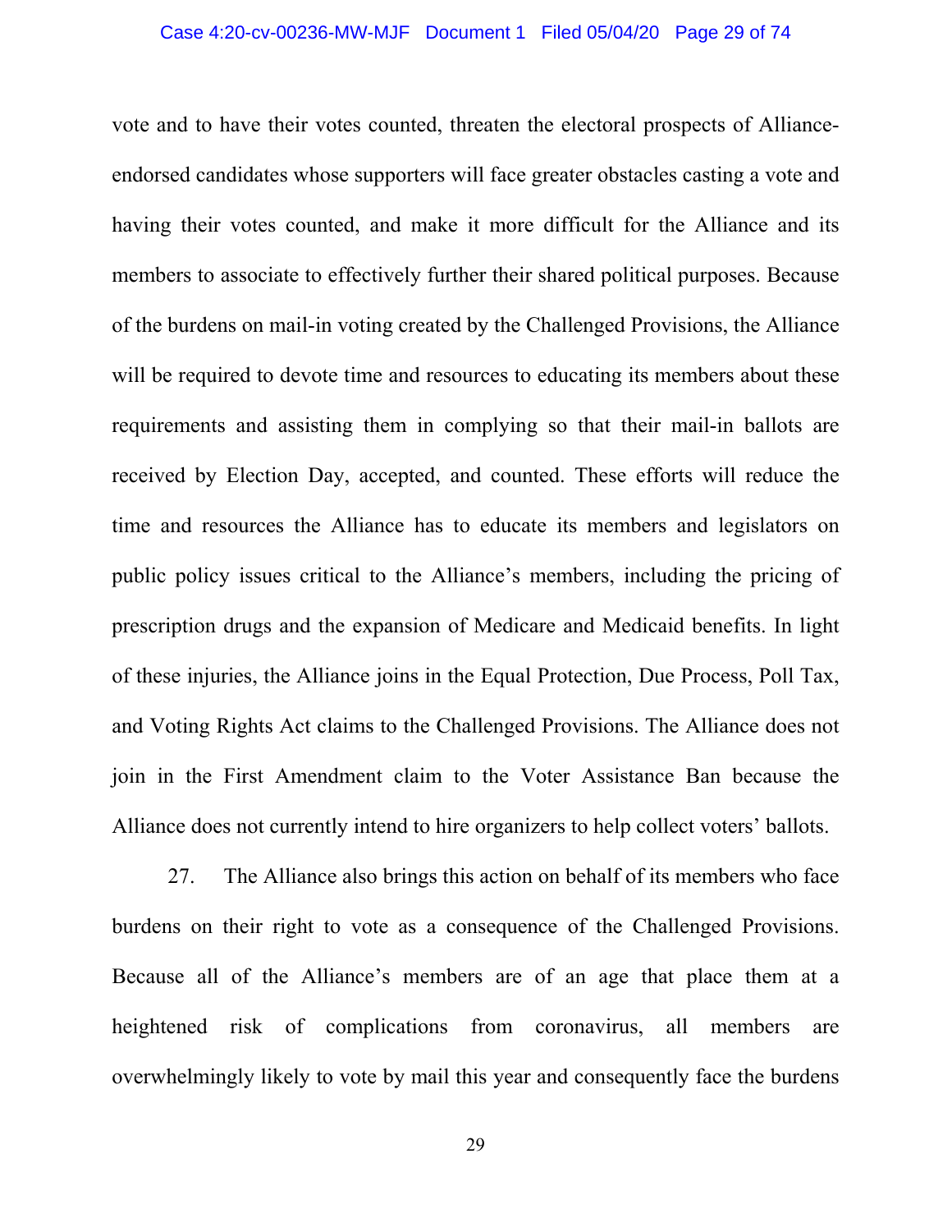vote and to have their votes counted, threaten the electoral prospects of Alliance-endorsed candidates whose supporters will face greater obstacles casting a vote and having their votes counted, and make it more difficult for the Alliance and its members to associate to effectively further their shared political purposes. Because of the burdens on mail-in voting created by the Challenged Provisions, the Alliance will be required to devote time and resources to educating its members about these requirements and assisting them in complying so that their mail-in ballots are received by Election Day, accepted, and counted. These efforts will reduce the time and resources the Alliance has to educate its members and legislators on public policy issues critical to the Alliance's members, including the pricing of prescription drugs and the expansion of Medicare and Medicaid benefits. In light of these injuries, the Alliance joins in the Equal Protection, Due Process, Poll Tax, and Voting Rights Act claims to the Challenged Provisions. The Alliance does not join in the First Amendment claim to the Voter Assistance Ban because the Alliance does not currently intend to hire organizers to help collect voters' ballots.

27. The Alliance also brings this action on behalf of its members who face burdens on their right to vote as a consequence of the Challenged Provisions. Because all of the Alliance's members are of an age that place them at a heightened risk of complications from coronavirus, all members are overwhelmingly likely to vote by mail this year and consequently face the burdens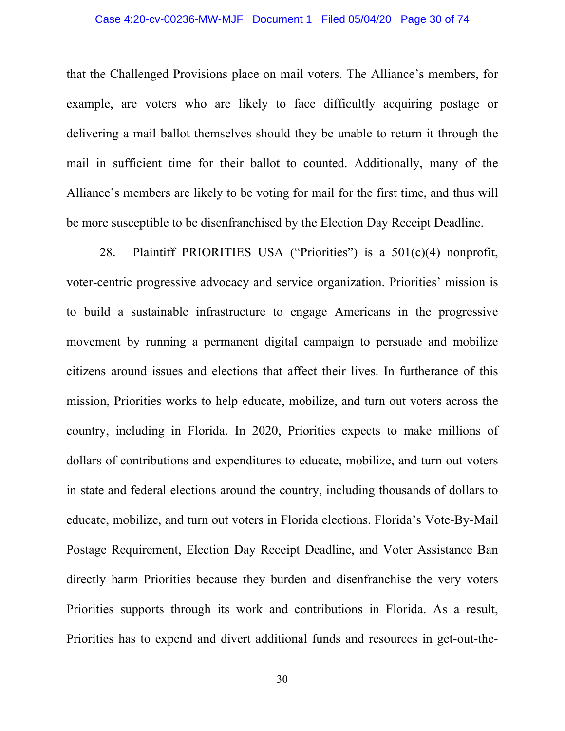that the Challenged Provisions place on mail voters. The Alliance's members, for example, are voters who are likely to face difficultly acquiring postage or delivering a mail ballot themselves should they be unable to return it through the mail in sufficient time for their ballot to counted. Additionally, many of the Alliance's members are likely to be voting for mail for the first time, and thus will be more susceptible to be disenfranchised by the Election Day Receipt Deadline.

28. Plaintiff PRIORITIES USA ("Priorities") is a 501(c)(4) nonprofit, voter-centric progressive advocacy and service organization. Priorities' mission is to build a sustainable infrastructure to engage Americans in the progressive movement by running a permanent digital campaign to persuade and mobilize citizens around issues and elections that affect their lives. In furtherance of this mission, Priorities works to help educate, mobilize, and turn out voters across the country, including in Florida. In 2020, Priorities expects to make millions of dollars of contributions and expenditures to educate, mobilize, and turn out voters in state and federal elections around the country, including thousands of dollars to educate, mobilize, and turn out voters in Florida elections. Florida's Vote-By-Mail Postage Requirement, Election Day Receipt Deadline, and Voter Assistance Ban directly harm Priorities because they burden and disenfranchise the very voters Priorities supports through its work and contributions in Florida. As a result, Priorities has to expend and divert additional funds and resources in get-out-the-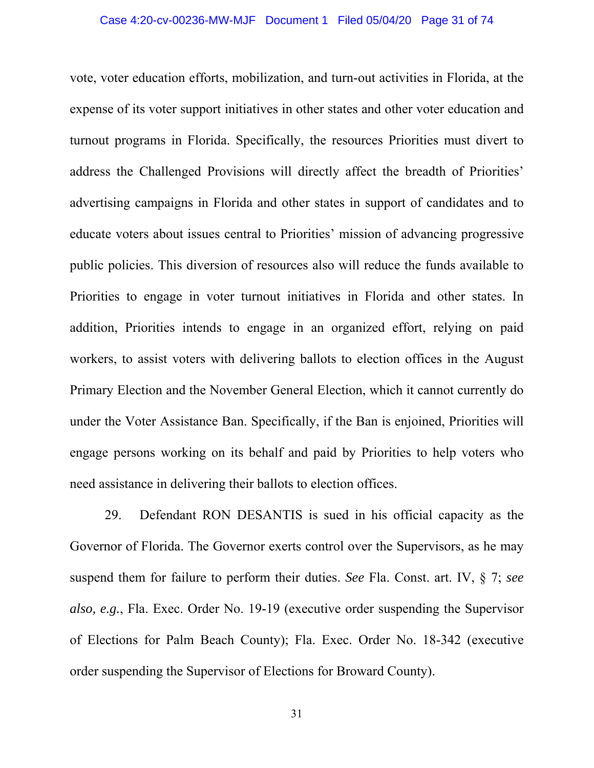vote, voter education efforts, mobilization, and turn-out activities in Florida, at the expense of its voter support initiatives in other states and other voter education and turnout programs in Florida. Specifically, the resources Priorities must divert to address the Challenged Provisions will directly affect the breadth of Priorities' advertising campaigns in Florida and other states in support of candidates and to educate voters about issues central to Priorities' mission of advancing progressive public policies. This diversion of resources also will reduce the funds available to Priorities to engage in voter turnout initiatives in Florida and other states. In addition, Priorities intends to engage in an organized effort, relying on paid workers, to assist voters with delivering ballots to election offices in the August Primary Election and the November General Election, which it cannot currently do under the Voter Assistance Ban. Specifically, if the Ban is enjoined, Priorities will engage persons working on its behalf and paid by Priorities to help voters who need assistance in delivering their ballots to election offices.

29. Defendant RON DESANTIS is sued in his official capacity as the Governor of Florida. The Governor exerts control over the Supervisors, as he may suspend them for failure to perform their duties. *See* Fla. Const. art. IV, § 7; *see also, e.g.*, Fla. Exec. Order No. 19-19 (executive order suspending the Supervisor of Elections for Palm Beach County); Fla. Exec. Order No. 18-342 (executive order suspending the Supervisor of Elections for Broward County).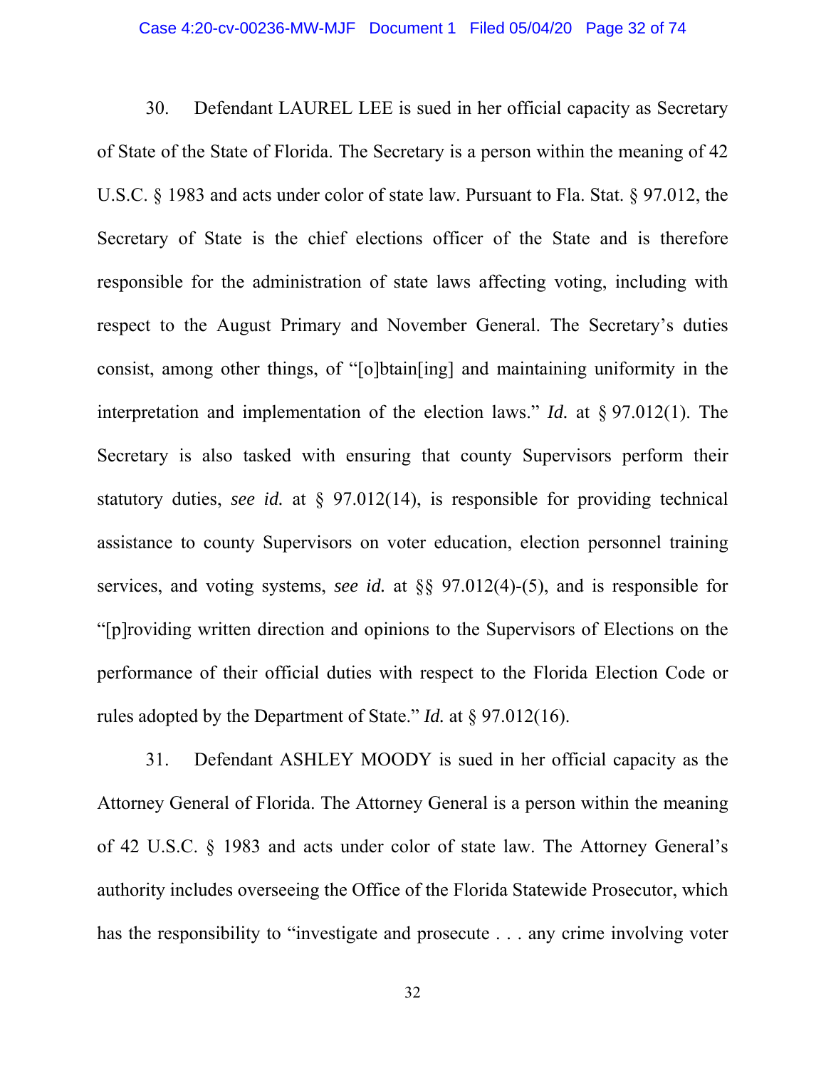30. Defendant LAUREL LEE is sued in her official capacity as Secretary of State of the State of Florida. The Secretary is a person within the meaning of 42 U.S.C. § 1983 and acts under color of state law. Pursuant to Fla. Stat. § 97.012, the Secretary of State is the chief elections officer of the State and is therefore responsible for the administration of state laws affecting voting, including with respect to the August Primary and November General. The Secretary's duties consist, among other things, of "[o]btain[ing] and maintaining uniformity in the interpretation and implementation of the election laws." *Id.* at § 97.012(1). The Secretary is also tasked with ensuring that county Supervisors perform their statutory duties, *see id.* at § 97.012(14), is responsible for providing technical assistance to county Supervisors on voter education, election personnel training services, and voting systems, *see id.* at §§ 97.012(4)-(5), and is responsible for "[p]roviding written direction and opinions to the Supervisors of Elections on the performance of their official duties with respect to the Florida Election Code or rules adopted by the Department of State." *Id.* at § 97.012(16).

31. Defendant ASHLEY MOODY is sued in her official capacity as the Attorney General of Florida. The Attorney General is a person within the meaning of 42 U.S.C. § 1983 and acts under color of state law. The Attorney General's authority includes overseeing the Office of the Florida Statewide Prosecutor, which has the responsibility to "investigate and prosecute . . . any crime involving voter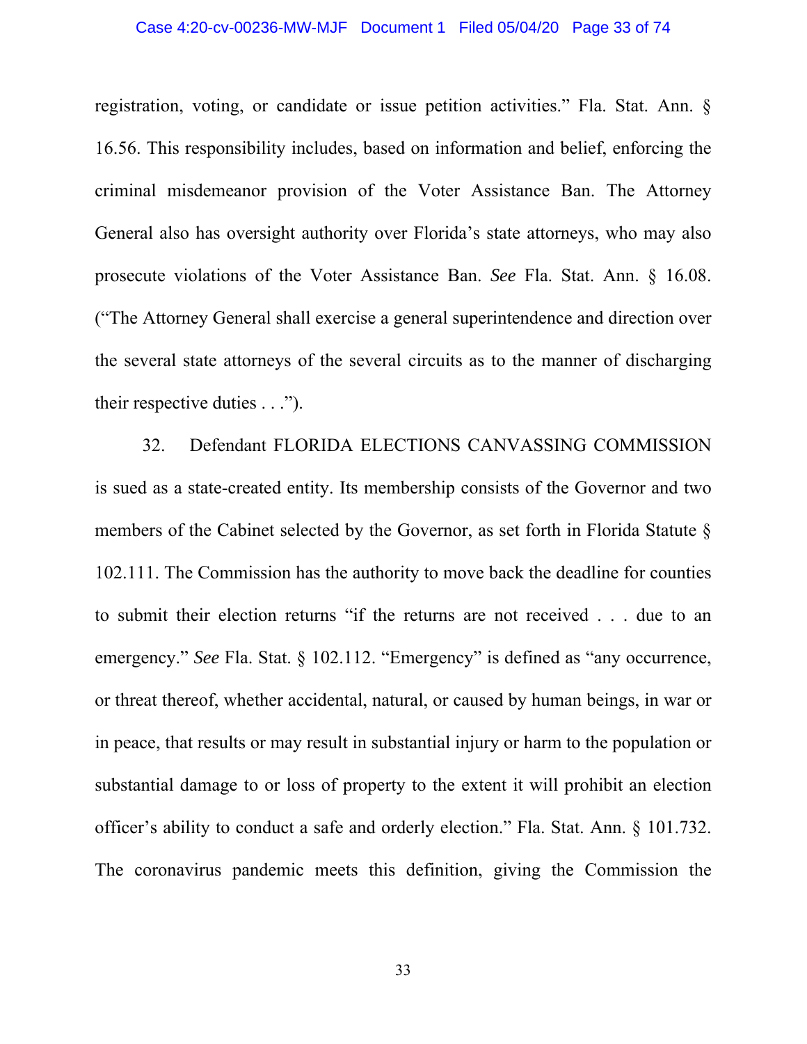registration, voting, or candidate or issue petition activities." Fla. Stat. Ann. § 16.56. This responsibility includes, based on information and belief, enforcing the criminal misdemeanor provision of the Voter Assistance Ban. The Attorney General also has oversight authority over Florida's state attorneys, who may also prosecute violations of the Voter Assistance Ban. *See* Fla. Stat. Ann. § 16.08. ("The Attorney General shall exercise a general superintendence and direction over the several state attorneys of the several circuits as to the manner of discharging their respective duties . . .").

32. Defendant FLORIDA ELECTIONS CANVASSING COMMISSION is sued as a state-created entity. Its membership consists of the Governor and two members of the Cabinet selected by the Governor, as set forth in Florida Statute § 102.111. The Commission has the authority to move back the deadline for counties to submit their election returns "if the returns are not received . . . due to an emergency." *See* Fla. Stat. § 102.112. "Emergency" is defined as "any occurrence, or threat thereof, whether accidental, natural, or caused by human beings, in war or in peace, that results or may result in substantial injury or harm to the population or substantial damage to or loss of property to the extent it will prohibit an election officer's ability to conduct a safe and orderly election." Fla. Stat. Ann. § 101.732. The coronavirus pandemic meets this definition, giving the Commission the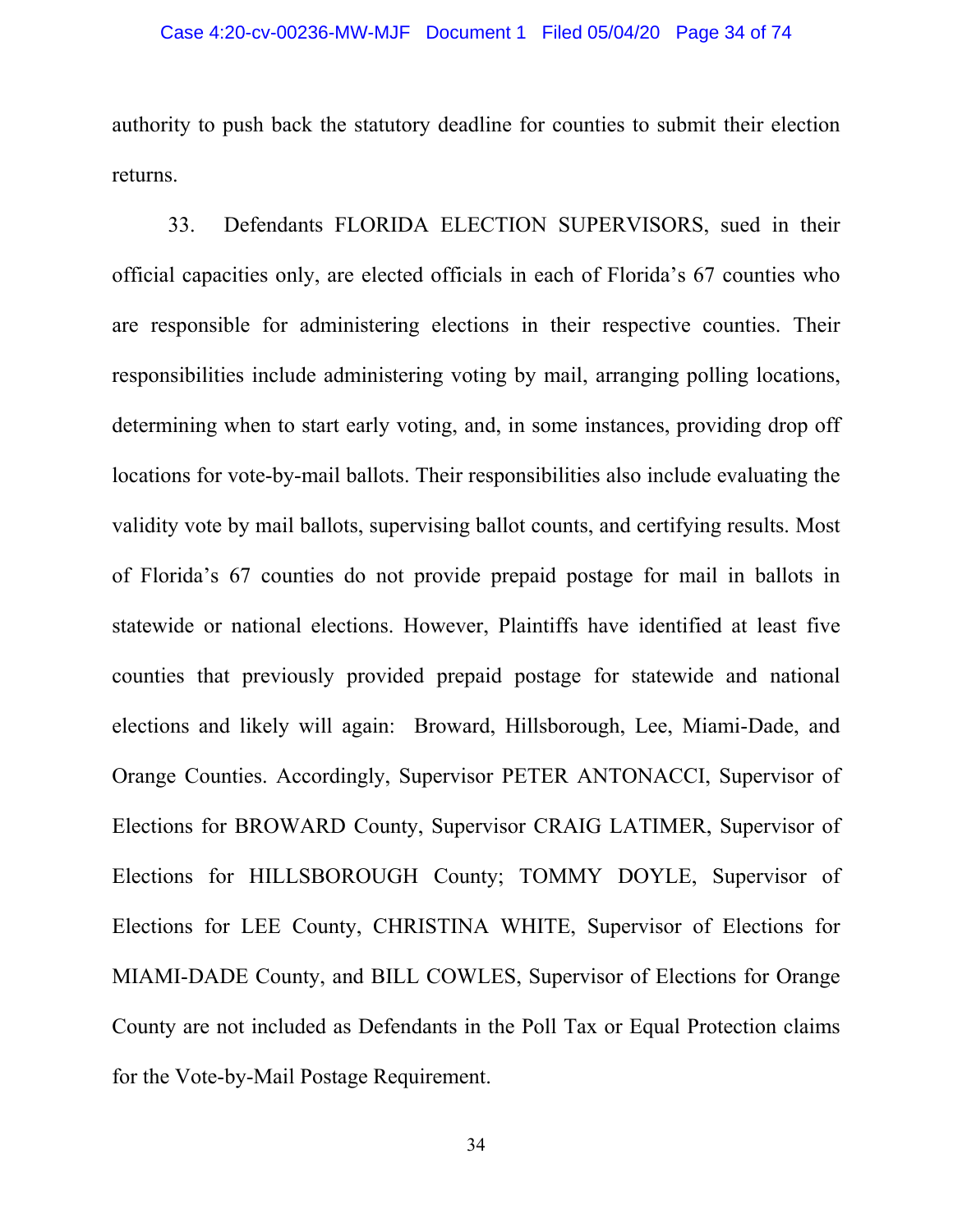authority to push back the statutory deadline for counties to submit their election returns.

33. Defendants FLORIDA ELECTION SUPERVISORS, sued in their official capacities only, are elected officials in each of Florida's 67 counties who are responsible for administering elections in their respective counties. Their responsibilities include administering voting by mail, arranging polling locations, determining when to start early voting, and, in some instances, providing drop off locations for vote-by-mail ballots. Their responsibilities also include evaluating the validity vote by mail ballots, supervising ballot counts, and certifying results. Most of Florida's 67 counties do not provide prepaid postage for mail in ballots in statewide or national elections. However, Plaintiffs have identified at least five counties that previously provided prepaid postage for statewide and national elections and likely will again: Broward, Hillsborough, Lee, Miami-Dade, and Orange Counties. Accordingly, Supervisor PETER ANTONACCI, Supervisor of Elections for BROWARD County, Supervisor CRAIG LATIMER, Supervisor of Elections for HILLSBOROUGH County; TOMMY DOYLE, Supervisor of Elections for LEE County, CHRISTINA WHITE, Supervisor of Elections for MIAMI-DADE County, and BILL COWLES, Supervisor of Elections for Orange County are not included as Defendants in the Poll Tax or Equal Protection claims for the Vote-by-Mail Postage Requirement.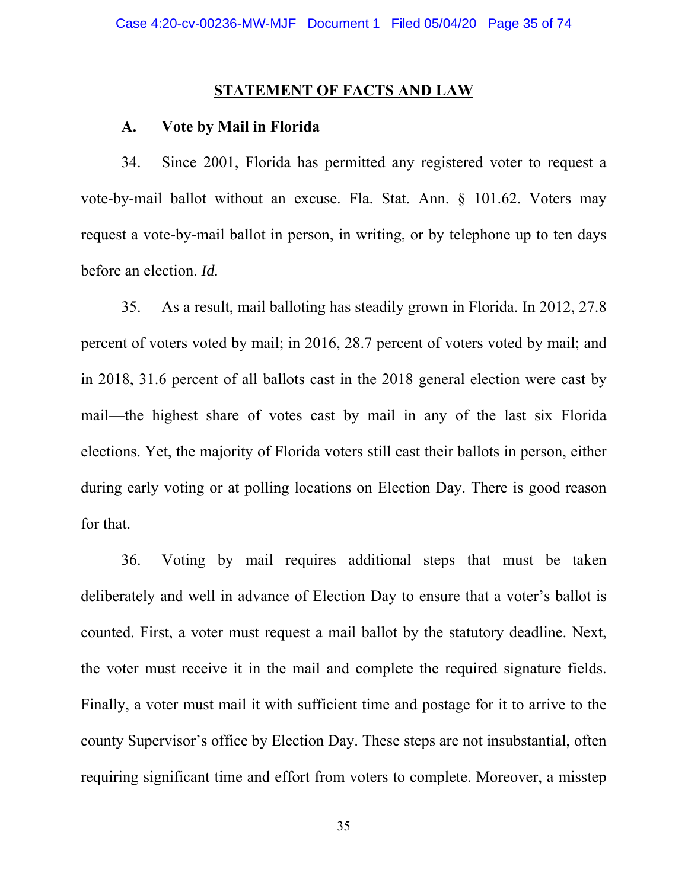## STATEMENT OF FACTS AND LAW

### A. Vote by Mail in Florida

34. Since 2001, Florida has permitted any registered voter to request a vote-by-mail ballot without an excuse. Fla. Stat. Ann. § 101.62. Voters may request a vote-by-mail ballot in person, in writing, or by telephone up to ten days before an election. *Id.*

35. As a result, mail balloting has steadily grown in Florida. In 2012, 27.8 percent of voters voted by mail; in 2016, 28.7 percent of voters voted by mail; and in 2018, 31.6 percent of all ballots cast in the 2018 general election were cast by mail—the highest share of votes cast by mail in any of the last six Florida elections. Yet, the majority of Florida voters still cast their ballots in person, either during early voting or at polling locations on Election Day. There is good reason for that.

36. Voting by mail requires additional steps that must be taken deliberately and well in advance of Election Day to ensure that a voter's ballot is counted. First, a voter must request a mail ballot by the statutory deadline. Next, the voter must receive it in the mail and complete the required signature fields. Finally, a voter must mail it with sufficient time and postage for it to arrive to the county Supervisor's office by Election Day. These steps are not insubstantial, often requiring significant time and effort from voters to complete. Moreover, a misstep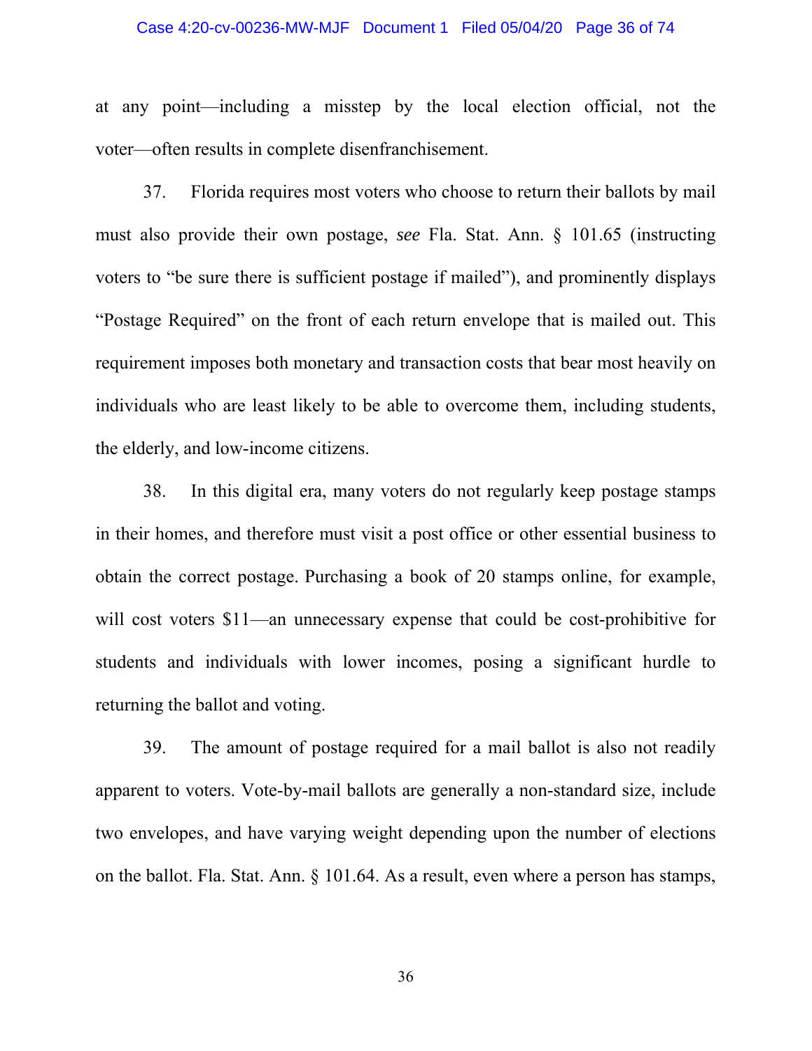at any point—including a misstep by the local election official, not the voter—often results in complete disenfranchisement.

37. Florida requires most voters who choose to return their ballots by mail must also provide their own postage, *see* Fla. Stat. Ann. § 101.65 (instructing voters to "be sure there is sufficient postage if mailed"), and prominently displays "Postage Required" on the front of each return envelope that is mailed out. This requirement imposes both monetary and transaction costs that bear most heavily on individuals who are least likely to be able to overcome them, including students, the elderly, and low-income citizens.

38. In this digital era, many voters do not regularly keep postage stamps in their homes, and therefore must visit a post office or other essential business to obtain the correct postage. Purchasing a book of 20 stamps online, for example, will cost voters $11—an unnecessary expense that could be cost-prohibitive for students and individuals with lower incomes, posing a significant hurdle to returning the ballot and voting.

39. The amount of postage required for a mail ballot is also not readily apparent to voters. Vote-by-mail ballots are generally a non-standard size, include two envelopes, and have varying weight depending upon the number of elections on the ballot. Fla. Stat. Ann. § 101.64. As a result, even where a person has stamps,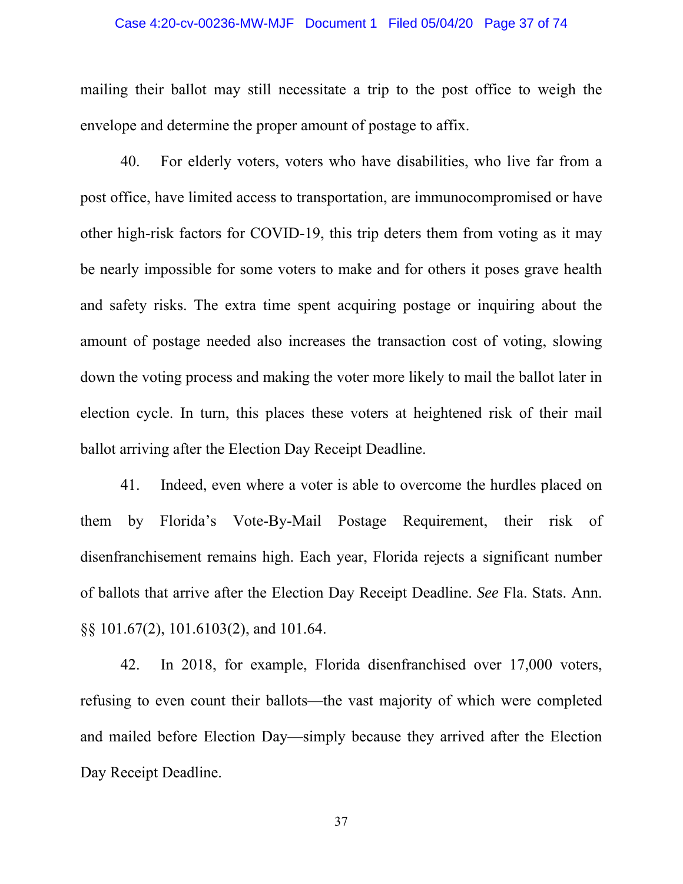mailing their ballot may still necessitate a trip to the post office to weigh the envelope and determine the proper amount of postage to affix.

40. For elderly voters, voters who have disabilities, who live far from a post office, have limited access to transportation, are immunocompromised or have other high-risk factors for COVID-19, this trip deters them from voting as it may be nearly impossible for some voters to make and for others it poses grave health and safety risks. The extra time spent acquiring postage or inquiring about the amount of postage needed also increases the transaction cost of voting, slowing down the voting process and making the voter more likely to mail the ballot later in election cycle. In turn, this places these voters at heightened risk of their mail ballot arriving after the Election Day Receipt Deadline.

41. Indeed, even where a voter is able to overcome the hurdles placed on them by Florida's Vote-By-Mail Postage Requirement, their risk of disenfranchisement remains high. Each year, Florida rejects a significant number of ballots that arrive after the Election Day Receipt Deadline. *See* Fla. Stats. Ann. §§ 101.67(2), 101.6103(2), and 101.64.

42. In 2018, for example, Florida disenfranchised over 17,000 voters, refusing to even count their ballots—the vast majority of which were completed and mailed before Election Day—simply because they arrived after the Election Day Receipt Deadline.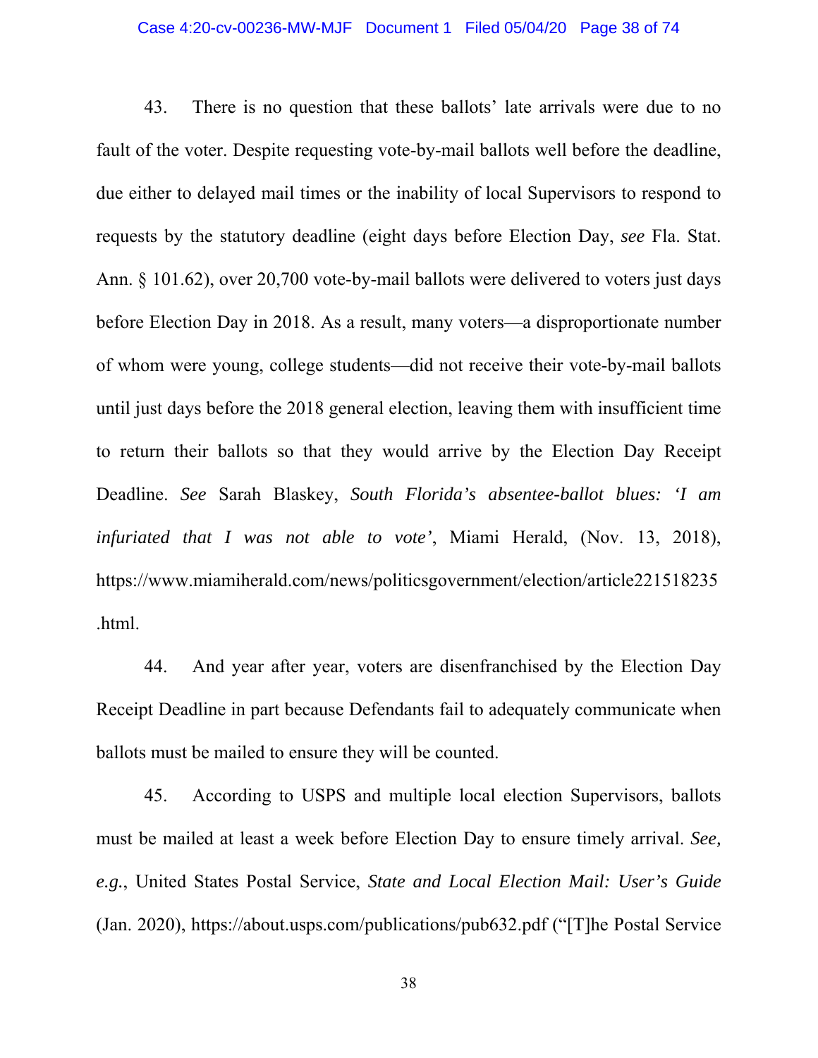43. There is no question that these ballots' late arrivals were due to no fault of the voter. Despite requesting vote-by-mail ballots well before the deadline, due either to delayed mail times or the inability of local Supervisors to respond to requests by the statutory deadline (eight days before Election Day, *see* Fla. Stat. Ann. § 101.62), over 20,700 vote-by-mail ballots were delivered to voters just days before Election Day in 2018. As a result, many voters—a disproportionate number of whom were young, college students—did not receive their vote-by-mail ballots until just days before the 2018 general election, leaving them with insufficient time to return their ballots so that they would arrive by the Election Day Receipt Deadline. *See* Sarah Blaskey, *South Florida's absentee-ballot blues: 'I am infuriated that I was not able to vote'*, Miami Herald, (Nov. 13, 2018), https://www.miamiherald.com/news/politicsgovernment/election/article221518235.html.

44. And year after year, voters are disenfranchised by the Election Day Receipt Deadline in part because Defendants fail to adequately communicate when ballots must be mailed to ensure they will be counted.

45. According to USPS and multiple local election Supervisors, ballots must be mailed at least a week before Election Day to ensure timely arrival. *See, e.g.*, United States Postal Service, *State and Local Election Mail: User's Guide* (Jan. 2020), https://about.usps.com/publications/pub632.pdf ("[T]he Postal Service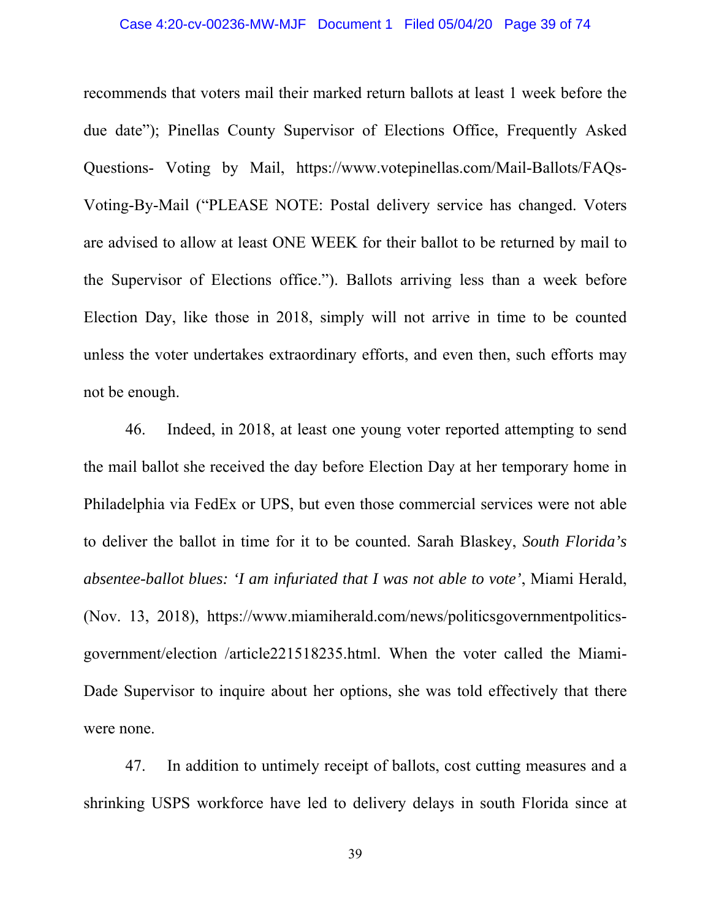recommends that voters mail their marked return ballots at least 1 week before the due date"); Pinellas County Supervisor of Elections Office, Frequently Asked Questions- Voting by Mail, https://www.votepinellas.com/Mail-Ballots/FAQs-Voting-By-Mail ("PLEASE NOTE: Postal delivery service has changed. Voters are advised to allow at least ONE WEEK for their ballot to be returned by mail to the Supervisor of Elections office."). Ballots arriving less than a week before Election Day, like those in 2018, simply will not arrive in time to be counted unless the voter undertakes extraordinary efforts, and even then, such efforts may not be enough.

46. Indeed, in 2018, at least one young voter reported attempting to send the mail ballot she received the day before Election Day at her temporary home in Philadelphia via FedEx or UPS, but even those commercial services were not able to deliver the ballot in time for it to be counted. Sarah Blaskey, *South Florida's absentee-ballot blues: 'I am infuriated that I was not able to vote'*, Miami Herald, (Nov. 13, 2018), https://www.miamiherald.com/news/politicsgovernmentpolitics-government/election /article221518235.html. When the voter called the Miami-Dade Supervisor to inquire about her options, she was told effectively that there were none.

47. In addition to untimely receipt of ballots, cost cutting measures and a shrinking USPS workforce have led to delivery delays in south Florida since at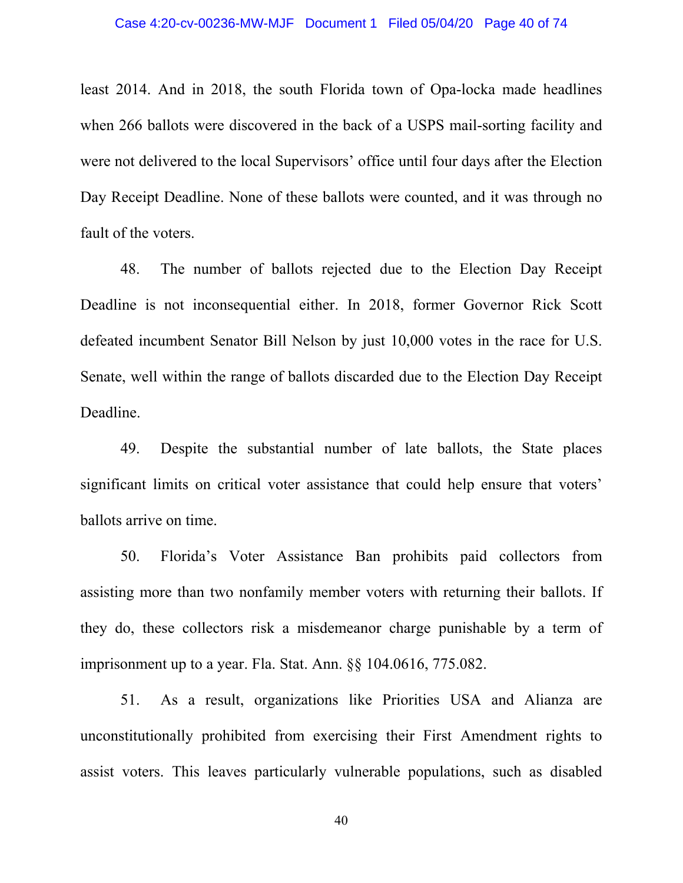least 2014. And in 2018, the south Florida town of Opa-locka made headlines when 266 ballots were discovered in the back of a USPS mail-sorting facility and were not delivered to the local Supervisors' office until four days after the Election Day Receipt Deadline. None of these ballots were counted, and it was through no fault of the voters.

48. The number of ballots rejected due to the Election Day Receipt Deadline is not inconsequential either. In 2018, former Governor Rick Scott defeated incumbent Senator Bill Nelson by just 10,000 votes in the race for U.S. Senate, well within the range of ballots discarded due to the Election Day Receipt Deadline.

49. Despite the substantial number of late ballots, the State places significant limits on critical voter assistance that could help ensure that voters' ballots arrive on time.

50. Florida's Voter Assistance Ban prohibits paid collectors from assisting more than two nonfamily member voters with returning their ballots. If they do, these collectors risk a misdemeanor charge punishable by a term of imprisonment up to a year. Fla. Stat. Ann. §§ 104.0616, 775.082.

51. As a result, organizations like Priorities USA and Alianza are unconstitutionally prohibited from exercising their First Amendment rights to assist voters. This leaves particularly vulnerable populations, such as disabled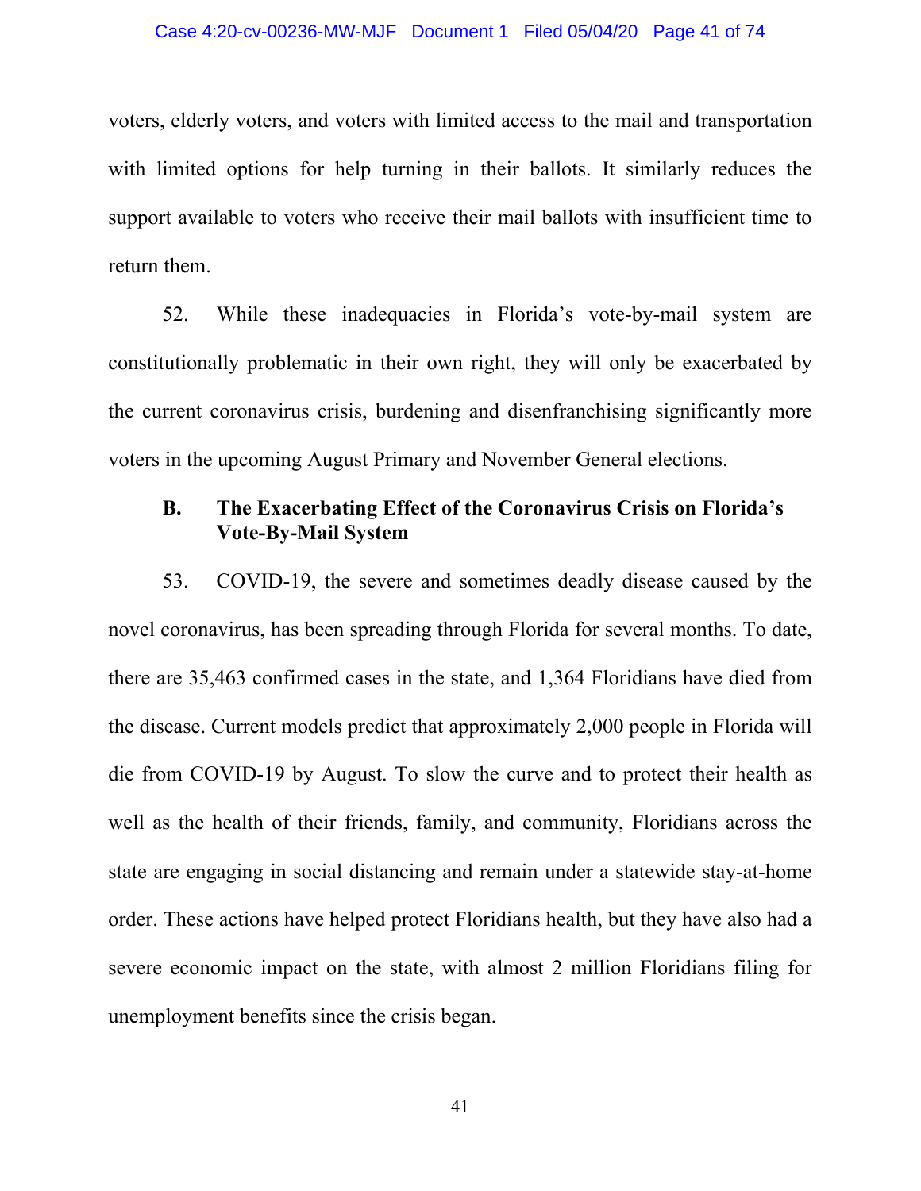voters, elderly voters, and voters with limited access to the mail and transportation with limited options for help turning in their ballots. It similarly reduces the support available to voters who receive their mail ballots with insufficient time to return them.

52. While these inadequacies in Florida's vote-by-mail system are constitutionally problematic in their own right, they will only be exacerbated by the current coronavirus crisis, burdening and disenfranchising significantly more voters in the upcoming August Primary and November General elections.

### B. The Exacerbating Effect of the Coronavirus Crisis on Florida's Vote-By-Mail System

53. COVID-19, the severe and sometimes deadly disease caused by the novel coronavirus, has been spreading through Florida for several months. To date, there are 35,463 confirmed cases in the state, and 1,364 Floridians have died from the disease. Current models predict that approximately 2,000 people in Florida will die from COVID-19 by August. To slow the curve and to protect their health as well as the health of their friends, family, and community, Floridians across the state are engaging in social distancing and remain under a statewide stay-at-home order. These actions have helped protect Floridians health, but they have also had a severe economic impact on the state, with almost 2 million Floridians filing for unemployment benefits since the crisis began.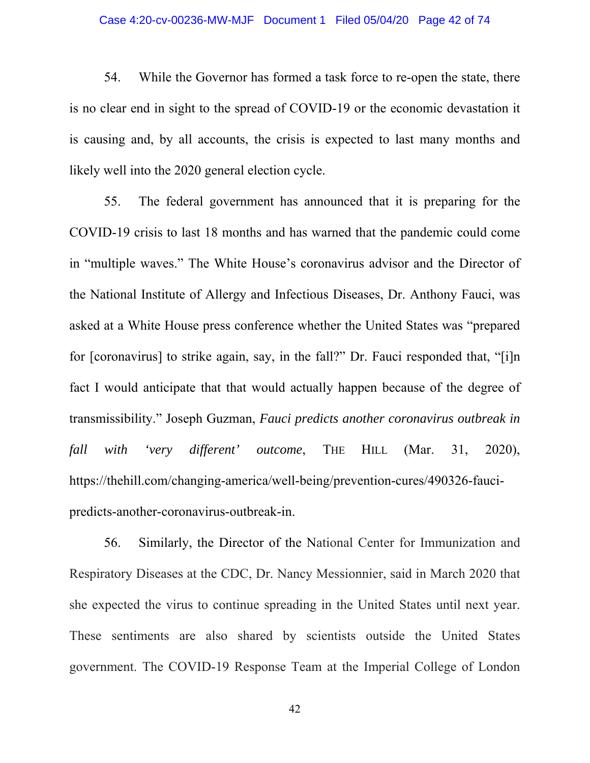54. While the Governor has formed a task force to re-open the state, there is no clear end in sight to the spread of COVID-19 or the economic devastation it is causing and, by all accounts, the crisis is expected to last many months and likely well into the 2020 general election cycle.

55. The federal government has announced that it is preparing for the COVID-19 crisis to last 18 months and has warned that the pandemic could come in "multiple waves." The White House's coronavirus advisor and the Director of the National Institute of Allergy and Infectious Diseases, Dr. Anthony Fauci, was asked at a White House press conference whether the United States was "prepared for [coronavirus] to strike again, say, in the fall?" Dr. Fauci responded that, "[i]n fact I would anticipate that that would actually happen because of the degree of transmissibility." Joseph Guzman, *Fauci predicts another coronavirus outbreak in fall with 'very different' outcome*, THE HILL (Mar. 31, 2020), https://thehill.com/changing-america/well-being/prevention-cures/490326-fauci-predicts-another-coronavirus-outbreak-in.

56. Similarly, the Director of the National Center for Immunization and Respiratory Diseases at the CDC, Dr. Nancy Messionnier, said in March 2020 that she expected the virus to continue spreading in the United States until next year. These sentiments are also shared by scientists outside the United States government. The COVID-19 Response Team at the Imperial College of London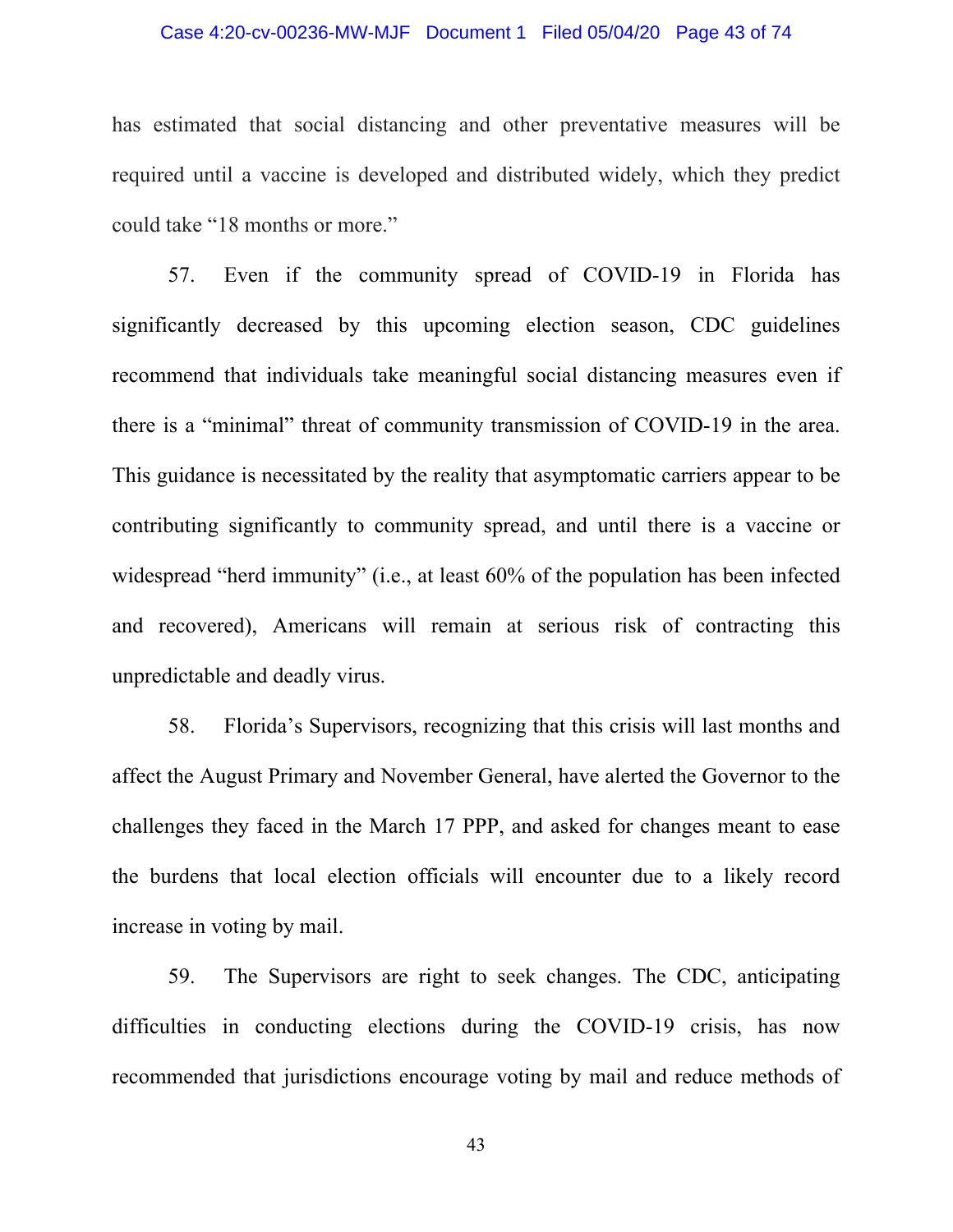has estimated that social distancing and other preventative measures will be required until a vaccine is developed and distributed widely, which they predict could take "18 months or more."

57. Even if the community spread of COVID-19 in Florida has significantly decreased by this upcoming election season, CDC guidelines recommend that individuals take meaningful social distancing measures even if there is a "minimal" threat of community transmission of COVID-19 in the area. This guidance is necessitated by the reality that asymptomatic carriers appear to be contributing significantly to community spread, and until there is a vaccine or widespread "herd immunity" (i.e., at least 60% of the population has been infected and recovered), Americans will remain at serious risk of contracting this unpredictable and deadly virus.

58. Florida's Supervisors, recognizing that this crisis will last months and affect the August Primary and November General, have alerted the Governor to the challenges they faced in the March 17 PPP, and asked for changes meant to ease the burdens that local election officials will encounter due to a likely record increase in voting by mail.

59. The Supervisors are right to seek changes. The CDC, anticipating difficulties in conducting elections during the COVID-19 crisis, has now recommended that jurisdictions encourage voting by mail and reduce methods of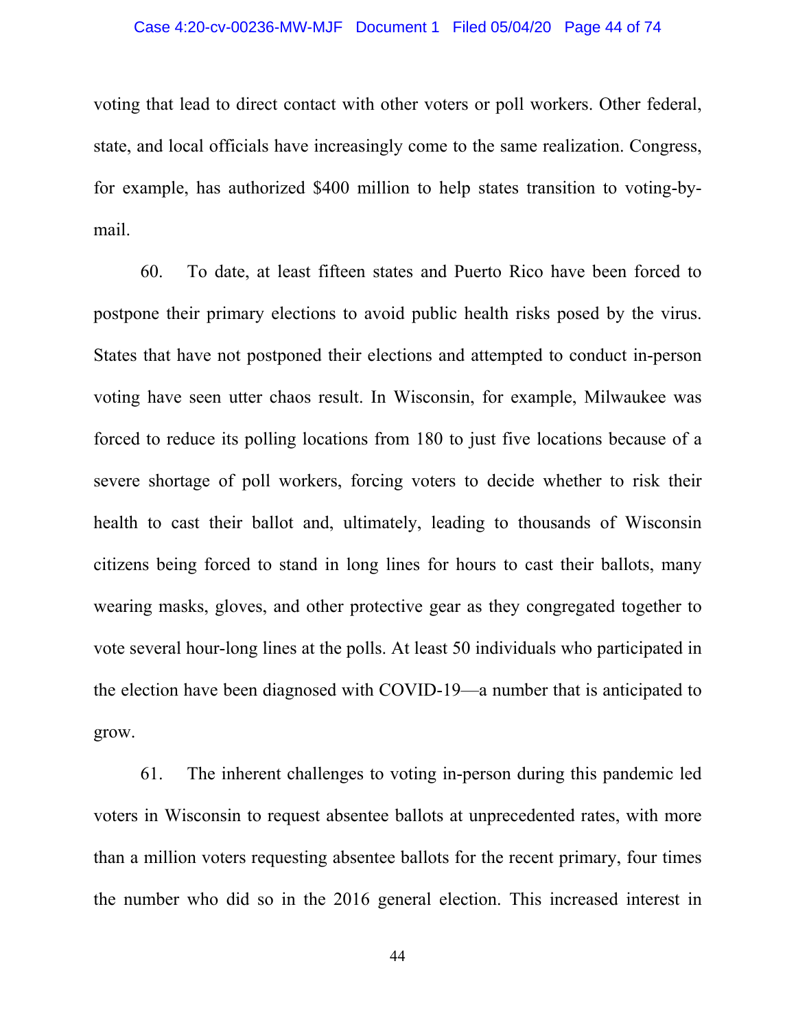voting that lead to direct contact with other voters or poll workers. Other federal, state, and local officials have increasingly come to the same realization. Congress, for example, has authorized $400 million to help states transition to voting-by-mail.

60. To date, at least fifteen states and Puerto Rico have been forced to postpone their primary elections to avoid public health risks posed by the virus. States that have not postponed their elections and attempted to conduct in-person voting have seen utter chaos result. In Wisconsin, for example, Milwaukee was forced to reduce its polling locations from 180 to just five locations because of a severe shortage of poll workers, forcing voters to decide whether to risk their health to cast their ballot and, ultimately, leading to thousands of Wisconsin citizens being forced to stand in long lines for hours to cast their ballots, many wearing masks, gloves, and other protective gear as they congregated together to vote several hour-long lines at the polls. At least 50 individuals who participated in the election have been diagnosed with COVID-19—a number that is anticipated to grow.

61. The inherent challenges to voting in-person during this pandemic led voters in Wisconsin to request absentee ballots at unprecedented rates, with more than a million voters requesting absentee ballots for the recent primary, four times the number who did so in the 2016 general election. This increased interest in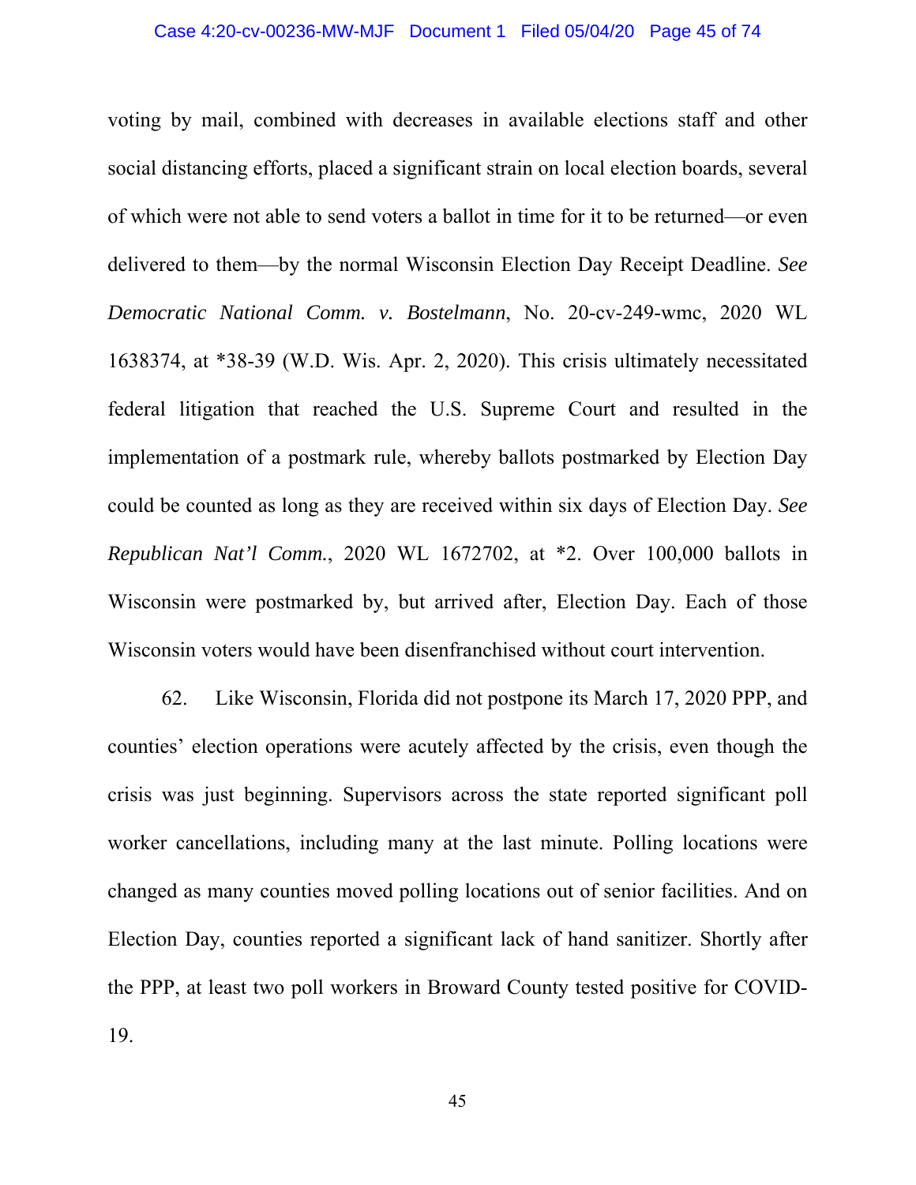voting by mail, combined with decreases in available elections staff and other social distancing efforts, placed a significant strain on local election boards, several of which were not able to send voters a ballot in time for it to be returned—or even delivered to them—by the normal Wisconsin Election Day Receipt Deadline. *See Democratic National Comm. v. Bostelmann*, No. 20-cv-249-wmc, 2020 WL 1638374, at *38-39 (W.D. Wis. Apr. 2, 2020). This crisis ultimately necessitated federal litigation that reached the U.S. Supreme Court and resulted in the implementation of a postmark rule, whereby ballots postmarked by Election Day could be counted as long as they are received within six days of Election Day. *See Republican Nat'l Comm.*, 2020 WL 1672702, at *2. Over 100,000 ballots in Wisconsin were postmarked by, but arrived after, Election Day. Each of those Wisconsin voters would have been disenfranchised without court intervention.

62. Like Wisconsin, Florida did not postpone its March 17, 2020 PPP, and counties' election operations were acutely affected by the crisis, even though the crisis was just beginning. Supervisors across the state reported significant poll worker cancellations, including many at the last minute. Polling locations were changed as many counties moved polling locations out of senior facilities. And on Election Day, counties reported a significant lack of hand sanitizer. Shortly after the PPP, at least two poll workers in Broward County tested positive for COVID-19.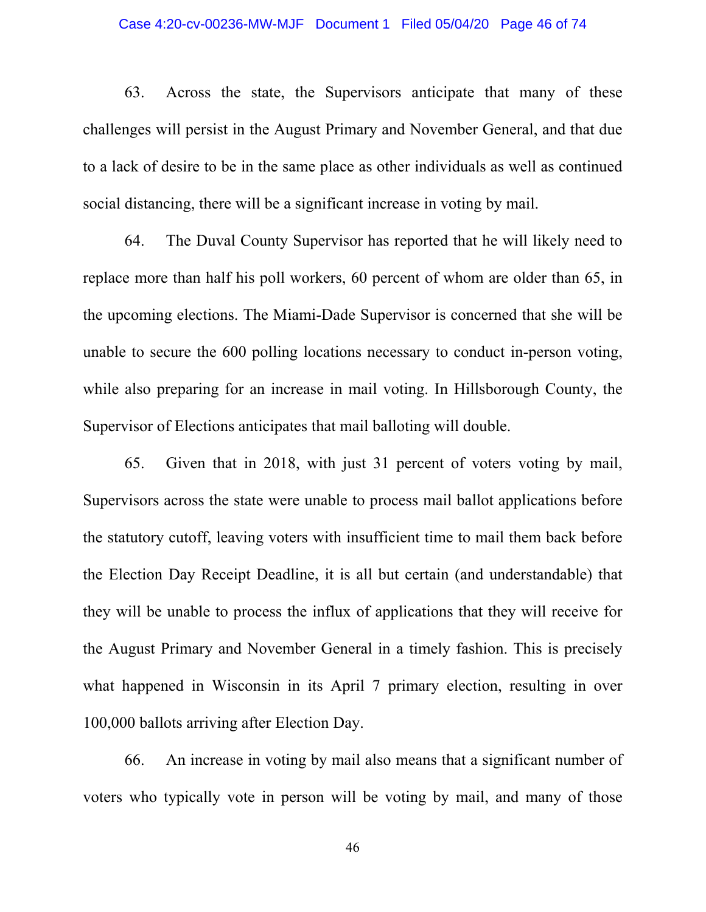63. Across the state, the Supervisors anticipate that many of these challenges will persist in the August Primary and November General, and that due to a lack of desire to be in the same place as other individuals as well as continued social distancing, there will be a significant increase in voting by mail.

64. The Duval County Supervisor has reported that he will likely need to replace more than half his poll workers, 60 percent of whom are older than 65, in the upcoming elections. The Miami-Dade Supervisor is concerned that she will be unable to secure the 600 polling locations necessary to conduct in-person voting, while also preparing for an increase in mail voting. In Hillsborough County, the Supervisor of Elections anticipates that mail balloting will double.

65. Given that in 2018, with just 31 percent of voters voting by mail, Supervisors across the state were unable to process mail ballot applications before the statutory cutoff, leaving voters with insufficient time to mail them back before the Election Day Receipt Deadline, it is all but certain (and understandable) that they will be unable to process the influx of applications that they will receive for the August Primary and November General in a timely fashion. This is precisely what happened in Wisconsin in its April 7 primary election, resulting in over 100,000 ballots arriving after Election Day.

66. An increase in voting by mail also means that a significant number of voters who typically vote in person will be voting by mail, and many of those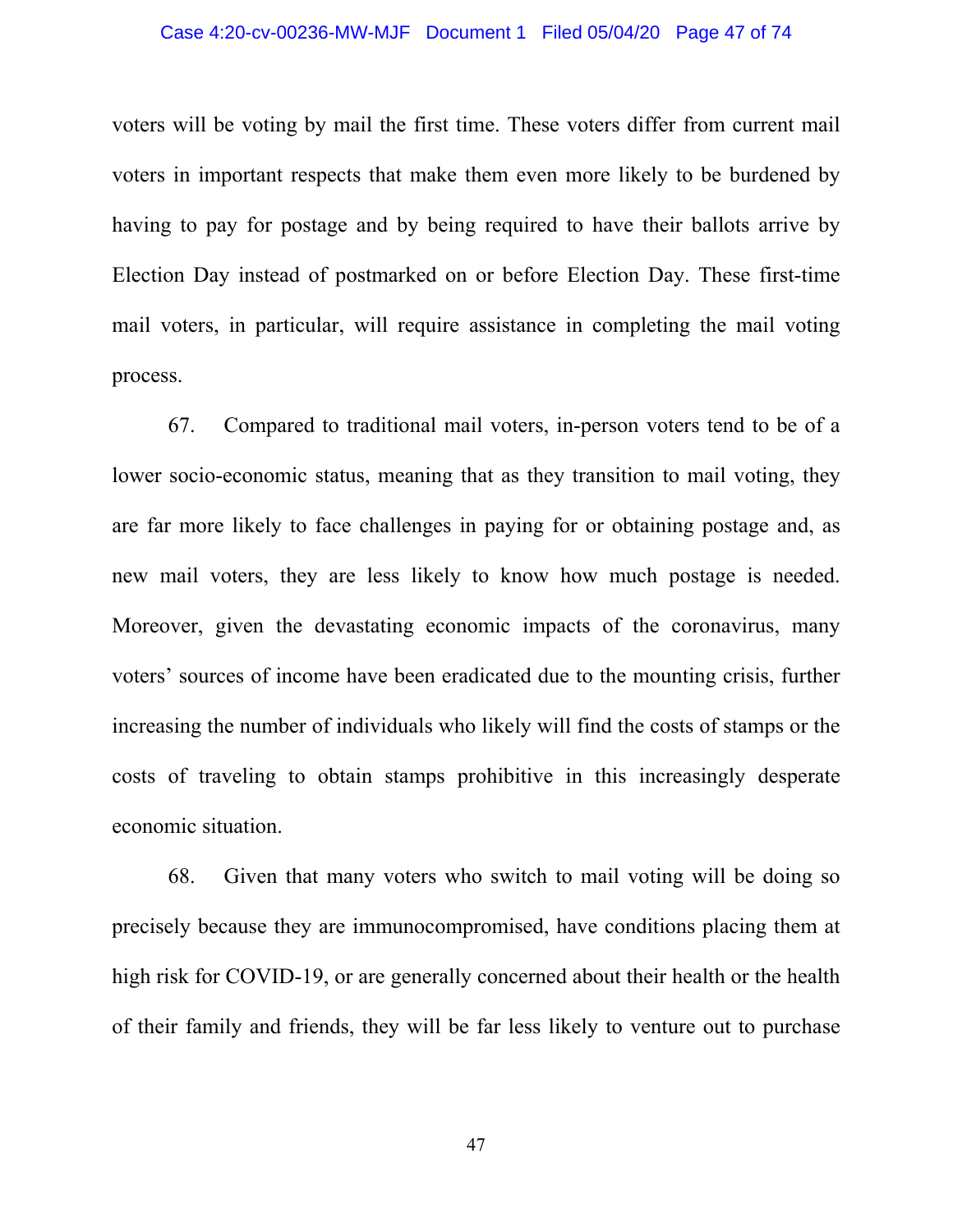voters will be voting by mail the first time. These voters differ from current mail voters in important respects that make them even more likely to be burdened by having to pay for postage and by being required to have their ballots arrive by Election Day instead of postmarked on or before Election Day. These first-time mail voters, in particular, will require assistance in completing the mail voting process.

67. Compared to traditional mail voters, in-person voters tend to be of a lower socio-economic status, meaning that as they transition to mail voting, they are far more likely to face challenges in paying for or obtaining postage and, as new mail voters, they are less likely to know how much postage is needed. Moreover, given the devastating economic impacts of the coronavirus, many voters' sources of income have been eradicated due to the mounting crisis, further increasing the number of individuals who likely will find the costs of stamps or the costs of traveling to obtain stamps prohibitive in this increasingly desperate economic situation.

68. Given that many voters who switch to mail voting will be doing so precisely because they are immunocompromised, have conditions placing them at high risk for COVID-19, or are generally concerned about their health or the health of their family and friends, they will be far less likely to venture out to purchase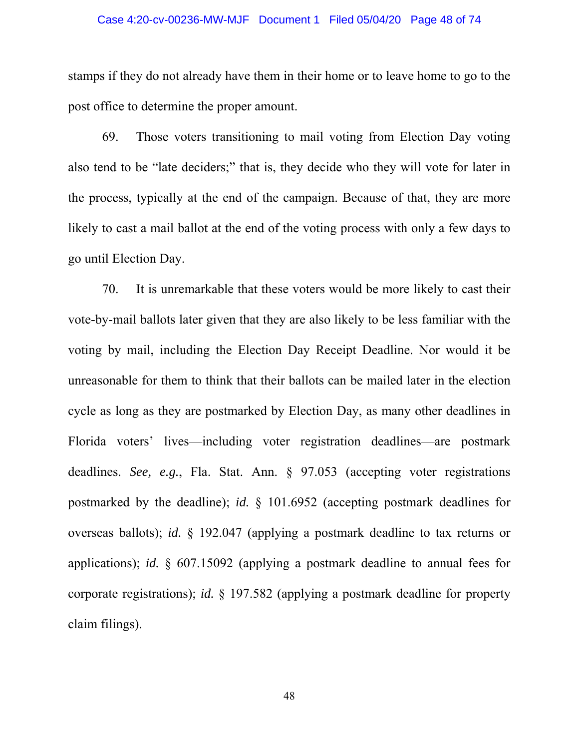stamps if they do not already have them in their home or to leave home to go to the post office to determine the proper amount.

69. Those voters transitioning to mail voting from Election Day voting also tend to be "late deciders;" that is, they decide who they will vote for later in the process, typically at the end of the campaign. Because of that, they are more likely to cast a mail ballot at the end of the voting process with only a few days to go until Election Day.

70. It is unremarkable that these voters would be more likely to cast their vote-by-mail ballots later given that they are also likely to be less familiar with the voting by mail, including the Election Day Receipt Deadline. Nor would it be unreasonable for them to think that their ballots can be mailed later in the election cycle as long as they are postmarked by Election Day, as many other deadlines in Florida voters' lives—including voter registration deadlines—are postmark deadlines. *See, e.g.*, Fla. Stat. Ann. § 97.053 (accepting voter registrations postmarked by the deadline); *id.* § 101.6952 (accepting postmark deadlines for overseas ballots); *id.* § 192.047 (applying a postmark deadline to tax returns or applications); *id.* § 607.15092 (applying a postmark deadline to annual fees for corporate registrations); *id.* § 197.582 (applying a postmark deadline for property claim filings).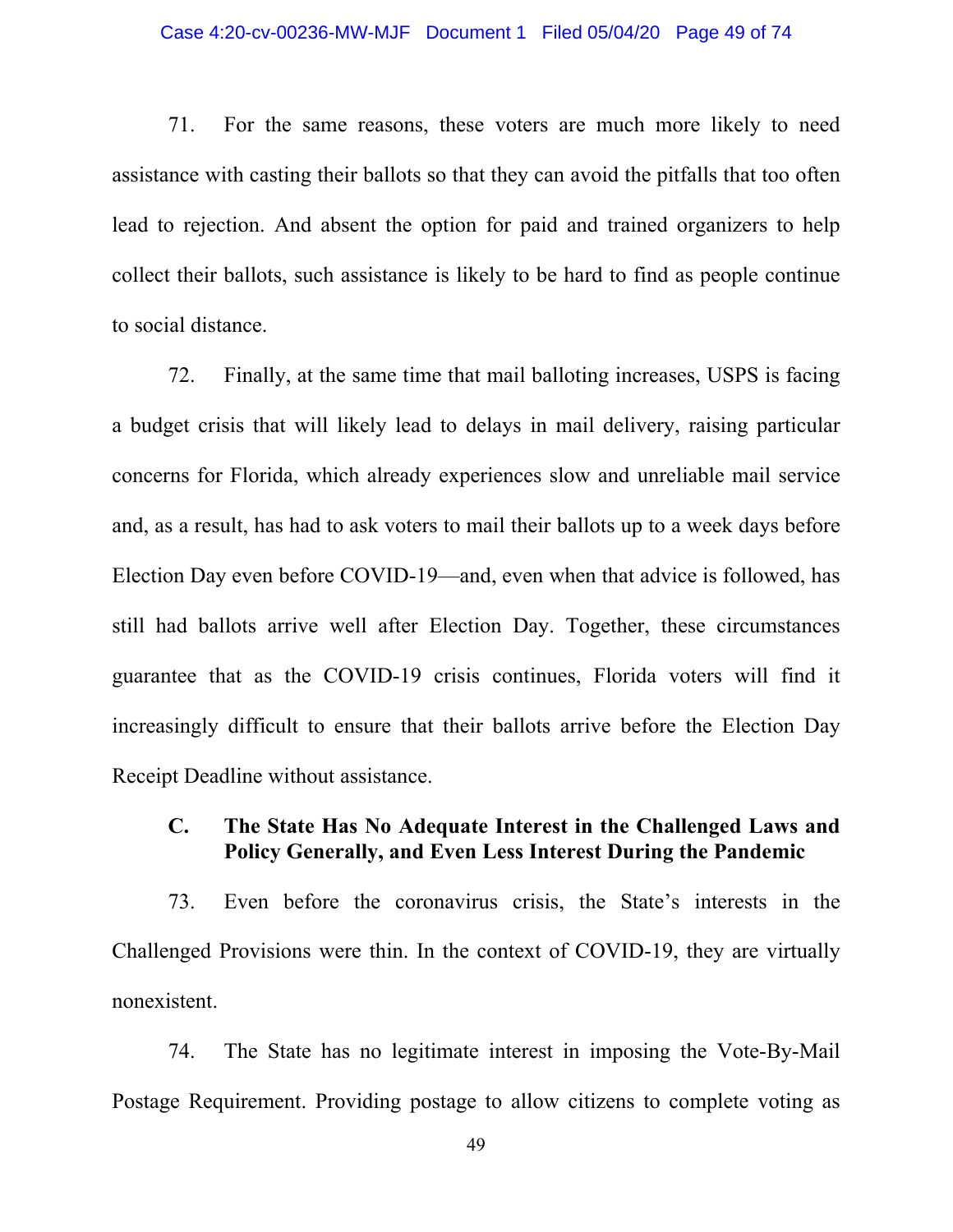71. For the same reasons, these voters are much more likely to need assistance with casting their ballots so that they can avoid the pitfalls that too often lead to rejection. And absent the option for paid and trained organizers to help collect their ballots, such assistance is likely to be hard to find as people continue to social distance.

72. Finally, at the same time that mail balloting increases, USPS is facing a budget crisis that will likely lead to delays in mail delivery, raising particular concerns for Florida, which already experiences slow and unreliable mail service and, as a result, has had to ask voters to mail their ballots up to a week days before Election Day even before COVID-19—and, even when that advice is followed, has still had ballots arrive well after Election Day. Together, these circumstances guarantee that as the COVID-19 crisis continues, Florida voters will find it increasingly difficult to ensure that their ballots arrive before the Election Day Receipt Deadline without assistance.

### C. The State Has No Adequate Interest in the Challenged Laws and Policy Generally, and Even Less Interest During the Pandemic

73. Even before the coronavirus crisis, the State's interests in the Challenged Provisions were thin. In the context of COVID-19, they are virtually nonexistent.

74. The State has no legitimate interest in imposing the Vote-By-Mail Postage Requirement. Providing postage to allow citizens to complete voting as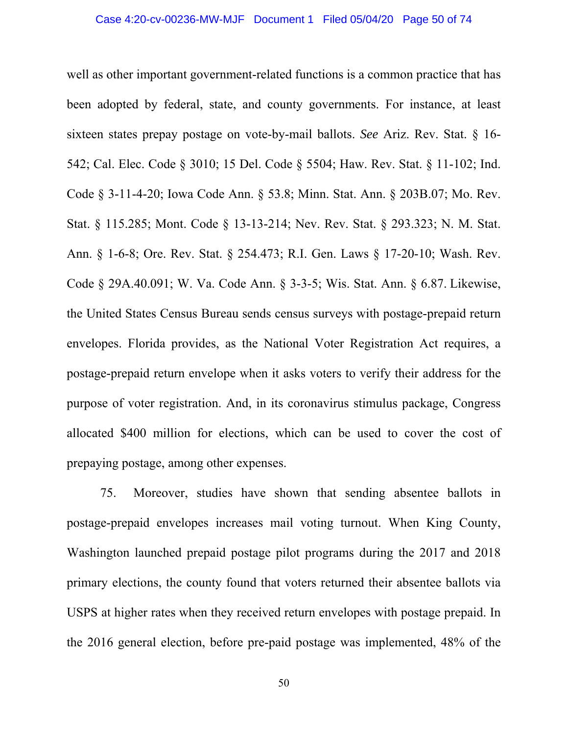well as other important government-related functions is a common practice that has been adopted by federal, state, and county governments. For instance, at least sixteen states prepay postage on vote-by-mail ballots. *See* Ariz. Rev. Stat. § 16-542; Cal. Elec. Code § 3010; 15 Del. Code § 5504; Haw. Rev. Stat. § 11-102; Ind. Code § 3-11-4-20; Iowa Code Ann. § 53.8; Minn. Stat. Ann. § 203B.07; Mo. Rev. Stat. § 115.285; Mont. Code § 13-13-214; Nev. Rev. Stat. § 293.323; N. M. Stat. Ann. § 1-6-8; Ore. Rev. Stat. § 254.473; R.I. Gen. Laws § 17-20-10; Wash. Rev. Code § 29A.40.091; W. Va. Code Ann. § 3-3-5; Wis. Stat. Ann. § 6.87. Likewise, the United States Census Bureau sends census surveys with postage-prepaid return envelopes. Florida provides, as the National Voter Registration Act requires, a postage-prepaid return envelope when it asks voters to verify their address for the purpose of voter registration. And, in its coronavirus stimulus package, Congress allocated $400 million for elections, which can be used to cover the cost of prepaying postage, among other expenses.

75. Moreover, studies have shown that sending absentee ballots in postage-prepaid envelopes increases mail voting turnout. When King County, Washington launched prepaid postage pilot programs during the 2017 and 2018 primary elections, the county found that voters returned their absentee ballots via USPS at higher rates when they received return envelopes with postage prepaid. In the 2016 general election, before pre-paid postage was implemented, 48% of the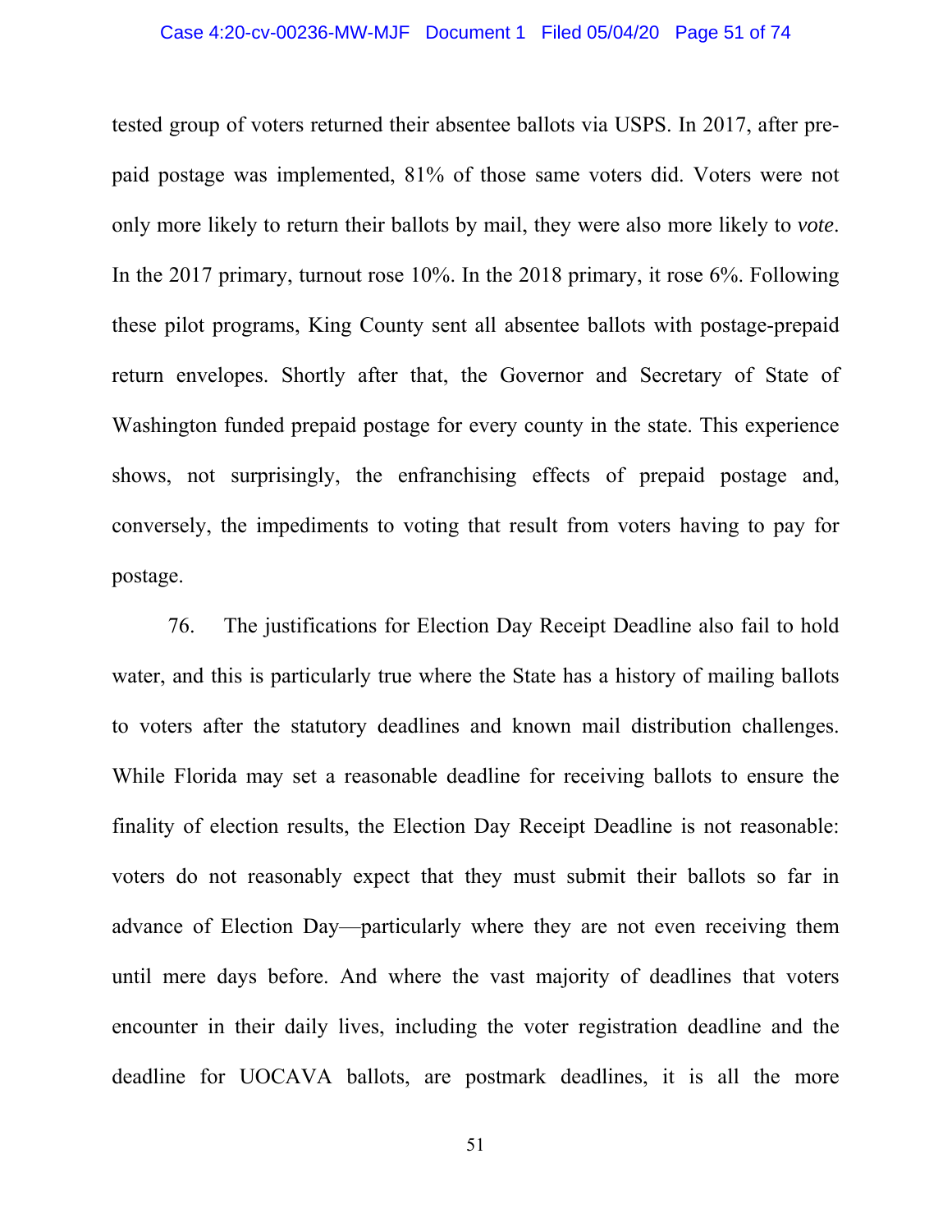tested group of voters returned their absentee ballots via USPS. In 2017, after pre-paid postage was implemented, 81% of those same voters did. Voters were not only more likely to return their ballots by mail, they were also more likely to *vote*. In the 2017 primary, turnout rose 10%. In the 2018 primary, it rose 6%. Following these pilot programs, King County sent all absentee ballots with postage-prepaid return envelopes. Shortly after that, the Governor and Secretary of State of Washington funded prepaid postage for every county in the state. This experience shows, not surprisingly, the enfranchising effects of prepaid postage and, conversely, the impediments to voting that result from voters having to pay for postage.

76. The justifications for Election Day Receipt Deadline also fail to hold water, and this is particularly true where the State has a history of mailing ballots to voters after the statutory deadlines and known mail distribution challenges. While Florida may set a reasonable deadline for receiving ballots to ensure the finality of election results, the Election Day Receipt Deadline is not reasonable: voters do not reasonably expect that they must submit their ballots so far in advance of Election Day—particularly where they are not even receiving them until mere days before. And where the vast majority of deadlines that voters encounter in their daily lives, including the voter registration deadline and the deadline for UOCAVA ballots, are postmark deadlines, it is all the more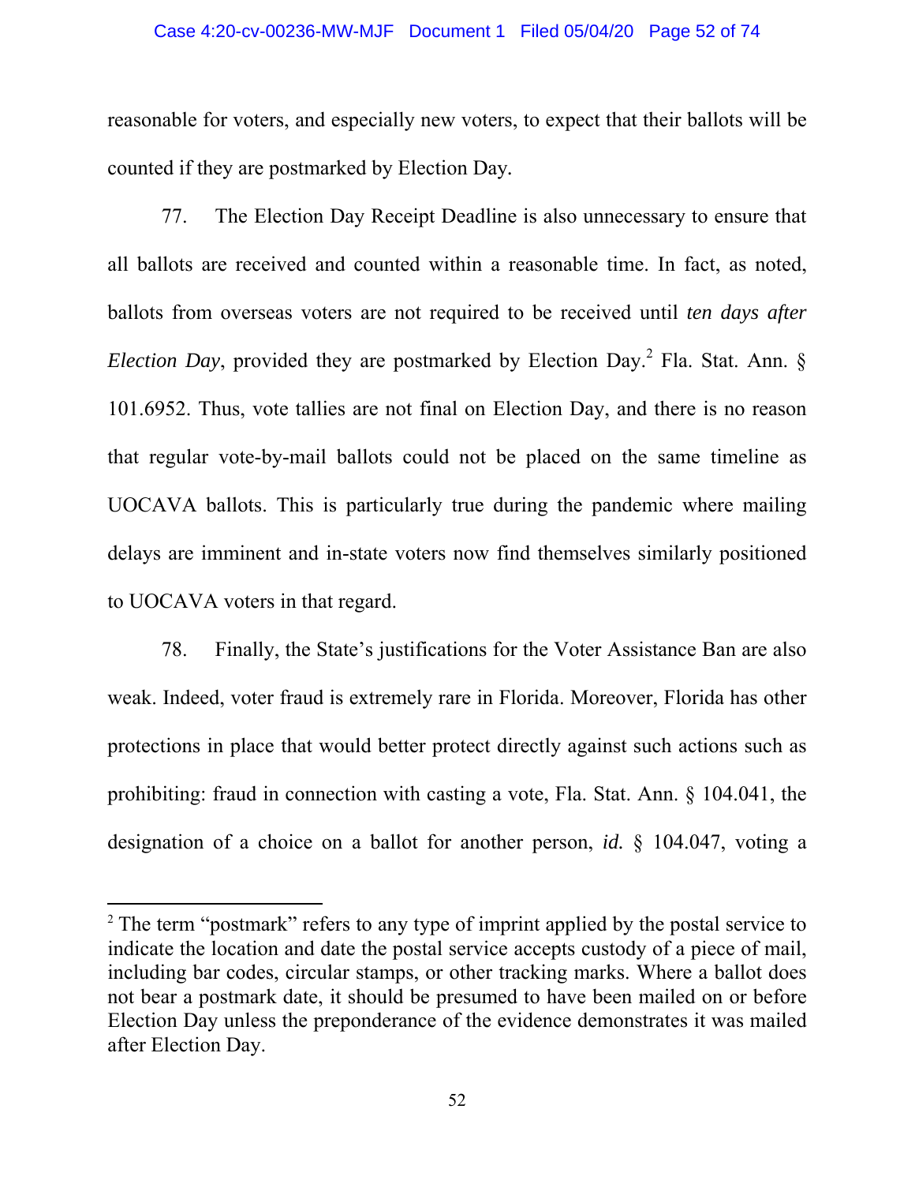reasonable for voters, and especially new voters, to expect that their ballots will be counted if they are postmarked by Election Day.

77. The Election Day Receipt Deadline is also unnecessary to ensure that all ballots are received and counted within a reasonable time. In fact, as noted, ballots from overseas voters are not required to be received until *ten days after Election Day*, provided they are postmarked by Election Day.[2] Fla. Stat. Ann. § 101.6952. Thus, vote tallies are not final on Election Day, and there is no reason that regular vote-by-mail ballots could not be placed on the same timeline as UOCAVA ballots. This is particularly true during the pandemic where mailing delays are imminent and in-state voters now find themselves similarly positioned to UOCAVA voters in that regard.

78. Finally, the State's justifications for the Voter Assistance Ban are also weak. Indeed, voter fraud is extremely rare in Florida. Moreover, Florida has other protections in place that would better protect directly against such actions such as prohibiting: fraud in connection with casting a vote, Fla. Stat. Ann. § 104.041, the designation of a choice on a ballot for another person, *id.* § 104.047, voting a

---

[2] The term "postmark" refers to any type of imprint applied by the postal service to indicate the location and date the postal service accepts custody of a piece of mail, including bar codes, circular stamps, or other tracking marks. Where a ballot does not bear a postmark date, it should be presumed to have been mailed on or before Election Day unless the preponderance of the evidence demonstrates it was mailed after Election Day.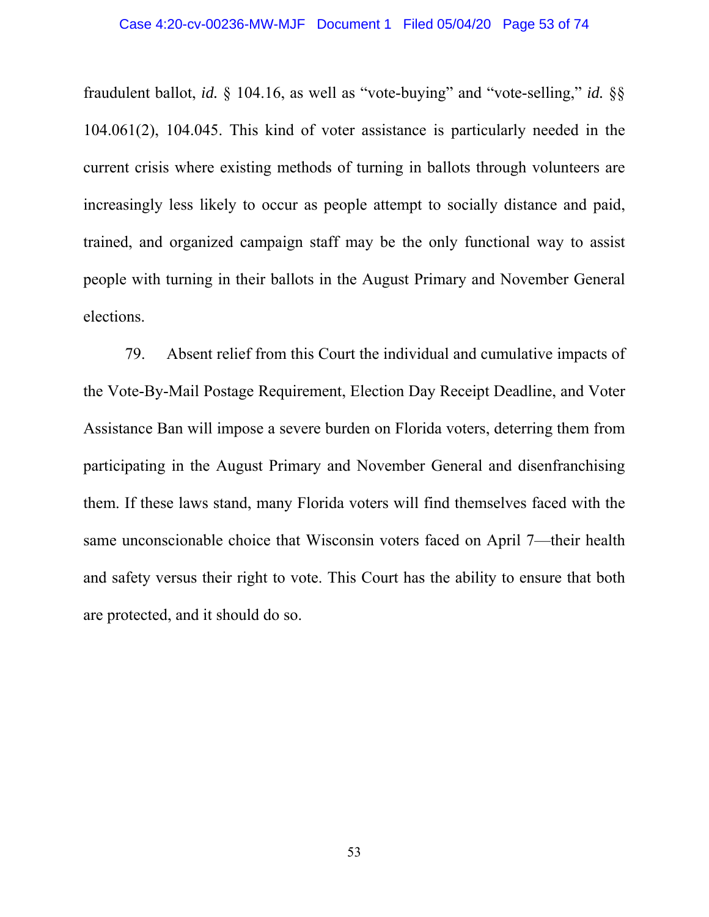fraudulent ballot, *id.* § 104.16, as well as "vote-buying" and "vote-selling," *id.* §§ 104.061(2), 104.045. This kind of voter assistance is particularly needed in the current crisis where existing methods of turning in ballots through volunteers are increasingly less likely to occur as people attempt to socially distance and paid, trained, and organized campaign staff may be the only functional way to assist people with turning in their ballots in the August Primary and November General elections.

79. Absent relief from this Court the individual and cumulative impacts of the Vote-By-Mail Postage Requirement, Election Day Receipt Deadline, and Voter Assistance Ban will impose a severe burden on Florida voters, deterring them from participating in the August Primary and November General and disenfranchising them. If these laws stand, many Florida voters will find themselves faced with the same unconscionable choice that Wisconsin voters faced on April 7—their health and safety versus their right to vote. This Court has the ability to ensure that both are protected, and it should do so.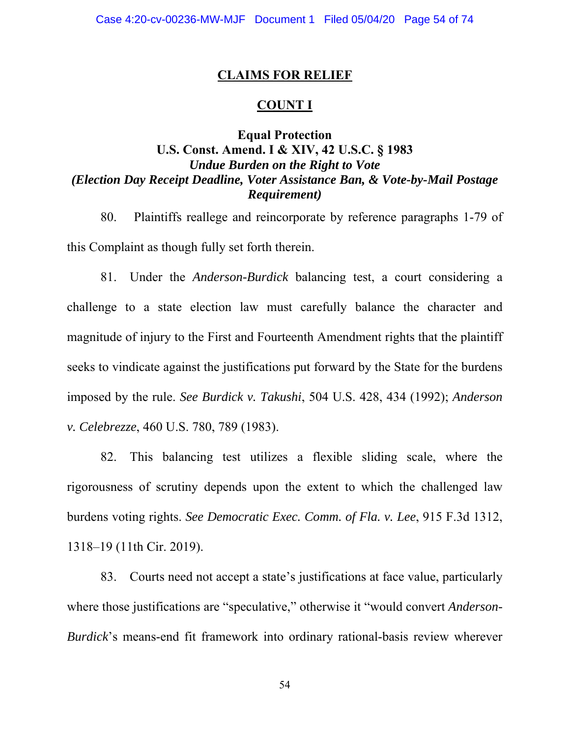## CLAIMS FOR RELIEF

## COUNT I

### Equal Protection
### U.S. Const. Amend. I & XIV, 42 U.S.C. § 1983
### *Undue Burden on the Right to Vote*
### *(Election Day Receipt Deadline, Voter Assistance Ban, & Vote-by-Mail Postage Requirement)*

80. Plaintiffs reallege and reincorporate by reference paragraphs 1-79 of this Complaint as though fully set forth therein.

81. Under the *Anderson-Burdick* balancing test, a court considering a challenge to a state election law must carefully balance the character and magnitude of injury to the First and Fourteenth Amendment rights that the plaintiff seeks to vindicate against the justifications put forward by the State for the burdens imposed by the rule. *See Burdick v. Takushi*, 504 U.S. 428, 434 (1992); *Anderson v. Celebrezze*, 460 U.S. 780, 789 (1983).

82. This balancing test utilizes a flexible sliding scale, where the rigorousness of scrutiny depends upon the extent to which the challenged law burdens voting rights. *See Democratic Exec. Comm. of Fla. v. Lee*, 915 F.3d 1312, 1318–19 (11th Cir. 2019).

83. Courts need not accept a state's justifications at face value, particularly where those justifications are "speculative," otherwise it "would convert *Anderson-Burdick*'s means-end fit framework into ordinary rational-basis review wherever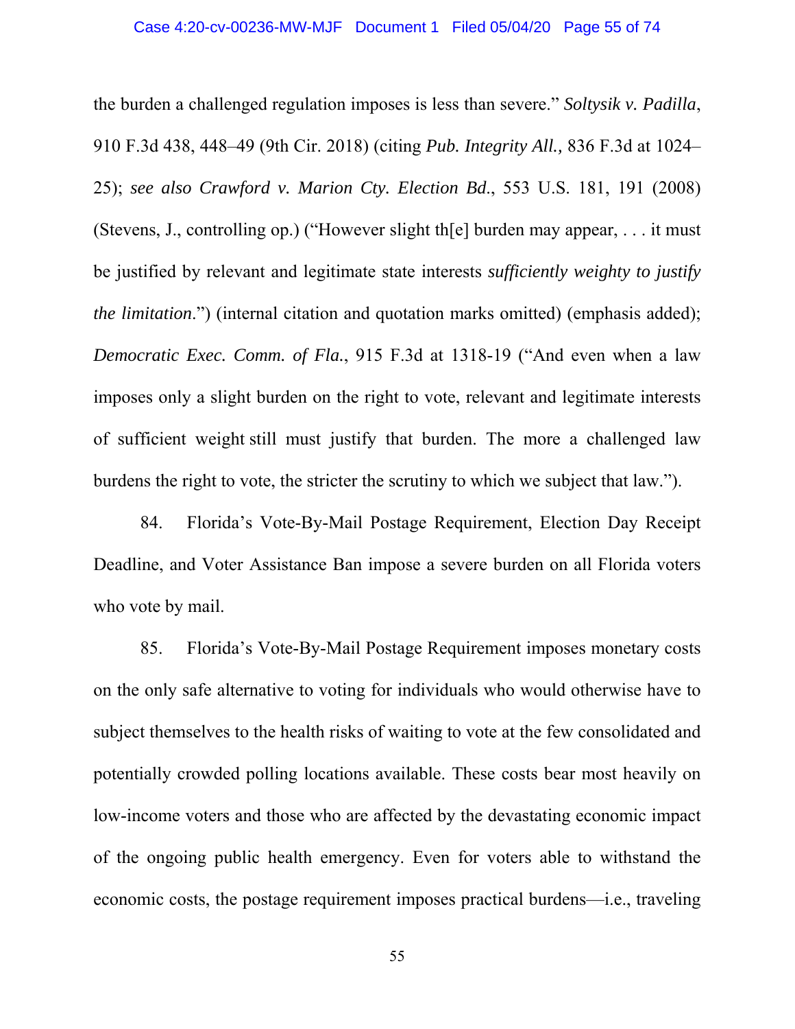the burden a challenged regulation imposes is less than severe." *Soltysik v. Padilla*, 910 F.3d 438, 448–49 (9th Cir. 2018) (citing *Pub. Integrity All.,* 836 F.3d at 1024–25); *see also Crawford v. Marion Cty. Election Bd.*, 553 U.S. 181, 191 (2008) (Stevens, J., controlling op.) ("However slight th[e] burden may appear, . . . it must be justified by relevant and legitimate state interests *sufficiently weighty to justify the limitation*.") (internal citation and quotation marks omitted) (emphasis added); *Democratic Exec. Comm. of Fla.*, 915 F.3d at 1318-19 ("And even when a law imposes only a slight burden on the right to vote, relevant and legitimate interests of sufficient weight still must justify that burden. The more a challenged law burdens the right to vote, the stricter the scrutiny to which we subject that law.").

84. Florida's Vote-By-Mail Postage Requirement, Election Day Receipt Deadline, and Voter Assistance Ban impose a severe burden on all Florida voters who vote by mail.

85. Florida's Vote-By-Mail Postage Requirement imposes monetary costs on the only safe alternative to voting for individuals who would otherwise have to subject themselves to the health risks of waiting to vote at the few consolidated and potentially crowded polling locations available. These costs bear most heavily on low-income voters and those who are affected by the devastating economic impact of the ongoing public health emergency. Even for voters able to withstand the economic costs, the postage requirement imposes practical burdens—i.e., traveling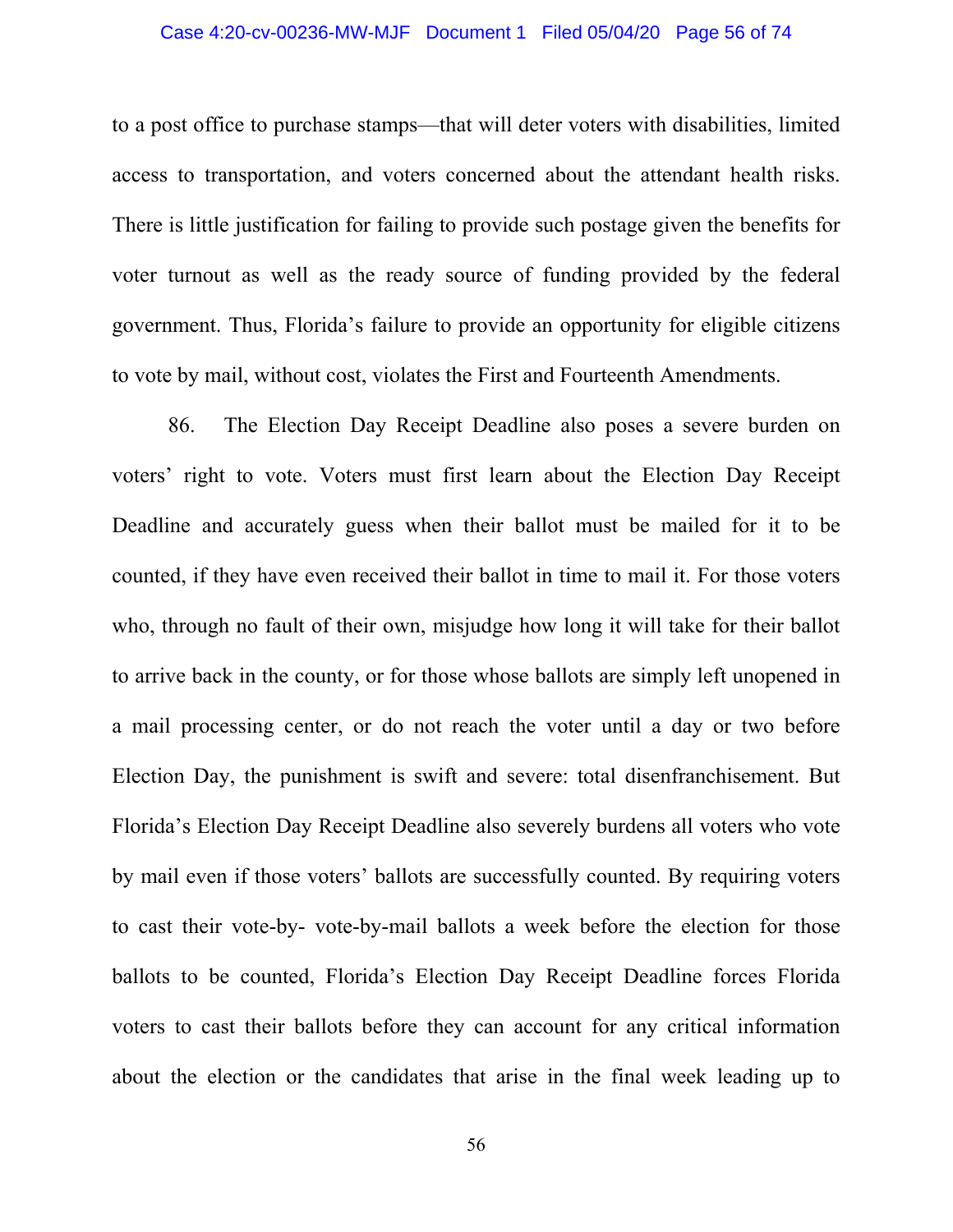to a post office to purchase stamps—that will deter voters with disabilities, limited access to transportation, and voters concerned about the attendant health risks. There is little justification for failing to provide such postage given the benefits for voter turnout as well as the ready source of funding provided by the federal government. Thus, Florida's failure to provide an opportunity for eligible citizens to vote by mail, without cost, violates the First and Fourteenth Amendments.

86. The Election Day Receipt Deadline also poses a severe burden on voters' right to vote. Voters must first learn about the Election Day Receipt Deadline and accurately guess when their ballot must be mailed for it to be counted, if they have even received their ballot in time to mail it. For those voters who, through no fault of their own, misjudge how long it will take for their ballot to arrive back in the county, or for those whose ballots are simply left unopened in a mail processing center, or do not reach the voter until a day or two before Election Day, the punishment is swift and severe: total disenfranchisement. But Florida's Election Day Receipt Deadline also severely burdens all voters who vote by mail even if those voters' ballots are successfully counted. By requiring voters to cast their vote-by- vote-by-mail ballots a week before the election for those ballots to be counted, Florida's Election Day Receipt Deadline forces Florida voters to cast their ballots before they can account for any critical information about the election or the candidates that arise in the final week leading up to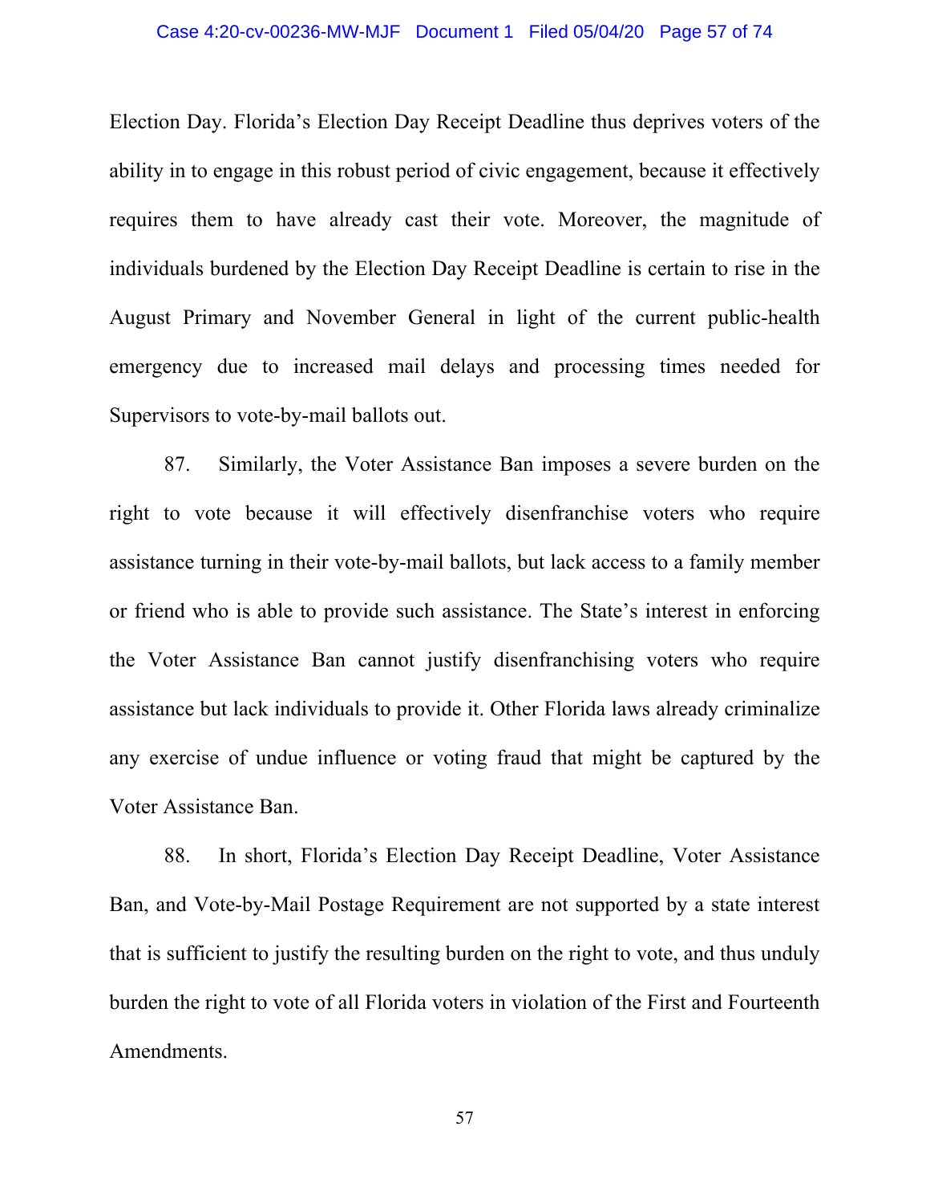Election Day. Florida's Election Day Receipt Deadline thus deprives voters of the ability in to engage in this robust period of civic engagement, because it effectively requires them to have already cast their vote. Moreover, the magnitude of individuals burdened by the Election Day Receipt Deadline is certain to rise in the August Primary and November General in light of the current public-health emergency due to increased mail delays and processing times needed for Supervisors to vote-by-mail ballots out.

87. Similarly, the Voter Assistance Ban imposes a severe burden on the right to vote because it will effectively disenfranchise voters who require assistance turning in their vote-by-mail ballots, but lack access to a family member or friend who is able to provide such assistance. The State's interest in enforcing the Voter Assistance Ban cannot justify disenfranchising voters who require assistance but lack individuals to provide it. Other Florida laws already criminalize any exercise of undue influence or voting fraud that might be captured by the Voter Assistance Ban.

88. In short, Florida's Election Day Receipt Deadline, Voter Assistance Ban, and Vote-by-Mail Postage Requirement are not supported by a state interest that is sufficient to justify the resulting burden on the right to vote, and thus unduly burden the right to vote of all Florida voters in violation of the First and Fourteenth Amendments.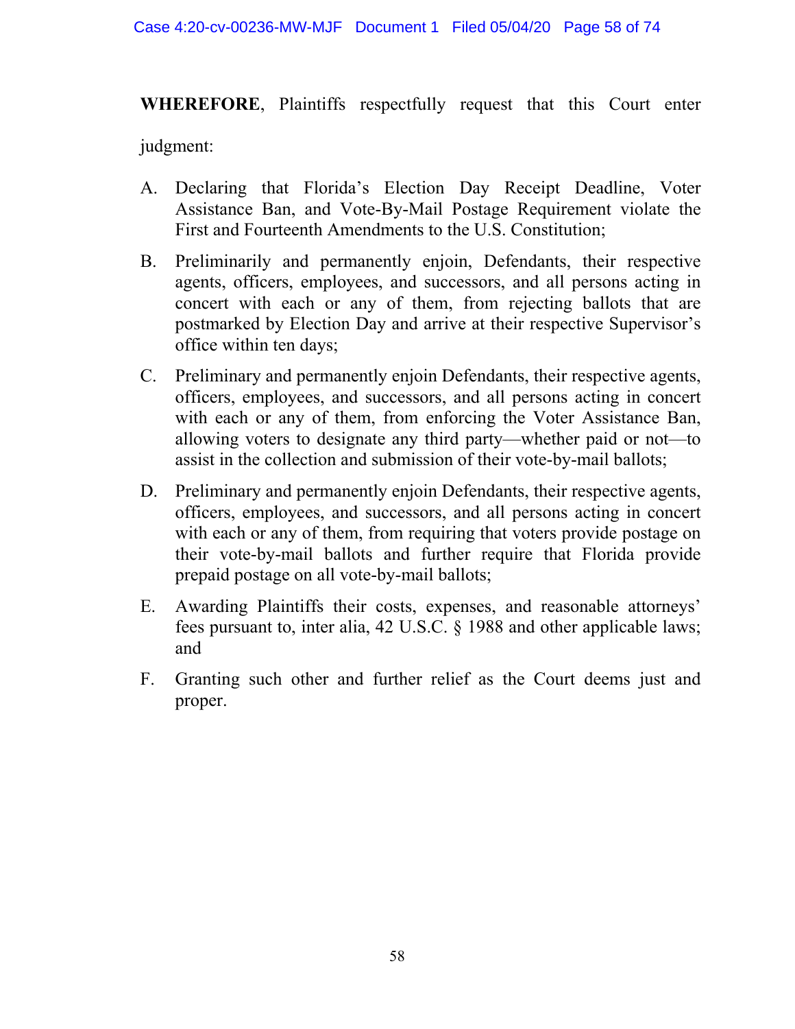**WHEREFORE**, Plaintiffs respectfully request that this Court enter judgment:

A. Declaring that Florida's Election Day Receipt Deadline, Voter Assistance Ban, and Vote-By-Mail Postage Requirement violate the First and Fourteenth Amendments to the U.S. Constitution;

B. Preliminarily and permanently enjoin, Defendants, their respective agents, officers, employees, and successors, and all persons acting in concert with each or any of them, from rejecting ballots that are postmarked by Election Day and arrive at their respective Supervisor's office within ten days;

C. Preliminary and permanently enjoin Defendants, their respective agents, officers, employees, and successors, and all persons acting in concert with each or any of them, from enforcing the Voter Assistance Ban, allowing voters to designate any third party—whether paid or not—to assist in the collection and submission of their vote-by-mail ballots;

D. Preliminary and permanently enjoin Defendants, their respective agents, officers, employees, and successors, and all persons acting in concert with each or any of them, from requiring that voters provide postage on their vote-by-mail ballots and further require that Florida provide prepaid postage on all vote-by-mail ballots;

E. Awarding Plaintiffs their costs, expenses, and reasonable attorneys' fees pursuant to, inter alia, 42 U.S.C. § 1988 and other applicable laws; and

F. Granting such other and further relief as the Court deems just and proper.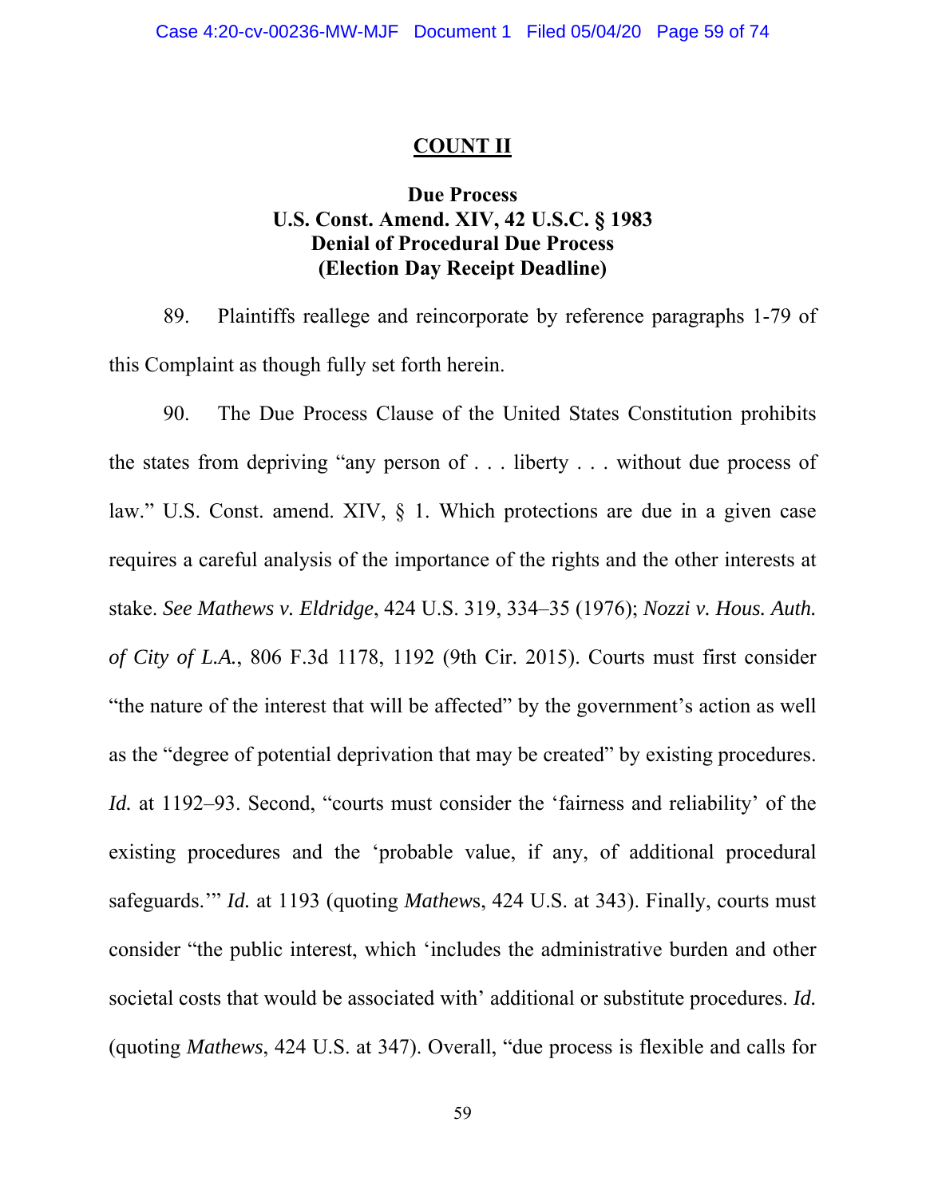## COUNT II

### Due Process
### U.S. Const. Amend. XIV, 42 U.S.C. § 1983
### Denial of Procedural Due Process
### (Election Day Receipt Deadline)

89. Plaintiffs reallege and reincorporate by reference paragraphs 1-79 of this Complaint as though fully set forth herein.

90. The Due Process Clause of the United States Constitution prohibits the states from depriving "any person of . . . liberty . . . without due process of law." U.S. Const. amend. XIV, § 1. Which protections are due in a given case requires a careful analysis of the importance of the rights and the other interests at stake. *See Mathews v. Eldridge*, 424 U.S. 319, 334–35 (1976); *Nozzi v. Hous. Auth. of City of L.A.*, 806 F.3d 1178, 1192 (9th Cir. 2015). Courts must first consider "the nature of the interest that will be affected" by the government's action as well as the "degree of potential deprivation that may be created" by existing procedures. *Id.* at 1192–93. Second, "courts must consider the 'fairness and reliability' of the existing procedures and the 'probable value, if any, of additional procedural safeguards.'" *Id.* at 1193 (quoting *Mathews*, 424 U.S. at 343). Finally, courts must consider "the public interest, which 'includes the administrative burden and other societal costs that would be associated with' additional or substitute procedures. *Id.* (quoting *Mathews*, 424 U.S. at 347). Overall, "due process is flexible and calls for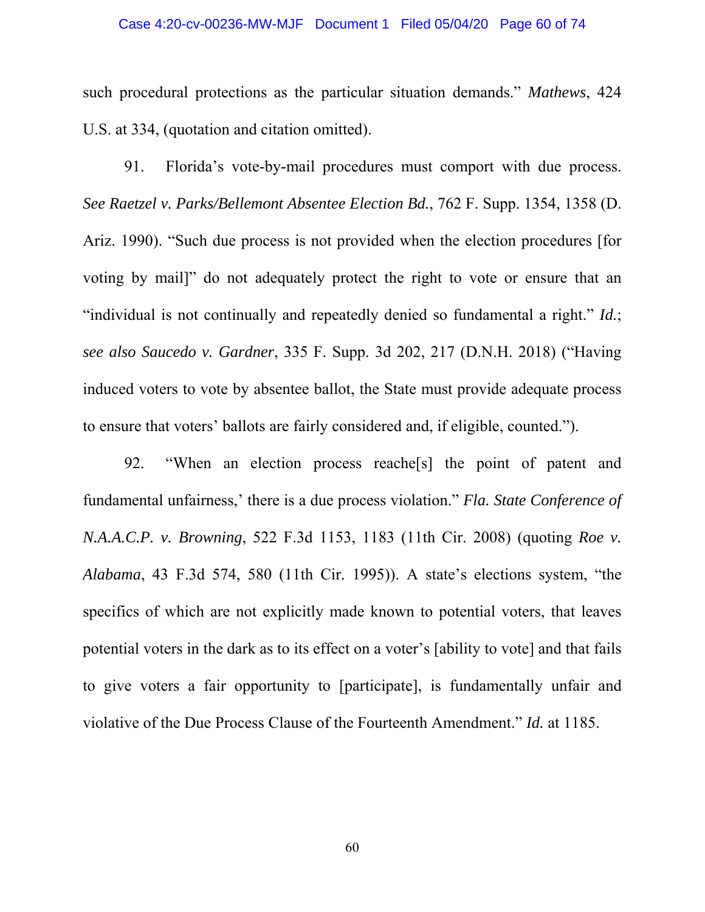such procedural protections as the particular situation demands." *Mathews*, 424 U.S. at 334, (quotation and citation omitted).

91. Florida's vote-by-mail procedures must comport with due process. *See Raetzel v. Parks/Bellemont Absentee Election Bd.*, 762 F. Supp. 1354, 1358 (D. Ariz. 1990). "Such due process is not provided when the election procedures [for voting by mail]" do not adequately protect the right to vote or ensure that an "individual is not continually and repeatedly denied so fundamental a right." *Id.*; *see also Saucedo v. Gardner*, 335 F. Supp. 3d 202, 217 (D.N.H. 2018) ("Having induced voters to vote by absentee ballot, the State must provide adequate process to ensure that voters' ballots are fairly considered and, if eligible, counted.").

92. "When an election process reache[s] the point of patent and fundamental unfairness,' there is a due process violation." *Fla. State Conference of N.A.A.C.P. v. Browning*, 522 F.3d 1153, 1183 (11th Cir. 2008) (quoting *Roe v. Alabama*, 43 F.3d 574, 580 (11th Cir. 1995)). A state's elections system, "the specifics of which are not explicitly made known to potential voters, that leaves potential voters in the dark as to its effect on a voter's [ability to vote] and that fails to give voters a fair opportunity to [participate], is fundamentally unfair and violative of the Due Process Clause of the Fourteenth Amendment." *Id.* at 1185.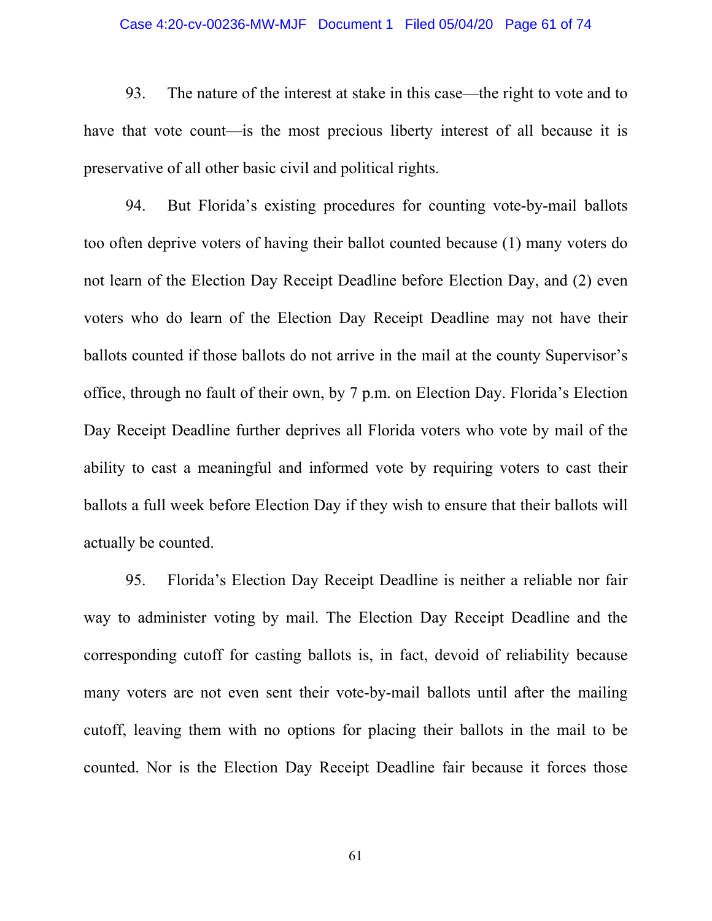93. The nature of the interest at stake in this case—the right to vote and to have that vote count—is the most precious liberty interest of all because it is preservative of all other basic civil and political rights.

94. But Florida's existing procedures for counting vote-by-mail ballots too often deprive voters of having their ballot counted because (1) many voters do not learn of the Election Day Receipt Deadline before Election Day, and (2) even voters who do learn of the Election Day Receipt Deadline may not have their ballots counted if those ballots do not arrive in the mail at the county Supervisor's office, through no fault of their own, by 7 p.m. on Election Day. Florida's Election Day Receipt Deadline further deprives all Florida voters who vote by mail of the ability to cast a meaningful and informed vote by requiring voters to cast their ballots a full week before Election Day if they wish to ensure that their ballots will actually be counted.

95. Florida's Election Day Receipt Deadline is neither a reliable nor fair way to administer voting by mail. The Election Day Receipt Deadline and the corresponding cutoff for casting ballots is, in fact, devoid of reliability because many voters are not even sent their vote-by-mail ballots until after the mailing cutoff, leaving them with no options for placing their ballots in the mail to be counted. Nor is the Election Day Receipt Deadline fair because it forces those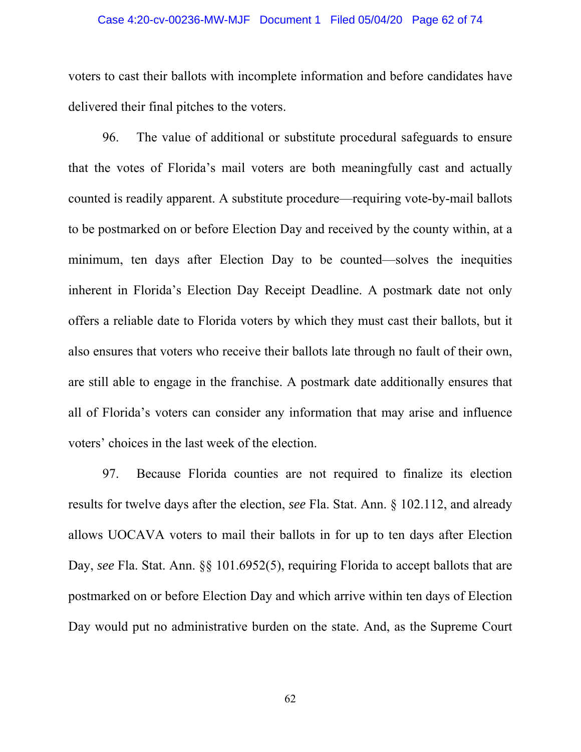voters to cast their ballots with incomplete information and before candidates have delivered their final pitches to the voters.

96. The value of additional or substitute procedural safeguards to ensure that the votes of Florida's mail voters are both meaningfully cast and actually counted is readily apparent. A substitute procedure—requiring vote-by-mail ballots to be postmarked on or before Election Day and received by the county within, at a minimum, ten days after Election Day to be counted—solves the inequities inherent in Florida's Election Day Receipt Deadline. A postmark date not only offers a reliable date to Florida voters by which they must cast their ballots, but it also ensures that voters who receive their ballots late through no fault of their own, are still able to engage in the franchise. A postmark date additionally ensures that all of Florida's voters can consider any information that may arise and influence voters' choices in the last week of the election.

97. Because Florida counties are not required to finalize its election results for twelve days after the election, *see* Fla. Stat. Ann. § 102.112, and already allows UOCAVA voters to mail their ballots in for up to ten days after Election Day, *see* Fla. Stat. Ann. §§ 101.6952(5), requiring Florida to accept ballots that are postmarked on or before Election Day and which arrive within ten days of Election Day would put no administrative burden on the state. And, as the Supreme Court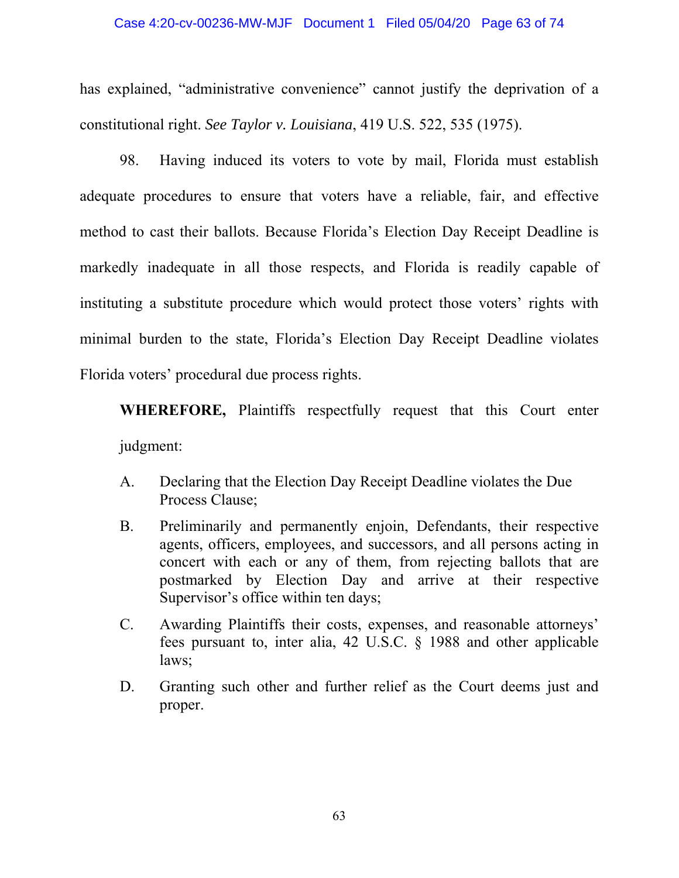has explained, "administrative convenience" cannot justify the deprivation of a constitutional right. *See Taylor v. Louisiana*, 419 U.S. 522, 535 (1975).

98. Having induced its voters to vote by mail, Florida must establish adequate procedures to ensure that voters have a reliable, fair, and effective method to cast their ballots. Because Florida's Election Day Receipt Deadline is markedly inadequate in all those respects, and Florida is readily capable of instituting a substitute procedure which would protect those voters' rights with minimal burden to the state, Florida's Election Day Receipt Deadline violates Florida voters' procedural due process rights.

**WHEREFORE,** Plaintiffs respectfully request that this Court enter judgment:

A. Declaring that the Election Day Receipt Deadline violates the Due Process Clause;

B. Preliminarily and permanently enjoin, Defendants, their respective agents, officers, employees, and successors, and all persons acting in concert with each or any of them, from rejecting ballots that are postmarked by Election Day and arrive at their respective Supervisor's office within ten days;

C. Awarding Plaintiffs their costs, expenses, and reasonable attorneys' fees pursuant to, inter alia, 42 U.S.C. § 1988 and other applicable laws;

D. Granting such other and further relief as the Court deems just and proper.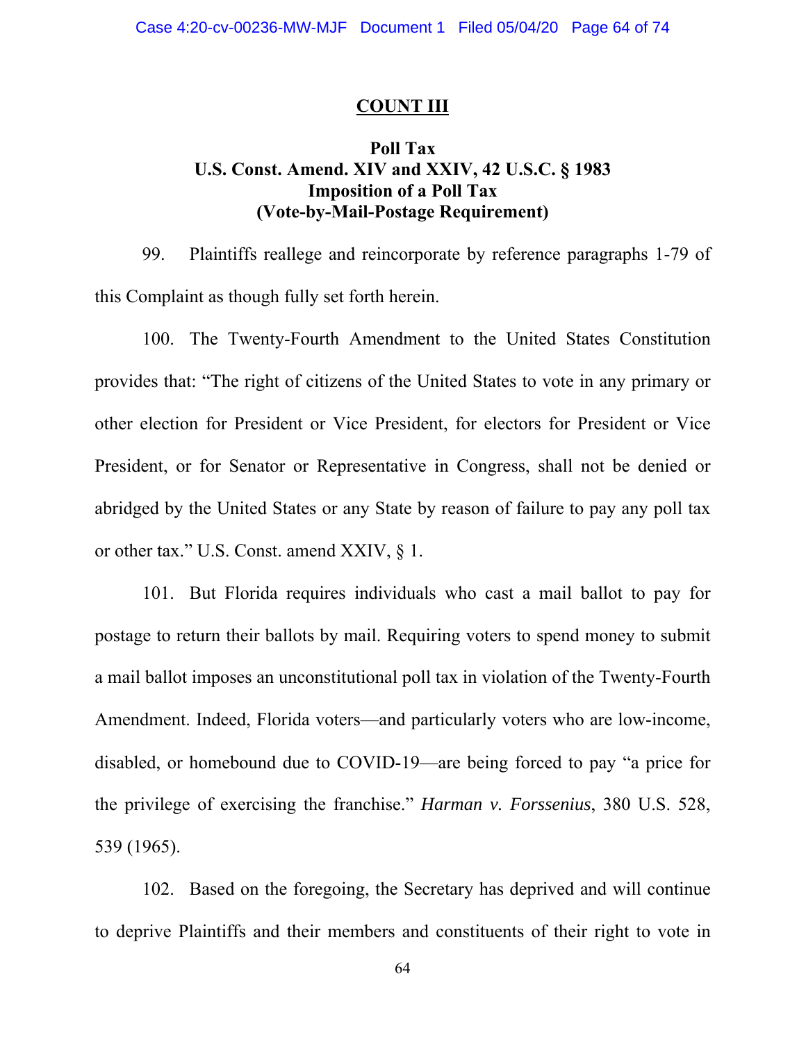## COUNT III

### Poll Tax
### U.S. Const. Amend. XIV and XXIV, 42 U.S.C. § 1983
### Imposition of a Poll Tax
### (Vote-by-Mail-Postage Requirement)

99. Plaintiffs reallege and reincorporate by reference paragraphs 1-79 of this Complaint as though fully set forth herein.

100. The Twenty-Fourth Amendment to the United States Constitution provides that: "The right of citizens of the United States to vote in any primary or other election for President or Vice President, for electors for President or Vice President, or for Senator or Representative in Congress, shall not be denied or abridged by the United States or any State by reason of failure to pay any poll tax or other tax." U.S. Const. amend XXIV, § 1.

101. But Florida requires individuals who cast a mail ballot to pay for postage to return their ballots by mail. Requiring voters to spend money to submit a mail ballot imposes an unconstitutional poll tax in violation of the Twenty-Fourth Amendment. Indeed, Florida voters—and particularly voters who are low-income, disabled, or homebound due to COVID-19—are being forced to pay "a price for the privilege of exercising the franchise." *Harman v. Forssenius*, 380 U.S. 528, 539 (1965).

102. Based on the foregoing, the Secretary has deprived and will continue to deprive Plaintiffs and their members and constituents of their right to vote in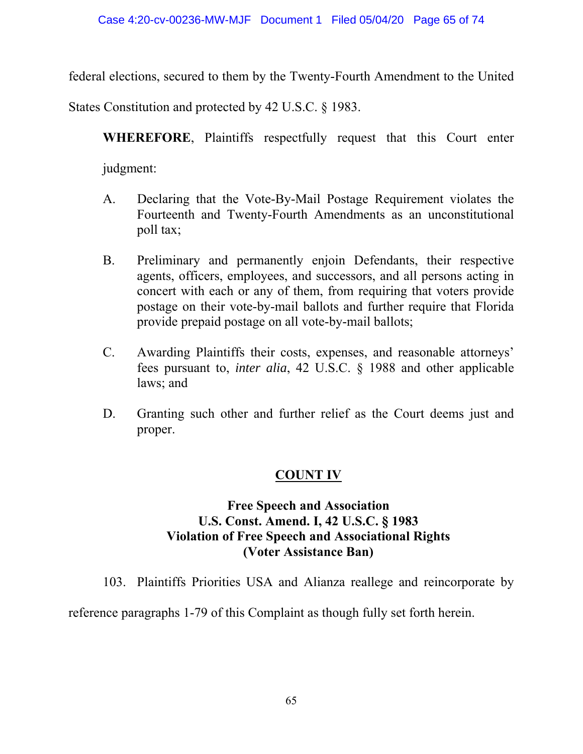federal elections, secured to them by the Twenty-Fourth Amendment to the United States Constitution and protected by 42 U.S.C. § 1983.

**WHEREFORE**, Plaintiffs respectfully request that this Court enter judgment:

A. Declaring that the Vote-By-Mail Postage Requirement violates the Fourteenth and Twenty-Fourth Amendments as an unconstitutional poll tax;

B. Preliminary and permanently enjoin Defendants, their respective agents, officers, employees, and successors, and all persons acting in concert with each or any of them, from requiring that voters provide postage on their vote-by-mail ballots and further require that Florida provide prepaid postage on all vote-by-mail ballots;

C. Awarding Plaintiffs their costs, expenses, and reasonable attorneys' fees pursuant to, *inter alia*, 42 U.S.C. § 1988 and other applicable laws; and

D. Granting such other and further relief as the Court deems just and proper.

## COUNT IV

### Free Speech and Association
### U.S. Const. Amend. I, 42 U.S.C. § 1983
### Violation of Free Speech and Associational Rights
### (Voter Assistance Ban)

103. Plaintiffs Priorities USA and Alianza reallege and reincorporate by reference paragraphs 1-79 of this Complaint as though fully set forth herein.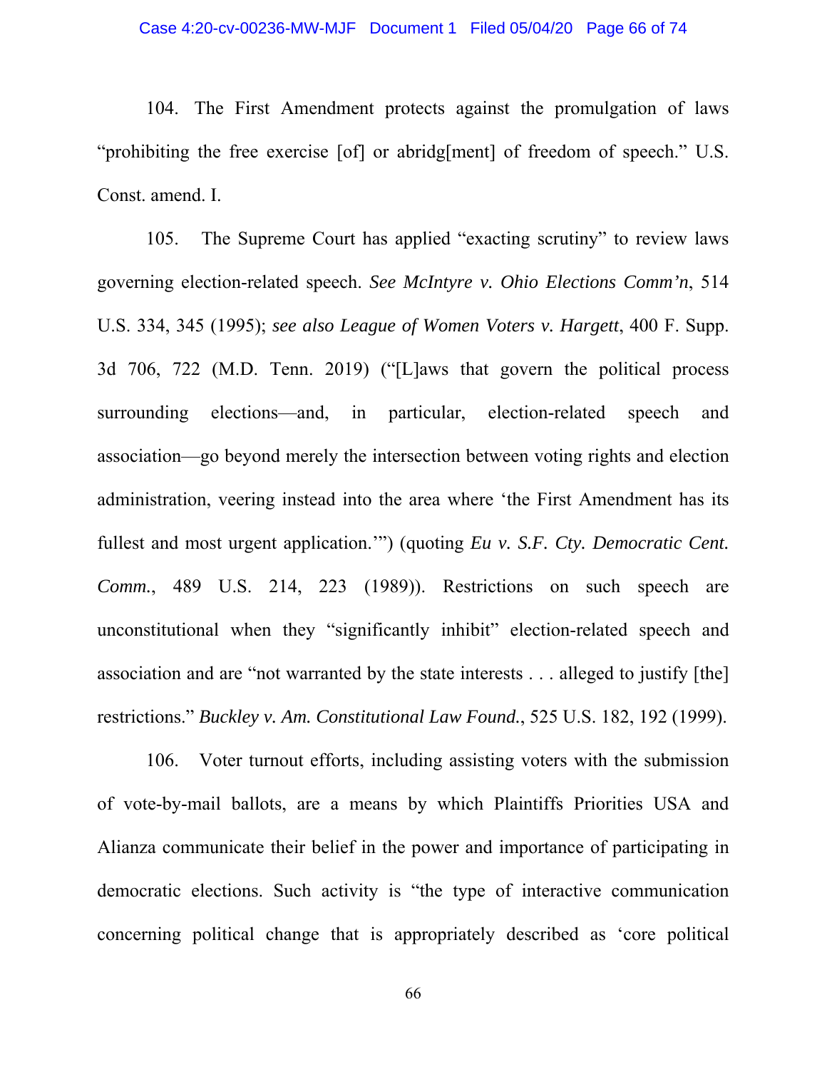104. The First Amendment protects against the promulgation of laws "prohibiting the free exercise [of] or abridg[ment] of freedom of speech." U.S. Const. amend. I.

105. The Supreme Court has applied "exacting scrutiny" to review laws governing election-related speech. *See McIntyre v. Ohio Elections Comm'n*, 514 U.S. 334, 345 (1995); *see also League of Women Voters v. Hargett*, 400 F. Supp. 3d 706, 722 (M.D. Tenn. 2019) ("[L]aws that govern the political process surrounding elections—and, in particular, election-related speech and association—go beyond merely the intersection between voting rights and election administration, veering instead into the area where 'the First Amendment has its fullest and most urgent application.'") (quoting *Eu v. S.F. Cty. Democratic Cent. Comm.*, 489 U.S. 214, 223 (1989)). Restrictions on such speech are unconstitutional when they "significantly inhibit" election-related speech and association and are "not warranted by the state interests . . . alleged to justify [the] restrictions." *Buckley v. Am. Constitutional Law Found.*, 525 U.S. 182, 192 (1999).

106. Voter turnout efforts, including assisting voters with the submission of vote-by-mail ballots, are a means by which Plaintiffs Priorities USA and Alianza communicate their belief in the power and importance of participating in democratic elections. Such activity is "the type of interactive communication concerning political change that is appropriately described as 'core political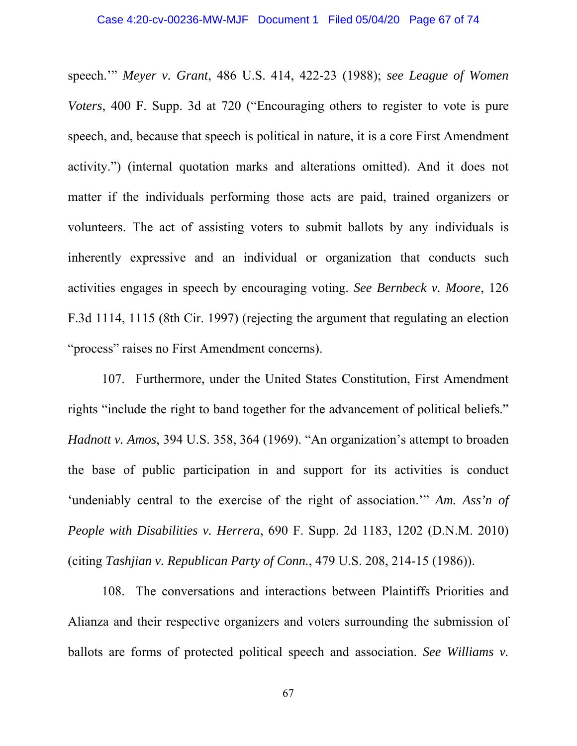speech.'" *Meyer v. Grant*, 486 U.S. 414, 422-23 (1988); *see League of Women Voters*, 400 F. Supp. 3d at 720 ("Encouraging others to register to vote is pure speech, and, because that speech is political in nature, it is a core First Amendment activity.") (internal quotation marks and alterations omitted). And it does not matter if the individuals performing those acts are paid, trained organizers or volunteers. The act of assisting voters to submit ballots by any individuals is inherently expressive and an individual or organization that conducts such activities engages in speech by encouraging voting. *See Bernbeck v. Moore*, 126 F.3d 1114, 1115 (8th Cir. 1997) (rejecting the argument that regulating an election "process" raises no First Amendment concerns).

107. Furthermore, under the United States Constitution, First Amendment rights "include the right to band together for the advancement of political beliefs." *Hadnott v. Amos*, 394 U.S. 358, 364 (1969). "An organization's attempt to broaden the base of public participation in and support for its activities is conduct 'undeniably central to the exercise of the right of association.'" *Am. Ass'n of People with Disabilities v. Herrera*, 690 F. Supp. 2d 1183, 1202 (D.N.M. 2010) (citing *Tashjian v. Republican Party of Conn.*, 479 U.S. 208, 214-15 (1986)).

108. The conversations and interactions between Plaintiffs Priorities and Alianza and their respective organizers and voters surrounding the submission of ballots are forms of protected political speech and association. *See Williams v.*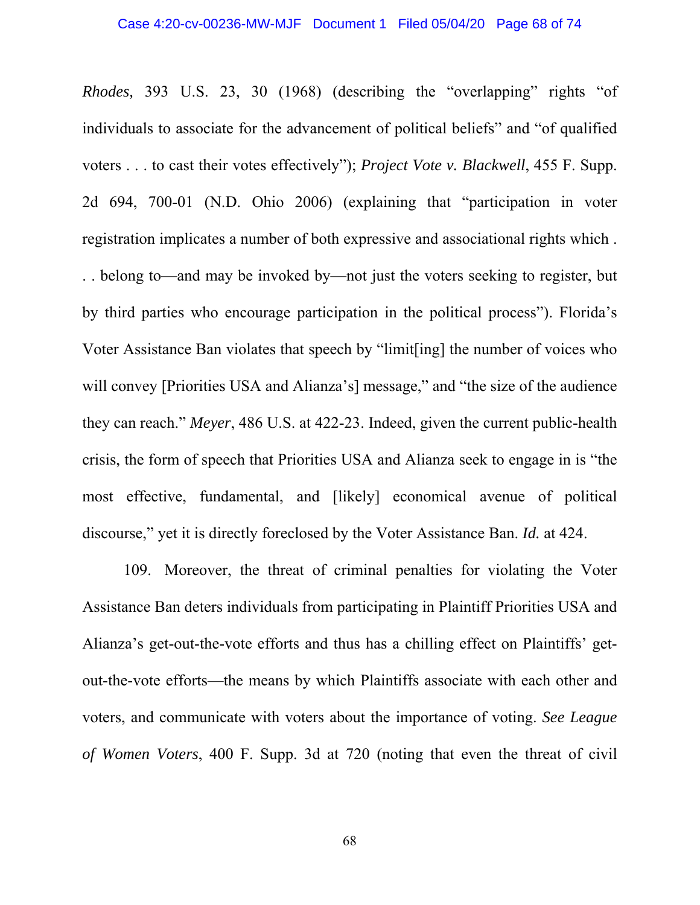*Rhodes,* 393 U.S. 23, 30 (1968) (describing the "overlapping" rights "of individuals to associate for the advancement of political beliefs" and "of qualified voters . . . to cast their votes effectively"); *Project Vote v. Blackwell*, 455 F. Supp. 2d 694, 700-01 (N.D. Ohio 2006) (explaining that "participation in voter registration implicates a number of both expressive and associational rights which . . . belong to—and may be invoked by—not just the voters seeking to register, but by third parties who encourage participation in the political process"). Florida's Voter Assistance Ban violates that speech by "limit[ing] the number of voices who will convey [Priorities USA and Alianza's] message," and "the size of the audience they can reach." *Meyer*, 486 U.S. at 422-23. Indeed, given the current public-health crisis, the form of speech that Priorities USA and Alianza seek to engage in is "the most effective, fundamental, and [likely] economical avenue of political discourse," yet it is directly foreclosed by the Voter Assistance Ban. *Id.* at 424.

109. Moreover, the threat of criminal penalties for violating the Voter Assistance Ban deters individuals from participating in Plaintiff Priorities USA and Alianza's get-out-the-vote efforts and thus has a chilling effect on Plaintiffs' get-out-the-vote efforts—the means by which Plaintiffs associate with each other and voters, and communicate with voters about the importance of voting. *See League of Women Voters*, 400 F. Supp. 3d at 720 (noting that even the threat of civil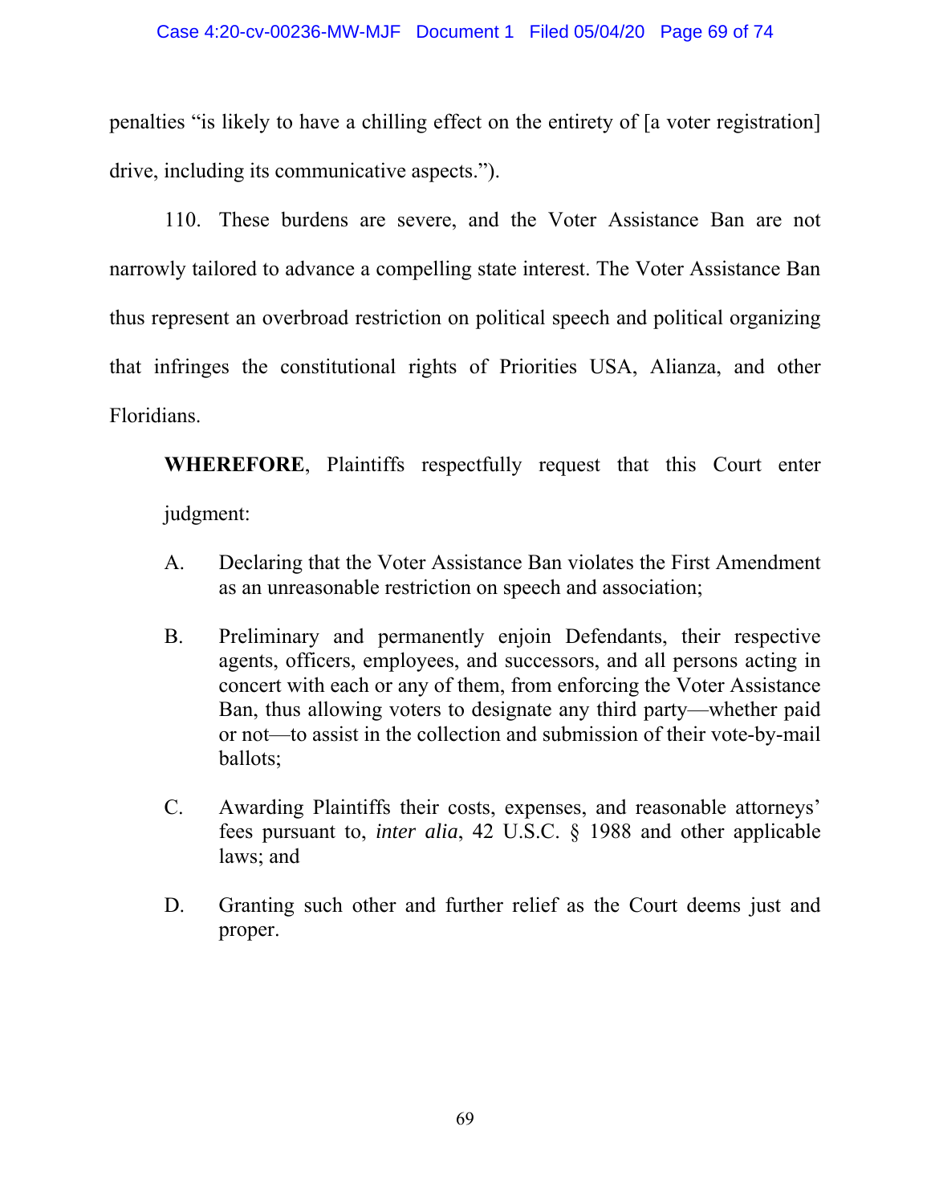penalties "is likely to have a chilling effect on the entirety of [a voter registration] drive, including its communicative aspects.").

110. These burdens are severe, and the Voter Assistance Ban are not narrowly tailored to advance a compelling state interest. The Voter Assistance Ban thus represent an overbroad restriction on political speech and political organizing that infringes the constitutional rights of Priorities USA, Alianza, and other Floridians.

**WHEREFORE**, Plaintiffs respectfully request that this Court enter judgment:

A. Declaring that the Voter Assistance Ban violates the First Amendment as an unreasonable restriction on speech and association;

B. Preliminary and permanently enjoin Defendants, their respective agents, officers, employees, and successors, and all persons acting in concert with each or any of them, from enforcing the Voter Assistance Ban, thus allowing voters to designate any third party—whether paid or not—to assist in the collection and submission of their vote-by-mail ballots;

C. Awarding Plaintiffs their costs, expenses, and reasonable attorneys' fees pursuant to, *inter alia*, 42 U.S.C. § 1988 and other applicable laws; and

D. Granting such other and further relief as the Court deems just and proper.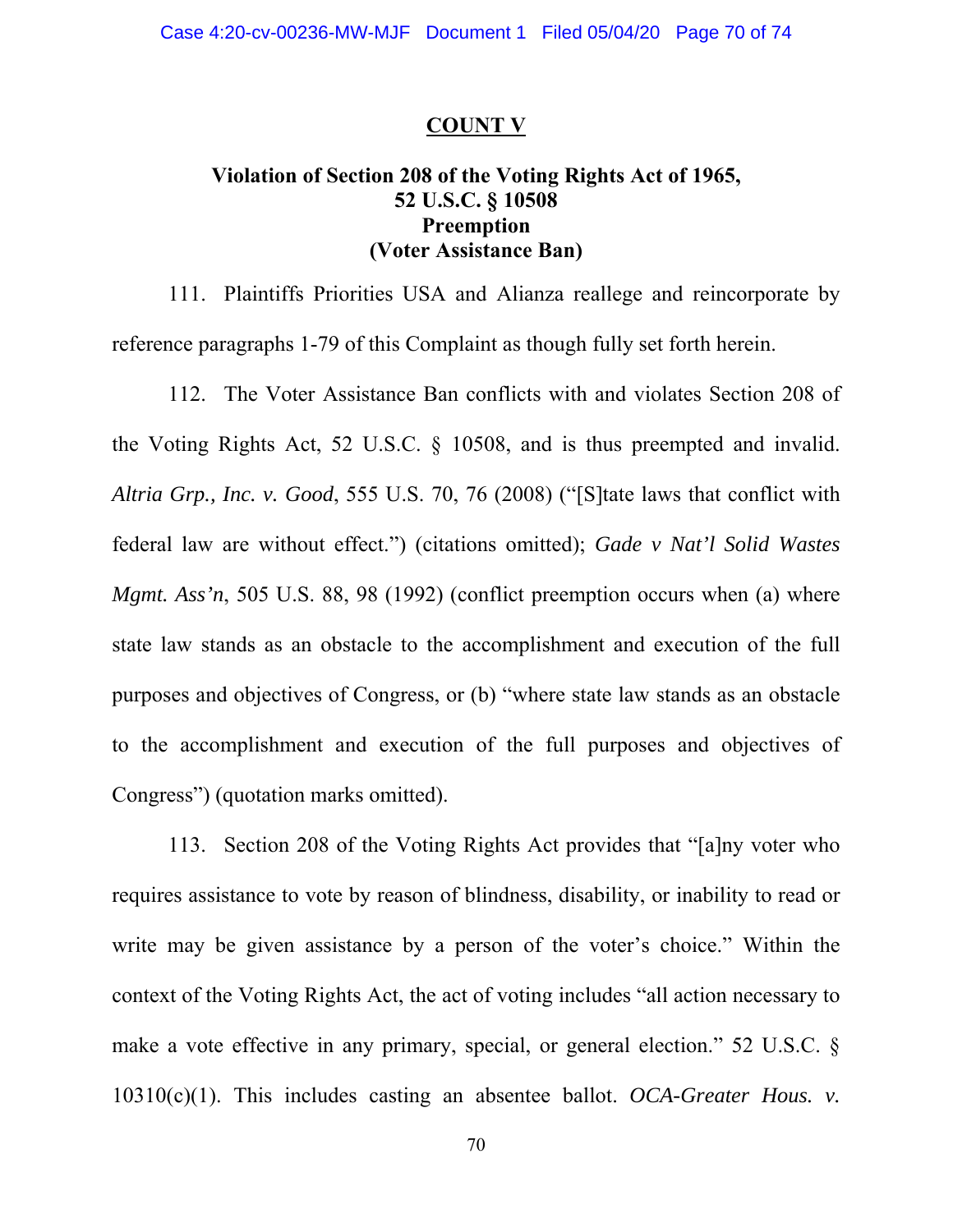## COUNT V

### Violation of Section 208 of the Voting Rights Act of 1965, 52 U.S.C. § 10508 Preemption (Voter Assistance Ban)

111. Plaintiffs Priorities USA and Alianza reallege and reincorporate by reference paragraphs 1-79 of this Complaint as though fully set forth herein.

112. The Voter Assistance Ban conflicts with and violates Section 208 of the Voting Rights Act, 52 U.S.C. § 10508, and is thus preempted and invalid. *Altria Grp., Inc. v. Good*, 555 U.S. 70, 76 (2008) ("[S]tate laws that conflict with federal law are without effect.") (citations omitted); *Gade v Nat'l Solid Wastes Mgmt. Ass'n*, 505 U.S. 88, 98 (1992) (conflict preemption occurs when (a) where state law stands as an obstacle to the accomplishment and execution of the full purposes and objectives of Congress, or (b) "where state law stands as an obstacle to the accomplishment and execution of the full purposes and objectives of Congress") (quotation marks omitted).

113. Section 208 of the Voting Rights Act provides that "[a]ny voter who requires assistance to vote by reason of blindness, disability, or inability to read or write may be given assistance by a person of the voter's choice." Within the context of the Voting Rights Act, the act of voting includes "all action necessary to make a vote effective in any primary, special, or general election." 52 U.S.C. § 10310(c)(1). This includes casting an absentee ballot. *OCA-Greater Hous. v.*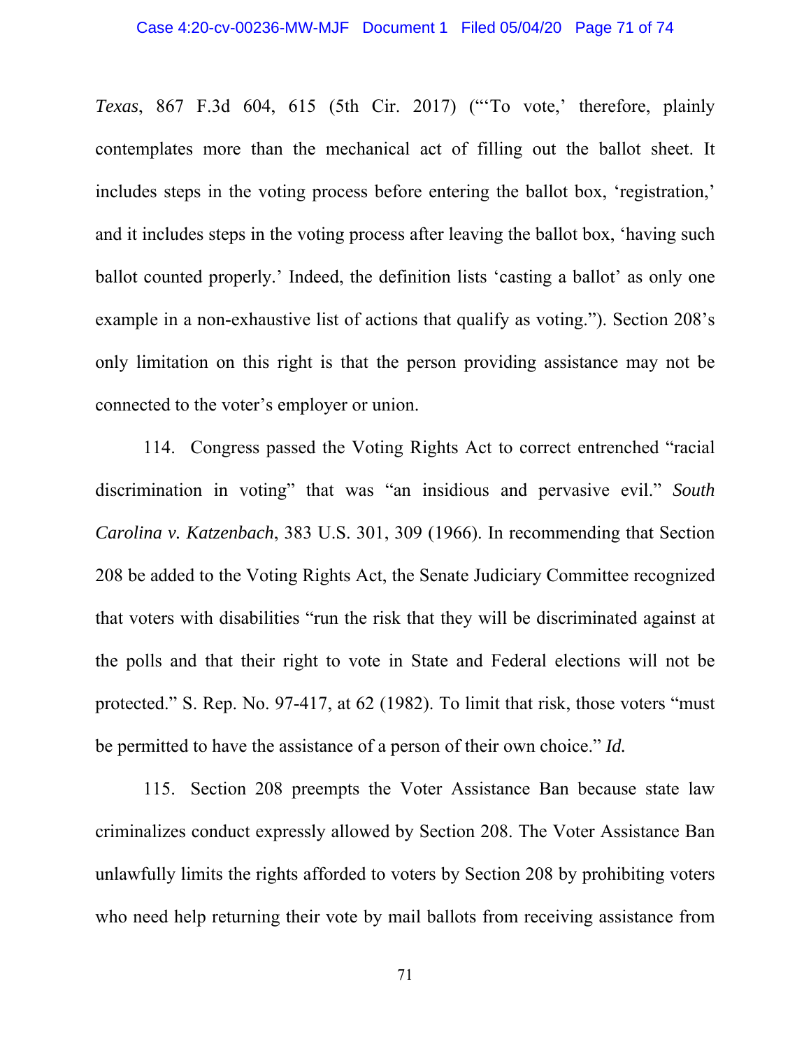*Texas*, 867 F.3d 604, 615 (5th Cir. 2017) ("'To vote,' therefore, plainly contemplates more than the mechanical act of filling out the ballot sheet. It includes steps in the voting process before entering the ballot box, 'registration,' and it includes steps in the voting process after leaving the ballot box, 'having such ballot counted properly.' Indeed, the definition lists 'casting a ballot' as only one example in a non-exhaustive list of actions that qualify as voting."). Section 208's only limitation on this right is that the person providing assistance may not be connected to the voter's employer or union.

114. Congress passed the Voting Rights Act to correct entrenched "racial discrimination in voting" that was "an insidious and pervasive evil." *South Carolina v. Katzenbach*, 383 U.S. 301, 309 (1966). In recommending that Section 208 be added to the Voting Rights Act, the Senate Judiciary Committee recognized that voters with disabilities "run the risk that they will be discriminated against at the polls and that their right to vote in State and Federal elections will not be protected." S. Rep. No. 97-417, at 62 (1982). To limit that risk, those voters "must be permitted to have the assistance of a person of their own choice." *Id.*

115. Section 208 preempts the Voter Assistance Ban because state law criminalizes conduct expressly allowed by Section 208. The Voter Assistance Ban unlawfully limits the rights afforded to voters by Section 208 by prohibiting voters who need help returning their vote by mail ballots from receiving assistance from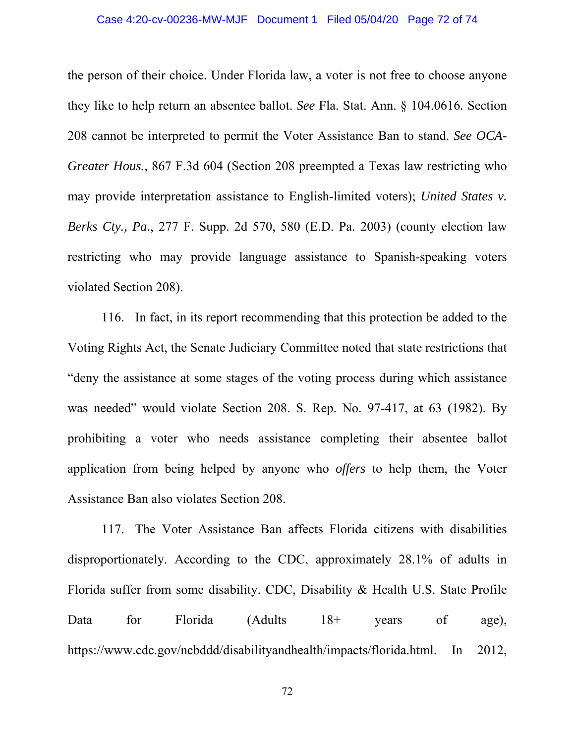the person of their choice. Under Florida law, a voter is not free to choose anyone they like to help return an absentee ballot. *See* Fla. Stat. Ann. § 104.0616. Section 208 cannot be interpreted to permit the Voter Assistance Ban to stand. *See OCA-Greater Hous.*, 867 F.3d 604 (Section 208 preempted a Texas law restricting who may provide interpretation assistance to English-limited voters); *United States v. Berks Cty., Pa.*, 277 F. Supp. 2d 570, 580 (E.D. Pa. 2003) (county election law restricting who may provide language assistance to Spanish-speaking voters violated Section 208).

116. In fact, in its report recommending that this protection be added to the Voting Rights Act, the Senate Judiciary Committee noted that state restrictions that "deny the assistance at some stages of the voting process during which assistance was needed" would violate Section 208. S. Rep. No. 97-417, at 63 (1982). By prohibiting a voter who needs assistance completing their absentee ballot application from being helped by anyone who *offers* to help them, the Voter Assistance Ban also violates Section 208.

117. The Voter Assistance Ban affects Florida citizens with disabilities disproportionately. According to the CDC, approximately 28.1% of adults in Florida suffer from some disability. CDC, Disability & Health U.S. State Profile Data for Florida (Adults 18+ years of age), https://www.cdc.gov/ncbddd/disabilityandhealth/impacts/florida.html. In 2012,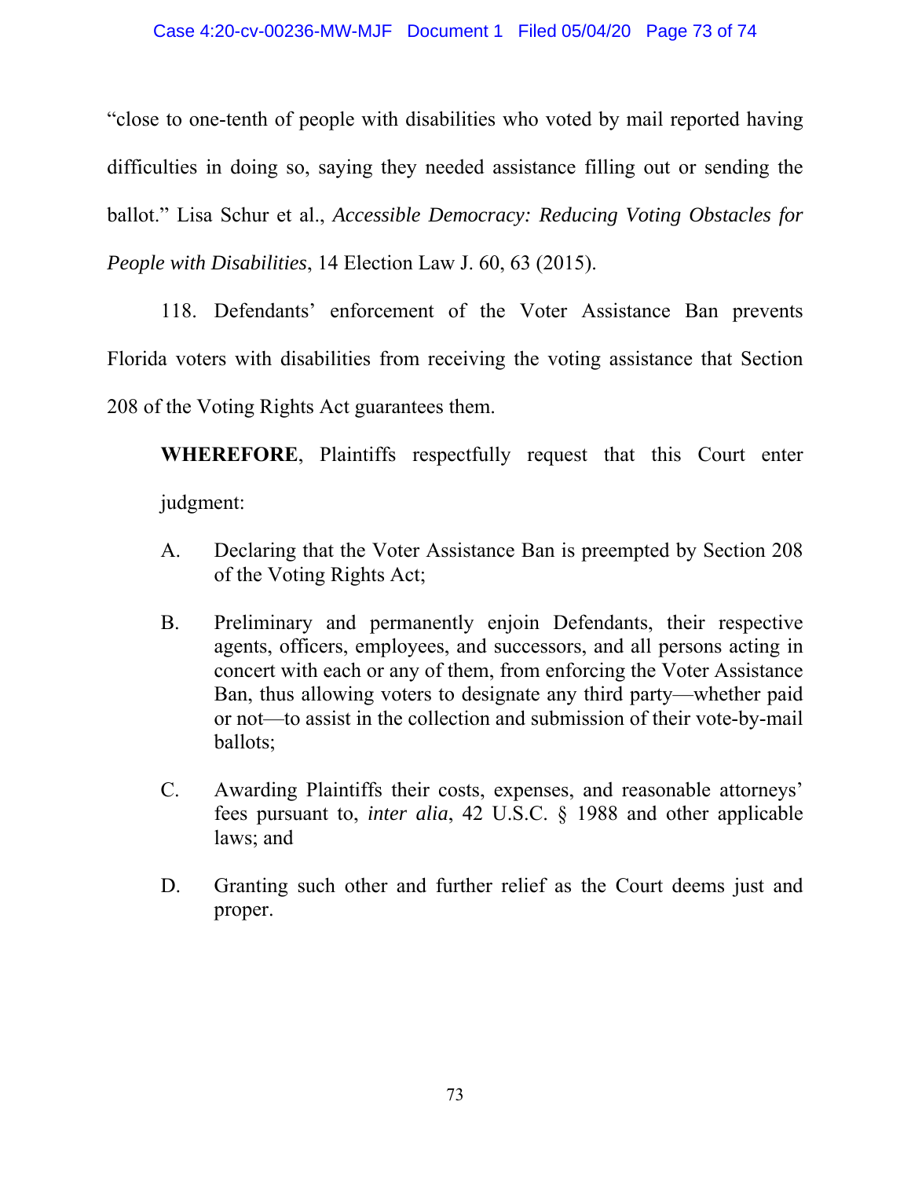"close to one-tenth of people with disabilities who voted by mail reported having difficulties in doing so, saying they needed assistance filling out or sending the ballot." Lisa Schur et al., *Accessible Democracy: Reducing Voting Obstacles for People with Disabilities*, 14 Election Law J. 60, 63 (2015).

118. Defendants' enforcement of the Voter Assistance Ban prevents Florida voters with disabilities from receiving the voting assistance that Section 208 of the Voting Rights Act guarantees them.

**WHEREFORE**, Plaintiffs respectfully request that this Court enter judgment:

A. Declaring that the Voter Assistance Ban is preempted by Section 208 of the Voting Rights Act;

B. Preliminary and permanently enjoin Defendants, their respective agents, officers, employees, and successors, and all persons acting in concert with each or any of them, from enforcing the Voter Assistance Ban, thus allowing voters to designate any third party—whether paid or not—to assist in the collection and submission of their vote-by-mail ballots;

C. Awarding Plaintiffs their costs, expenses, and reasonable attorneys' fees pursuant to, *inter alia*, 42 U.S.C. § 1988 and other applicable laws; and

D. Granting such other and further relief as the Court deems just and proper.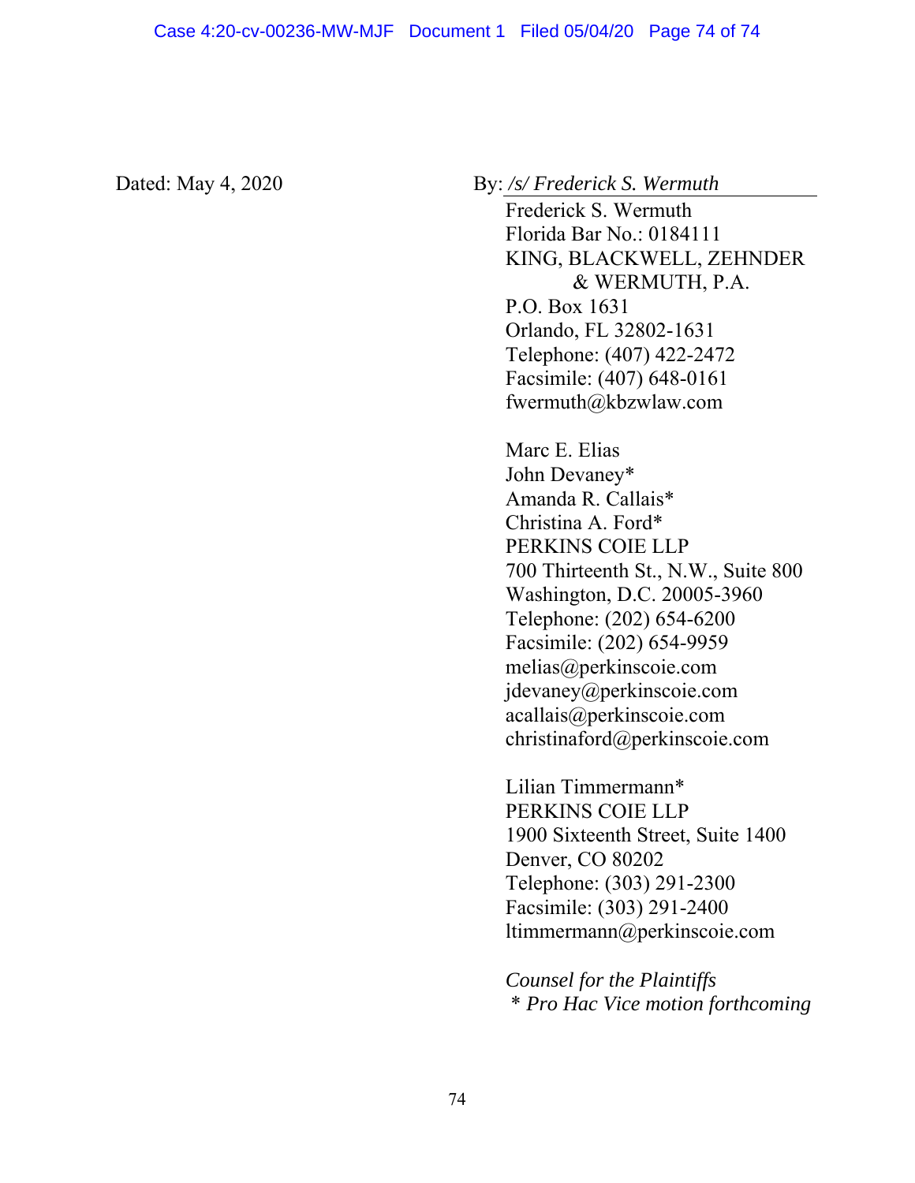Dated: May 4, 2020

By: */s/ Frederick S. Wermuth*

Frederick S. Wermuth
Florida Bar No.: 0184111
KING, BLACKWELL, ZEHNDER & WERMUTH, P.A.
P.O. Box 1631
Orlando, FL 32802-1631
Telephone: (407) 422-2472
Facsimile: (407) 648-0161
fwermuth@kbzwlaw.com

Marc E. Elias
John Devaney*
Amanda R. Callais*
Christina A. Ford*
PERKINS COIE LLP
700 Thirteenth St., N.W., Suite 800
Washington, D.C. 20005-3960
Telephone: (202) 654-6200
Facsimile: (202) 654-9959
melias@perkinscoie.com
jdevaney@perkinscoie.com
acallais@perkinscoie.com
christinaford@perkinscoie.com

Lilian Timmermann*
PERKINS COIE LLP
1900 Sixteenth Street, Suite 1400
Denver, CO 80202
Telephone: (303) 291-2300
Facsimile: (303) 291-2400
ltimmermann@perkinscoie.com

*Counsel for the Plaintiffs*
*\* Pro Hac Vice motion forthcoming*